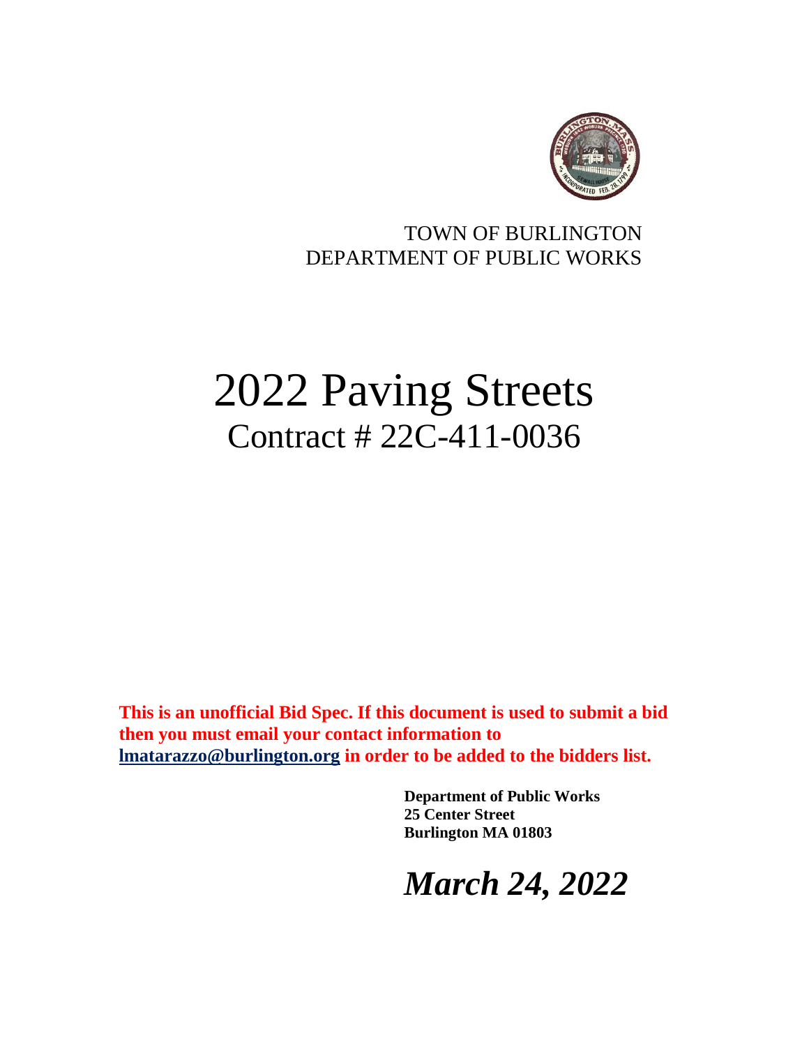TOWN OF BURLINGTON
DEPARTMENT OF PUBLIC WORKS

# 2022 Paving Streets
## Contract # 22C-411-0036

**This is an unofficial Bid Spec. If this document is used to submit a bid then you must email your contact information to lmatarazzo@burlington.org in order to be added to the bidders list.**

**Department of Public Works**
**25 Center Street**
**Burlington MA 01803**

***March 24, 2022***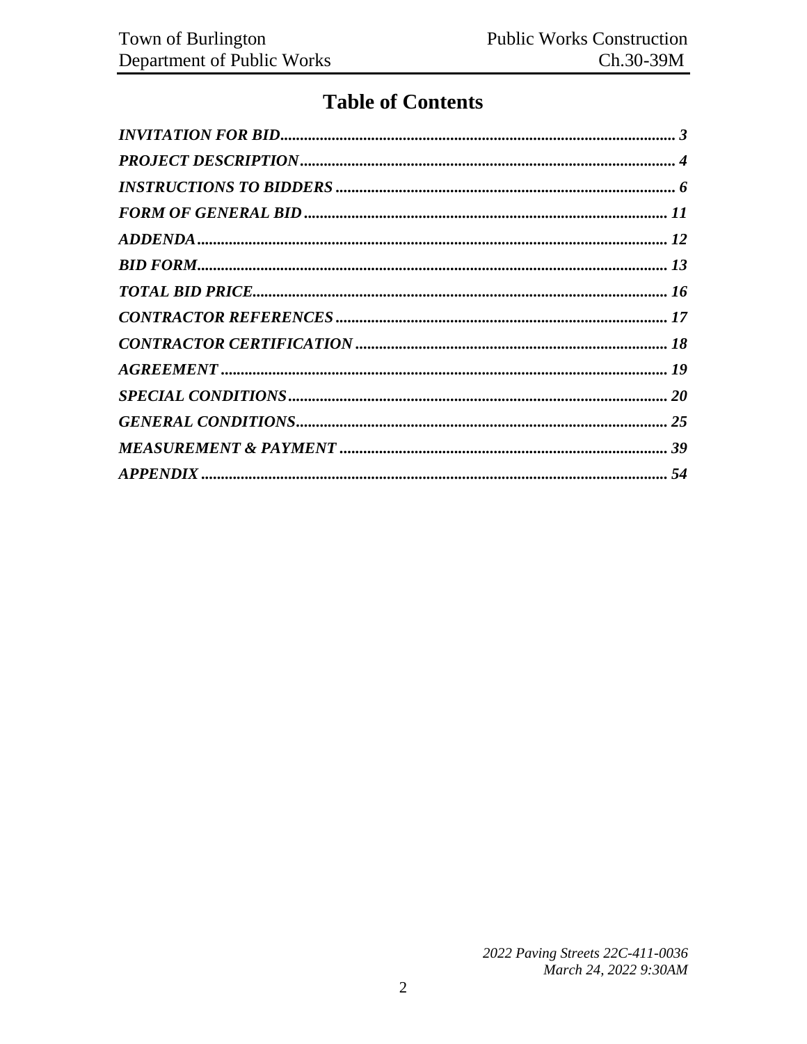# Table of Contents

*INVITATION FOR BID* .......... *3*
*PROJECT DESCRIPTION* .......... *4*
*INSTRUCTIONS TO BIDDERS* .......... *6*
*FORM OF GENERAL BID* .......... *11*
*ADDENDA* .......... *12*
*BID FORM* .......... *13*
*TOTAL BID PRICE* .......... *16*
*CONTRACTOR REFERENCES* .......... *17*
*CONTRACTOR CERTIFICATION* .......... *18*
*AGREEMENT* .......... *19*
*SPECIAL CONDITIONS* .......... *20*
*GENERAL CONDITIONS* .......... *25*
*MEASUREMENT & PAYMENT* .......... *39*
*APPENDIX* .......... *54*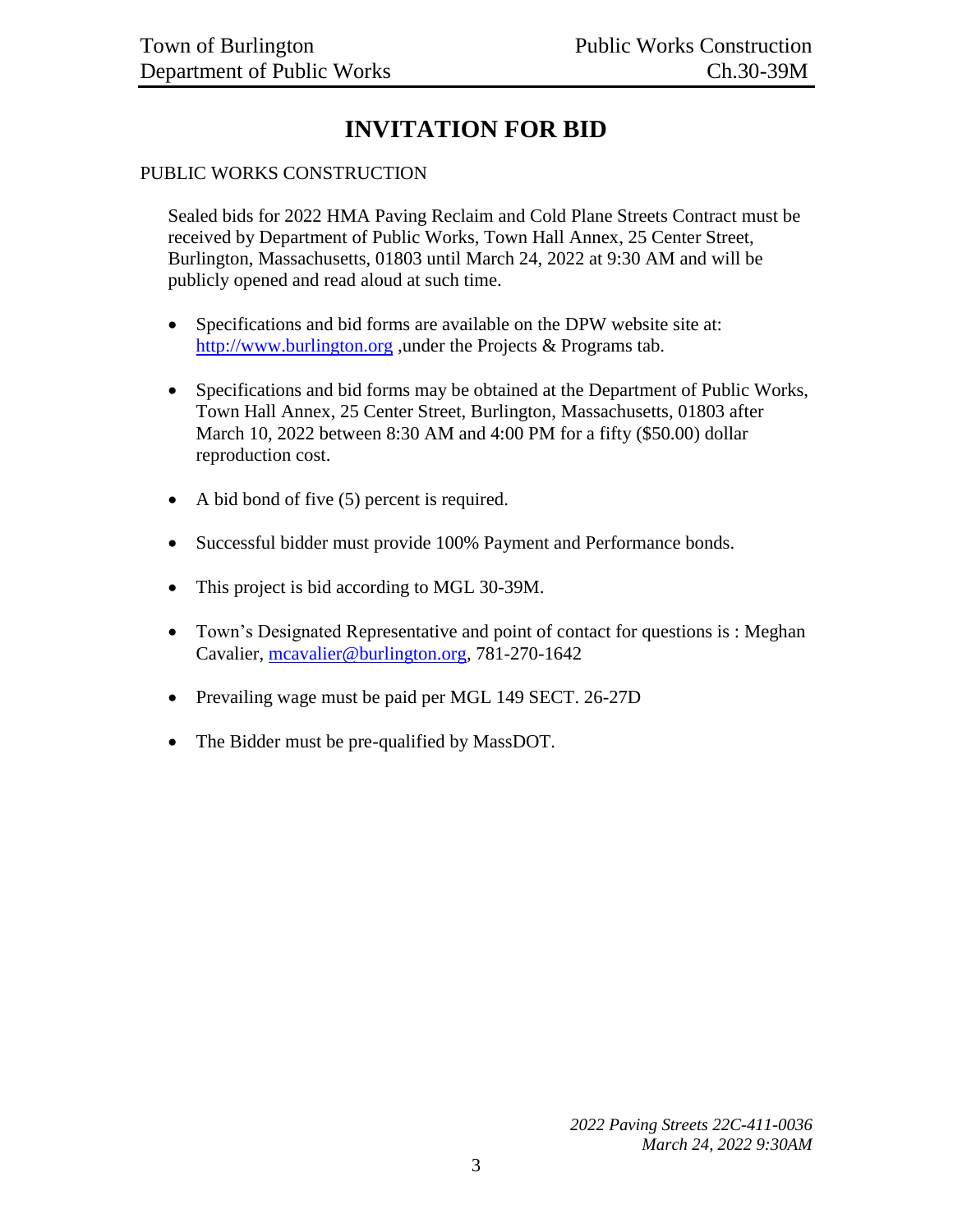# INVITATION FOR BID

PUBLIC WORKS CONSTRUCTION

Sealed bids for 2022 HMA Paving Reclaim and Cold Plane Streets Contract must be received by Department of Public Works, Town Hall Annex, 25 Center Street, Burlington, Massachusetts, 01803 until March 24, 2022 at 9:30 AM and will be publicly opened and read aloud at such time.

- Specifications and bid forms are available on the DPW website site at: [http://www.burlington.org](http://www.burlington.org) ,under the Projects & Programs tab.
- Specifications and bid forms may be obtained at the Department of Public Works, Town Hall Annex, 25 Center Street, Burlington, Massachusetts, 01803 after March 10, 2022 between 8:30 AM and 4:00 PM for a fifty ($50.00) dollar reproduction cost.
- A bid bond of five (5) percent is required.
- Successful bidder must provide 100% Payment and Performance bonds.
- This project is bid according to MGL 30-39M.
- Town's Designated Representative and point of contact for questions is : Meghan Cavalier, [mcavalier@burlington.org](mailto:mcavalier@burlington.org), 781-270-1642
- Prevailing wage must be paid per MGL 149 SECT. 26-27D
- The Bidder must be pre-qualified by MassDOT.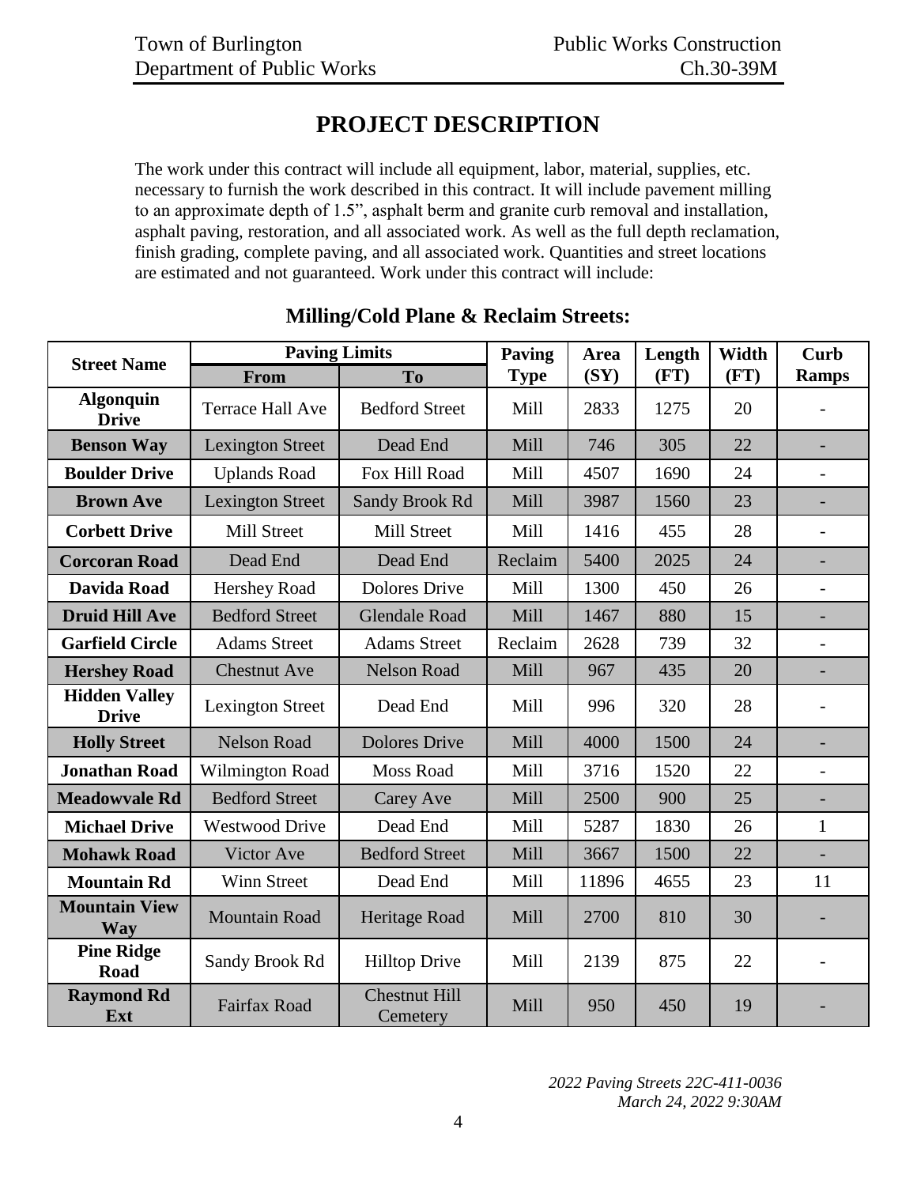# PROJECT DESCRIPTION

The work under this contract will include all equipment, labor, material, supplies, etc. necessary to furnish the work described in this contract. It will include pavement milling to an approximate depth of 1.5", asphalt berm and granite curb removal and installation, asphalt paving, restoration, and all associated work. As well as the full depth reclamation, finish grading, complete paving, and all associated work. Quantities and street locations are estimated and not guaranteed. Work under this contract will include:

## Milling/Cold Plane & Reclaim Streets:

| Street Name | Paving Limits | | Paving Type | Area (SY) | Length (FT) | Width (FT) | Curb Ramps |
|---|---|---|---|---|---|---|---|
| | From | To | | | | | |
| **Algonquin Drive** | Terrace Hall Ave | Bedford Street | Mill | 2833 | 1275 | 20 | - |
| **Benson Way** | Lexington Street | Dead End | Mill | 746 | 305 | 22 | - |
| **Boulder Drive** | Uplands Road | Fox Hill Road | Mill | 4507 | 1690 | 24 | - |
| **Brown Ave** | Lexington Street | Sandy Brook Rd | Mill | 3987 | 1560 | 23 | - |
| **Corbett Drive** | Mill Street | Mill Street | Mill | 1416 | 455 | 28 | - |
| **Corcoran Road** | Dead End | Dead End | Reclaim | 5400 | 2025 | 24 | - |
| **Davida Road** | Hershey Road | Dolores Drive | Mill | 1300 | 450 | 26 | - |
| **Druid Hill Ave** | Bedford Street | Glendale Road | Mill | 1467 | 880 | 15 | - |
| **Garfield Circle** | Adams Street | Adams Street | Reclaim | 2628 | 739 | 32 | - |
| **Hershey Road** | Chestnut Ave | Nelson Road | Mill | 967 | 435 | 20 | - |
| **Hidden Valley Drive** | Lexington Street | Dead End | Mill | 996 | 320 | 28 | - |
| **Holly Street** | Nelson Road | Dolores Drive | Mill | 4000 | 1500 | 24 | - |
| **Jonathan Road** | Wilmington Road | Moss Road | Mill | 3716 | 1520 | 22 | - |
| **Meadowvale Rd** | Bedford Street | Carey Ave | Mill | 2500 | 900 | 25 | - |
| **Michael Drive** | Westwood Drive | Dead End | Mill | 5287 | 1830 | 26 | 1 |
| **Mohawk Road** | Victor Ave | Bedford Street | Mill | 3667 | 1500 | 22 | - |
| **Mountain Rd** | Winn Street | Dead End | Mill | 11896 | 4655 | 23 | 11 |
| **Mountain View Way** | Mountain Road | Heritage Road | Mill | 2700 | 810 | 30 | - |
| **Pine Ridge Road** | Sandy Brook Rd | Hilltop Drive | Mill | 2139 | 875 | 22 | - |
| **Raymond Rd Ext** | Fairfax Road | Chestnut Hill Cemetery | Mill | 950 | 450 | 19 | - |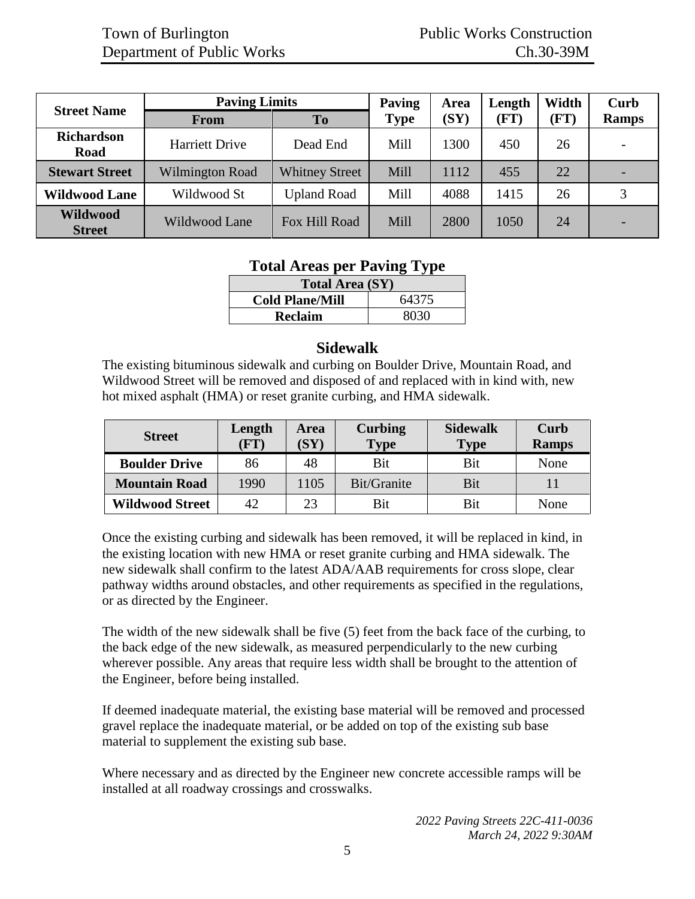| Street Name | Paving Limits | | Paving Type | Area (SY) | Length (FT) | Width (FT) | Curb Ramps |
|---|---|---|---|---|---|---|---|
| | From | To | | | | | |
| **Richardson Road** | Harriett Drive | Dead End | Mill | 1300 | 450 | 26 | - |
| **Stewart Street** | Wilmington Road | Whitney Street | Mill | 1112 | 455 | 22 | - |
| **Wildwood Lane** | Wildwood St | Upland Road | Mill | 4088 | 1415 | 26 | 3 |
| **Wildwood Street** | Wildwood Lane | Fox Hill Road | Mill | 2800 | 1050 | 24 | - |

### Total Areas per Paving Type

| Total Area (SY) | |
|---|---|
| **Cold Plane/Mill** | 64375 |
| **Reclaim** | 8030 |

### Sidewalk

The existing bituminous sidewalk and curbing on Boulder Drive, Mountain Road, and Wildwood Street will be removed and disposed of and replaced with in kind with, new hot mixed asphalt (HMA) or reset granite curbing, and HMA sidewalk.

| Street | Length (FT) | Area (SY) | Curbing Type | Sidewalk Type | Curb Ramps |
|---|---|---|---|---|---|
| **Boulder Drive** | 86 | 48 | Bit | Bit | None |
| **Mountain Road** | 1990 | 1105 | Bit/Granite | Bit | 11 |
| **Wildwood Street** | 42 | 23 | Bit | Bit | None |

Once the existing curbing and sidewalk has been removed, it will be replaced in kind, in the existing location with new HMA or reset granite curbing and HMA sidewalk. The new sidewalk shall confirm to the latest ADA/AAB requirements for cross slope, clear pathway widths around obstacles, and other requirements as specified in the regulations, or as directed by the Engineer.

The width of the new sidewalk shall be five (5) feet from the back face of the curbing, to the back edge of the new sidewalk, as measured perpendicularly to the new curbing wherever possible. Any areas that require less width shall be brought to the attention of the Engineer, before being installed.

If deemed inadequate material, the existing base material will be removed and processed gravel replace the inadequate material, or be added on top of the existing sub base material to supplement the existing sub base.

Where necessary and as directed by the Engineer new concrete accessible ramps will be installed at all roadway crossings and crosswalks.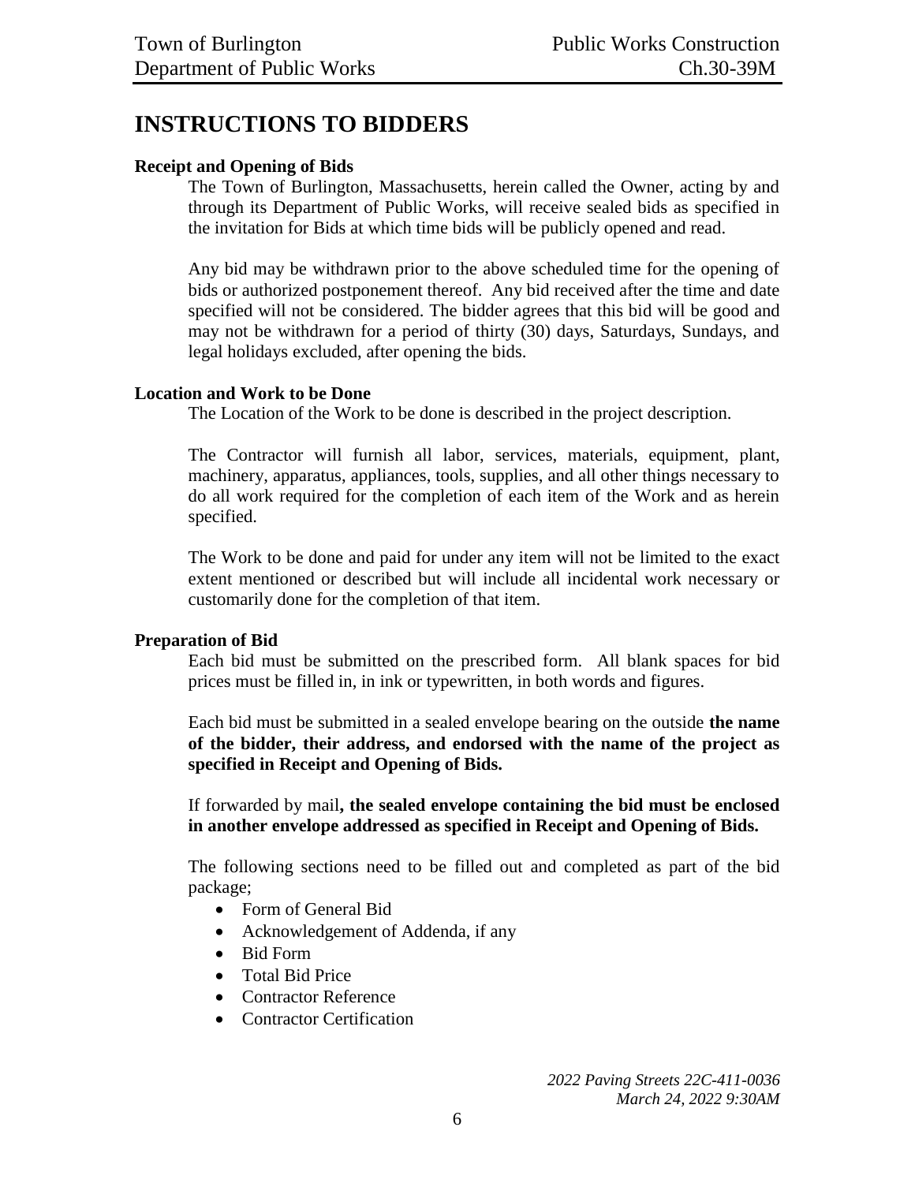# INSTRUCTIONS TO BIDDERS

**Receipt and Opening of Bids**

The Town of Burlington, Massachusetts, herein called the Owner, acting by and through its Department of Public Works, will receive sealed bids as specified in the invitation for Bids at which time bids will be publicly opened and read.

Any bid may be withdrawn prior to the above scheduled time for the opening of bids or authorized postponement thereof. Any bid received after the time and date specified will not be considered. The bidder agrees that this bid will be good and may not be withdrawn for a period of thirty (30) days, Saturdays, Sundays, and legal holidays excluded, after opening the bids.

**Location and Work to be Done**

The Location of the Work to be done is described in the project description.

The Contractor will furnish all labor, services, materials, equipment, plant, machinery, apparatus, appliances, tools, supplies, and all other things necessary to do all work required for the completion of each item of the Work and as herein specified.

The Work to be done and paid for under any item will not be limited to the exact extent mentioned or described but will include all incidental work necessary or customarily done for the completion of that item.

**Preparation of Bid**

Each bid must be submitted on the prescribed form. All blank spaces for bid prices must be filled in, in ink or typewritten, in both words and figures.

Each bid must be submitted in a sealed envelope bearing on the outside **the name of the bidder, their address, and endorsed with the name of the project as specified in Receipt and Opening of Bids.**

If forwarded by mail**, the sealed envelope containing the bid must be enclosed in another envelope addressed as specified in Receipt and Opening of Bids.**

The following sections need to be filled out and completed as part of the bid package;

- Form of General Bid
- Acknowledgement of Addenda, if any
- Bid Form
- Total Bid Price
- Contractor Reference
- Contractor Certification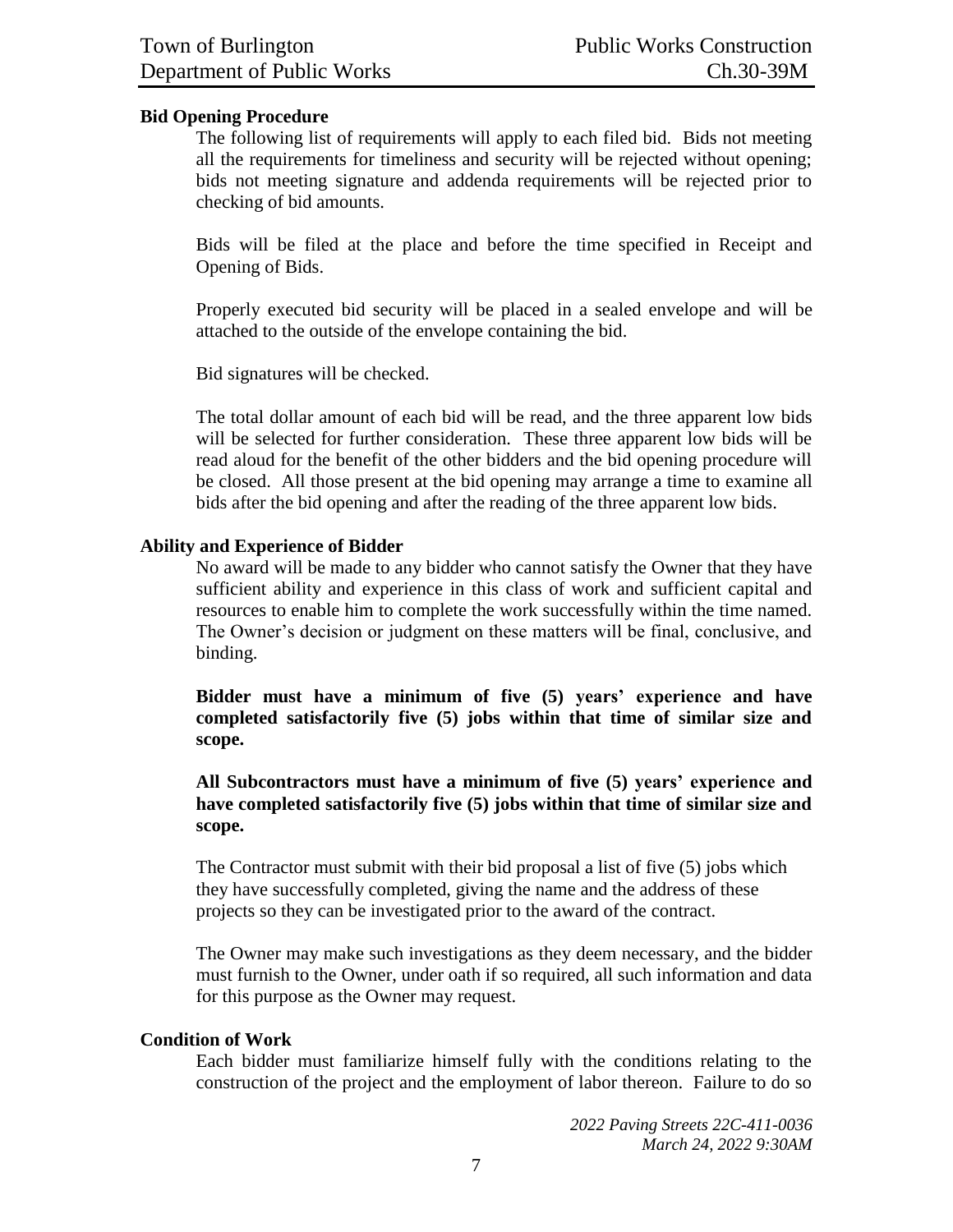## Bid Opening Procedure

The following list of requirements will apply to each filed bid. Bids not meeting all the requirements for timeliness and security will be rejected without opening; bids not meeting signature and addenda requirements will be rejected prior to checking of bid amounts.

Bids will be filed at the place and before the time specified in Receipt and Opening of Bids.

Properly executed bid security will be placed in a sealed envelope and will be attached to the outside of the envelope containing the bid.

Bid signatures will be checked.

The total dollar amount of each bid will be read, and the three apparent low bids will be selected for further consideration. These three apparent low bids will be read aloud for the benefit of the other bidders and the bid opening procedure will be closed. All those present at the bid opening may arrange a time to examine all bids after the bid opening and after the reading of the three apparent low bids.

## Ability and Experience of Bidder

No award will be made to any bidder who cannot satisfy the Owner that they have sufficient ability and experience in this class of work and sufficient capital and resources to enable him to complete the work successfully within the time named. The Owner's decision or judgment on these matters will be final, conclusive, and binding.

**Bidder must have a minimum of five (5) years' experience and have completed satisfactorily five (5) jobs within that time of similar size and scope.**

**All Subcontractors must have a minimum of five (5) years' experience and have completed satisfactorily five (5) jobs within that time of similar size and scope.**

The Contractor must submit with their bid proposal a list of five (5) jobs which they have successfully completed, giving the name and the address of these projects so they can be investigated prior to the award of the contract.

The Owner may make such investigations as they deem necessary, and the bidder must furnish to the Owner, under oath if so required, all such information and data for this purpose as the Owner may request.

## Condition of Work

Each bidder must familiarize himself fully with the conditions relating to the construction of the project and the employment of labor thereon. Failure to do so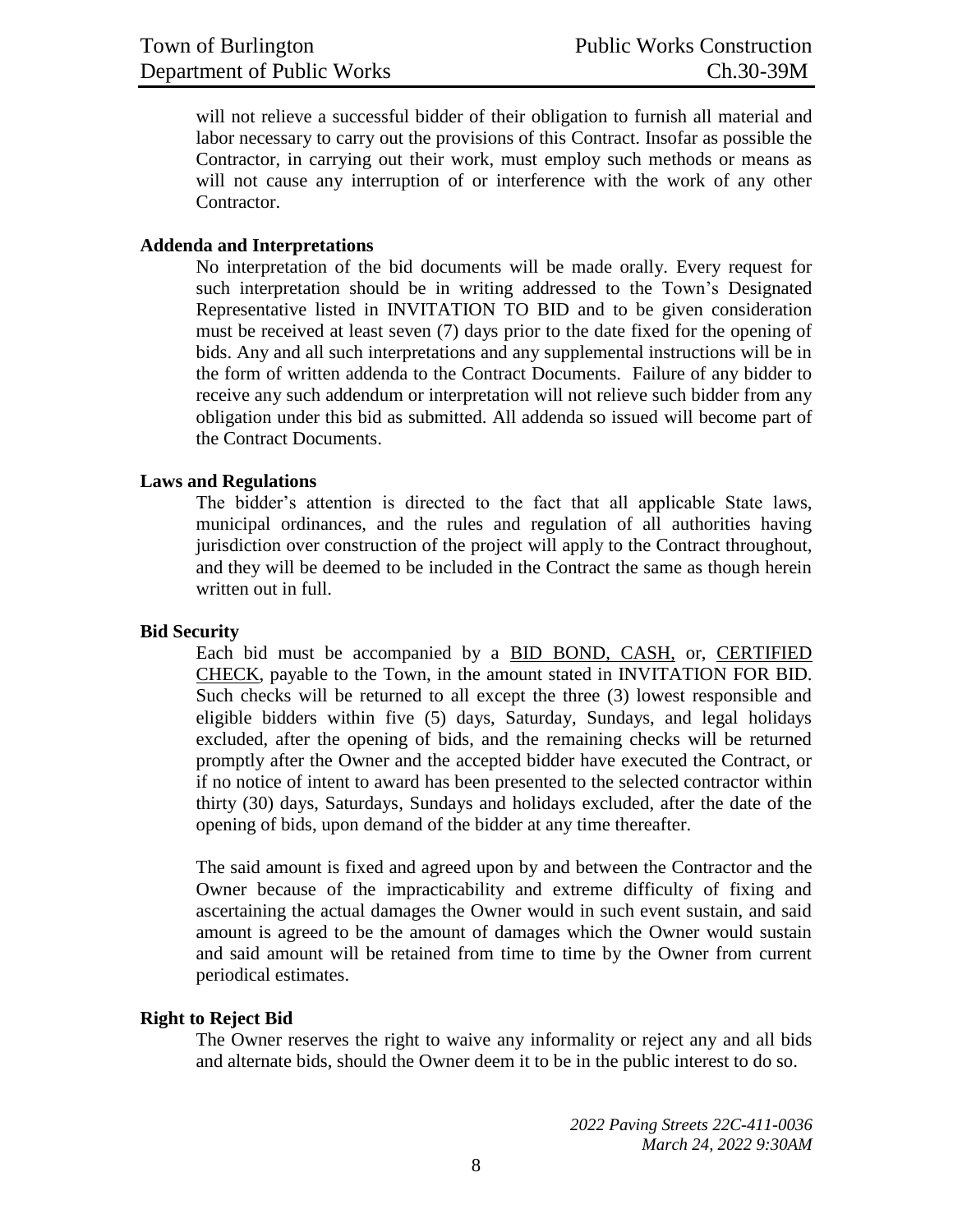will not relieve a successful bidder of their obligation to furnish all material and labor necessary to carry out the provisions of this Contract. Insofar as possible the Contractor, in carrying out their work, must employ such methods or means as will not cause any interruption of or interference with the work of any other Contractor.

**Addenda and Interpretations**

No interpretation of the bid documents will be made orally. Every request for such interpretation should be in writing addressed to the Town's Designated Representative listed in INVITATION TO BID and to be given consideration must be received at least seven (7) days prior to the date fixed for the opening of bids. Any and all such interpretations and any supplemental instructions will be in the form of written addenda to the Contract Documents. Failure of any bidder to receive any such addendum or interpretation will not relieve such bidder from any obligation under this bid as submitted. All addenda so issued will become part of the Contract Documents.

**Laws and Regulations**

The bidder's attention is directed to the fact that all applicable State laws, municipal ordinances, and the rules and regulation of all authorities having jurisdiction over construction of the project will apply to the Contract throughout, and they will be deemed to be included in the Contract the same as though herein written out in full.

**Bid Security**

Each bid must be accompanied by a BID BOND, CASH, or, CERTIFIED CHECK, payable to the Town, in the amount stated in INVITATION FOR BID. Such checks will be returned to all except the three (3) lowest responsible and eligible bidders within five (5) days, Saturday, Sundays, and legal holidays excluded, after the opening of bids, and the remaining checks will be returned promptly after the Owner and the accepted bidder have executed the Contract, or if no notice of intent to award has been presented to the selected contractor within thirty (30) days, Saturdays, Sundays and holidays excluded, after the date of the opening of bids, upon demand of the bidder at any time thereafter.

The said amount is fixed and agreed upon by and between the Contractor and the Owner because of the impracticability and extreme difficulty of fixing and ascertaining the actual damages the Owner would in such event sustain, and said amount is agreed to be the amount of damages which the Owner would sustain and said amount will be retained from time to time by the Owner from current periodical estimates.

**Right to Reject Bid**

The Owner reserves the right to waive any informality or reject any and all bids and alternate bids, should the Owner deem it to be in the public interest to do so.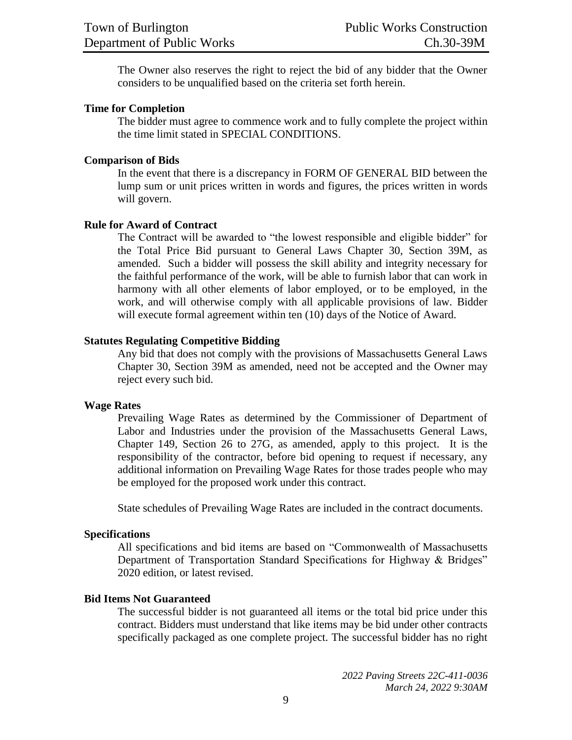The Owner also reserves the right to reject the bid of any bidder that the Owner considers to be unqualified based on the criteria set forth herein.

**Time for Completion**

The bidder must agree to commence work and to fully complete the project within the time limit stated in SPECIAL CONDITIONS.

**Comparison of Bids**

In the event that there is a discrepancy in FORM OF GENERAL BID between the lump sum or unit prices written in words and figures, the prices written in words will govern.

**Rule for Award of Contract**

The Contract will be awarded to "the lowest responsible and eligible bidder" for the Total Price Bid pursuant to General Laws Chapter 30, Section 39M, as amended. Such a bidder will possess the skill ability and integrity necessary for the faithful performance of the work, will be able to furnish labor that can work in harmony with all other elements of labor employed, or to be employed, in the work, and will otherwise comply with all applicable provisions of law. Bidder will execute formal agreement within ten (10) days of the Notice of Award.

**Statutes Regulating Competitive Bidding**

Any bid that does not comply with the provisions of Massachusetts General Laws Chapter 30, Section 39M as amended, need not be accepted and the Owner may reject every such bid.

**Wage Rates**

Prevailing Wage Rates as determined by the Commissioner of Department of Labor and Industries under the provision of the Massachusetts General Laws, Chapter 149, Section 26 to 27G, as amended, apply to this project. It is the responsibility of the contractor, before bid opening to request if necessary, any additional information on Prevailing Wage Rates for those trades people who may be employed for the proposed work under this contract.

State schedules of Prevailing Wage Rates are included in the contract documents.

**Specifications**

All specifications and bid items are based on "Commonwealth of Massachusetts Department of Transportation Standard Specifications for Highway & Bridges" 2020 edition, or latest revised.

**Bid Items Not Guaranteed**

The successful bidder is not guaranteed all items or the total bid price under this contract. Bidders must understand that like items may be bid under other contracts specifically packaged as one complete project. The successful bidder has no right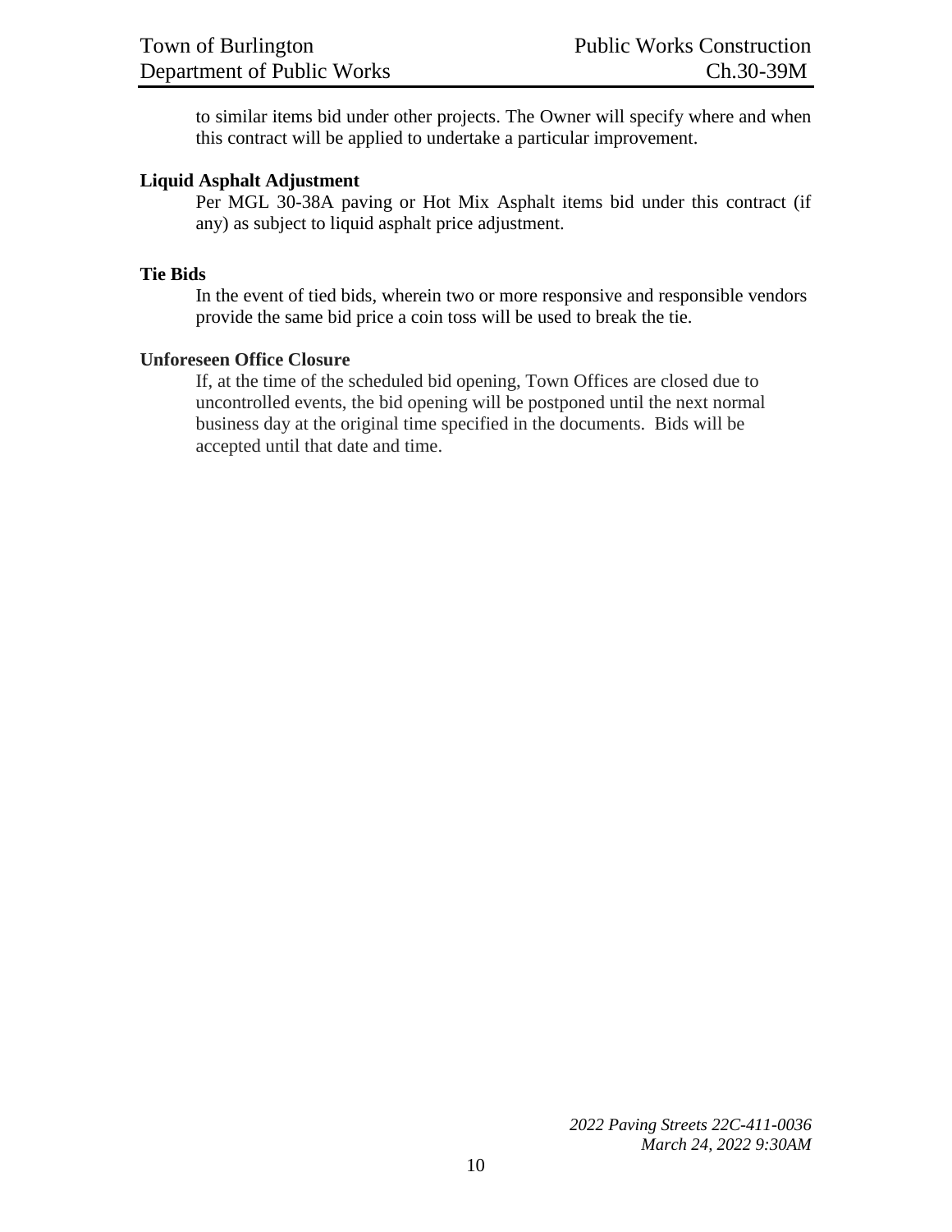to similar items bid under other projects. The Owner will specify where and when this contract will be applied to undertake a particular improvement.

**Liquid Asphalt Adjustment**

Per MGL 30-38A paving or Hot Mix Asphalt items bid under this contract (if any) as subject to liquid asphalt price adjustment.

**Tie Bids**

In the event of tied bids, wherein two or more responsive and responsible vendors provide the same bid price a coin toss will be used to break the tie.

**Unforeseen Office Closure**

If, at the time of the scheduled bid opening, Town Offices are closed due to uncontrolled events, the bid opening will be postponed until the next normal business day at the original time specified in the documents. Bids will be accepted until that date and time.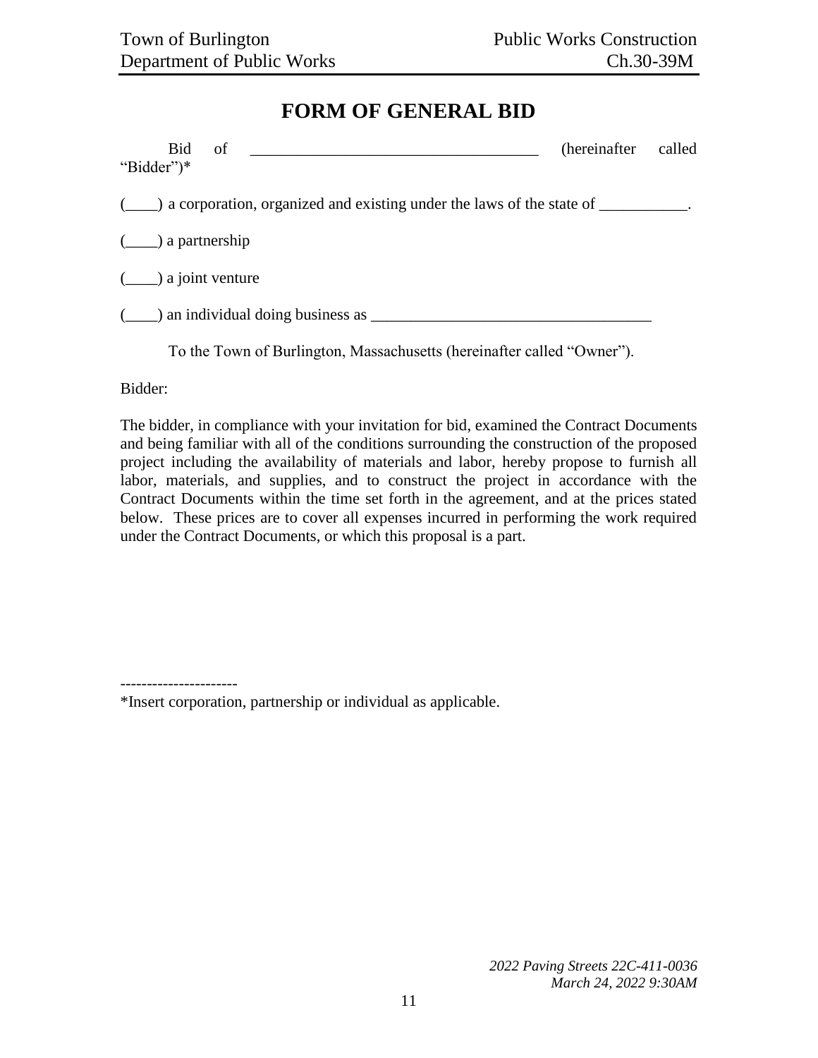# FORM OF GENERAL BID

Bid of ____________________________________ (hereinafter called "Bidder")*

(____) a corporation, organized and existing under the laws of the state of ___________.

(____) a partnership

(____) a joint venture

(____) an individual doing business as ___________________________________

To the Town of Burlington, Massachusetts (hereinafter called "Owner").

Bidder:

The bidder, in compliance with your invitation for bid, examined the Contract Documents and being familiar with all of the conditions surrounding the construction of the proposed project including the availability of materials and labor, hereby propose to furnish all labor, materials, and supplies, and to construct the project in accordance with the Contract Documents within the time set forth in the agreement, and at the prices stated below. These prices are to cover all expenses incurred in performing the work required under the Contract Documents, or which this proposal is a part.

---------------------

*Insert corporation, partnership or individual as applicable.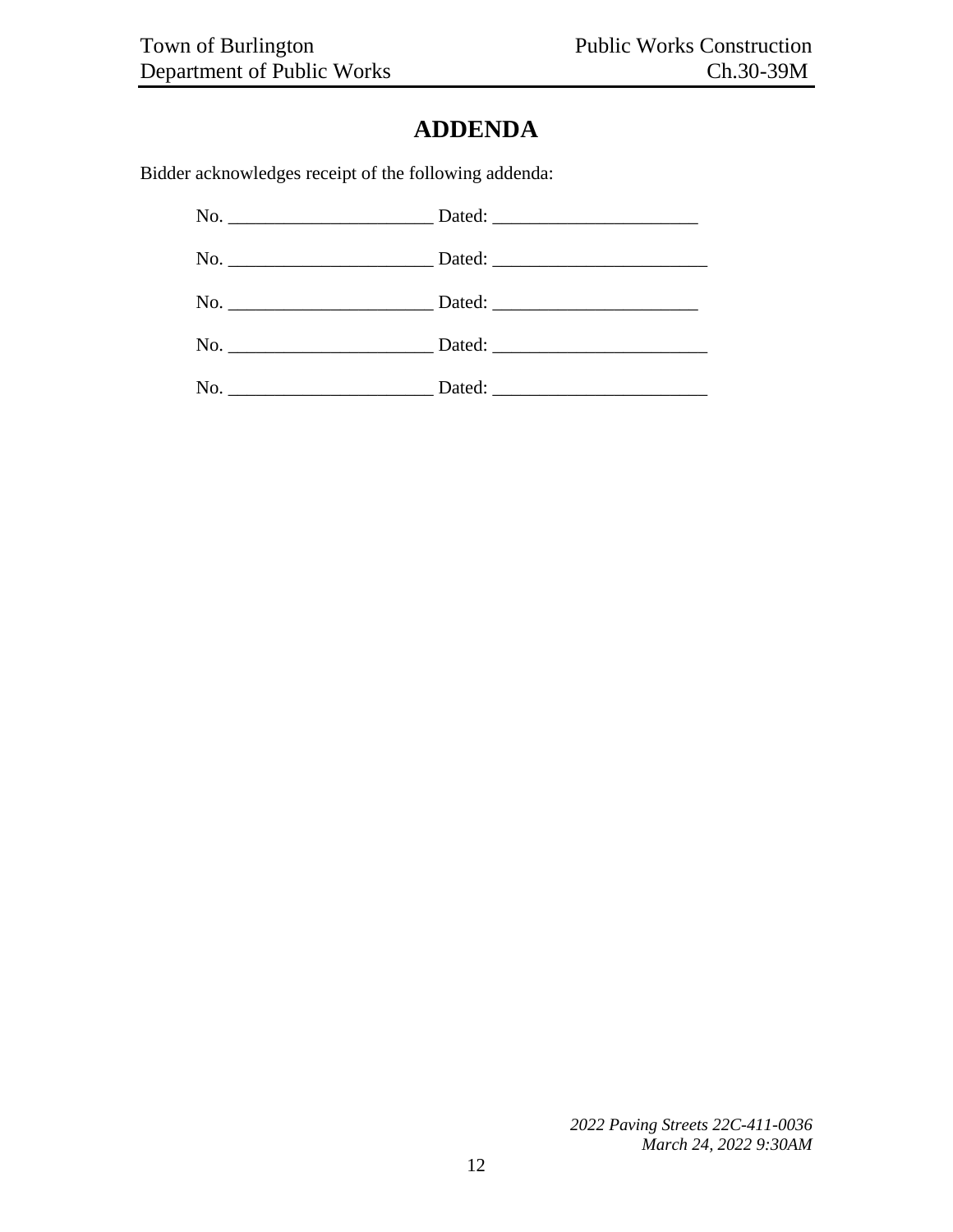# ADDENDA

Bidder acknowledges receipt of the following addenda:

No. ______________________ Dated: ______________________

No. ______________________ Dated: _______________________

No. ______________________ Dated: ______________________

No. ______________________ Dated: _______________________

No. ______________________ Dated: _______________________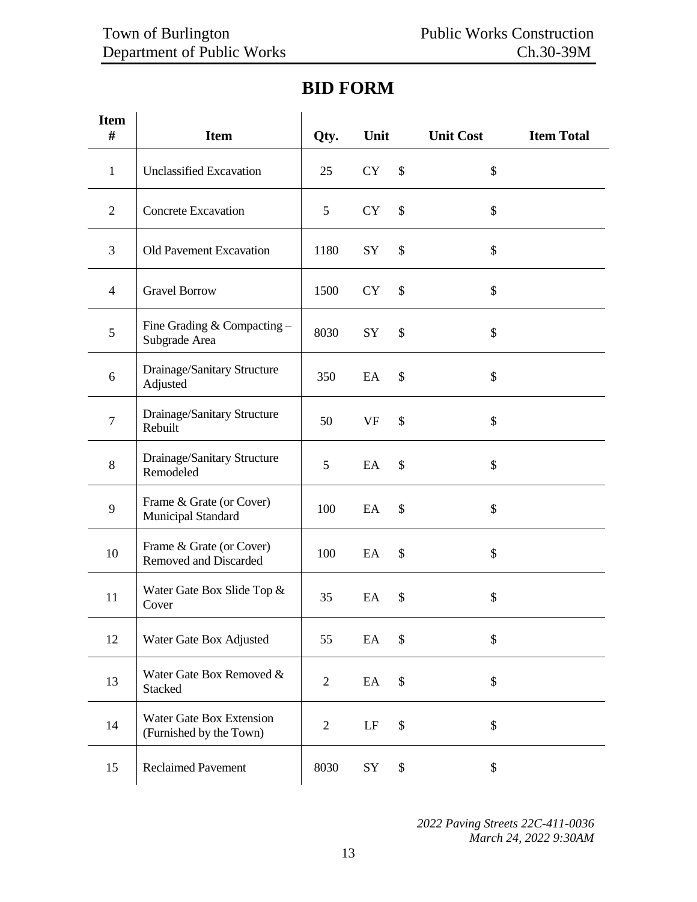# BID FORM

| Item # | Item | Qty. | Unit | Unit Cost | Item Total |
|---|---|---|---|---|---|
| 1 | Unclassified Excavation | 25 | CY | $ | $ |
| 2 | Concrete Excavation | 5 | CY | $ | $ |
| 3 | Old Pavement Excavation | 1180 | SY | $ | $ |
| 4 | Gravel Borrow | 1500 | CY | $ | $ |
| 5 | Fine Grading & Compacting – Subgrade Area | 8030 | SY | $ | $ |
| 6 | Drainage/Sanitary Structure Adjusted | 350 | EA | $ | $ |
| 7 | Drainage/Sanitary Structure Rebuilt | 50 | VF | $ | $ |
| 8 | Drainage/Sanitary Structure Remodeled | 5 | EA | $ | $ |
| 9 | Frame & Grate (or Cover) Municipal Standard | 100 | EA | $ | $ |
| 10 | Frame & Grate (or Cover) Removed and Discarded | 100 | EA | $ | $ |
| 11 | Water Gate Box Slide Top & Cover | 35 | EA | $ | $ |
| 12 | Water Gate Box Adjusted | 55 | EA | $ | $ |
| 13 | Water Gate Box Removed & Stacked | 2 | EA | $ | $ |
| 14 | Water Gate Box Extension (Furnished by the Town) | 2 | LF | $ | $ |
| 15 | Reclaimed Pavement | 8030 | SY | $ | $ |

*2022 Paving Streets 22C-411-0036*
*March 24, 2022 9:30AM*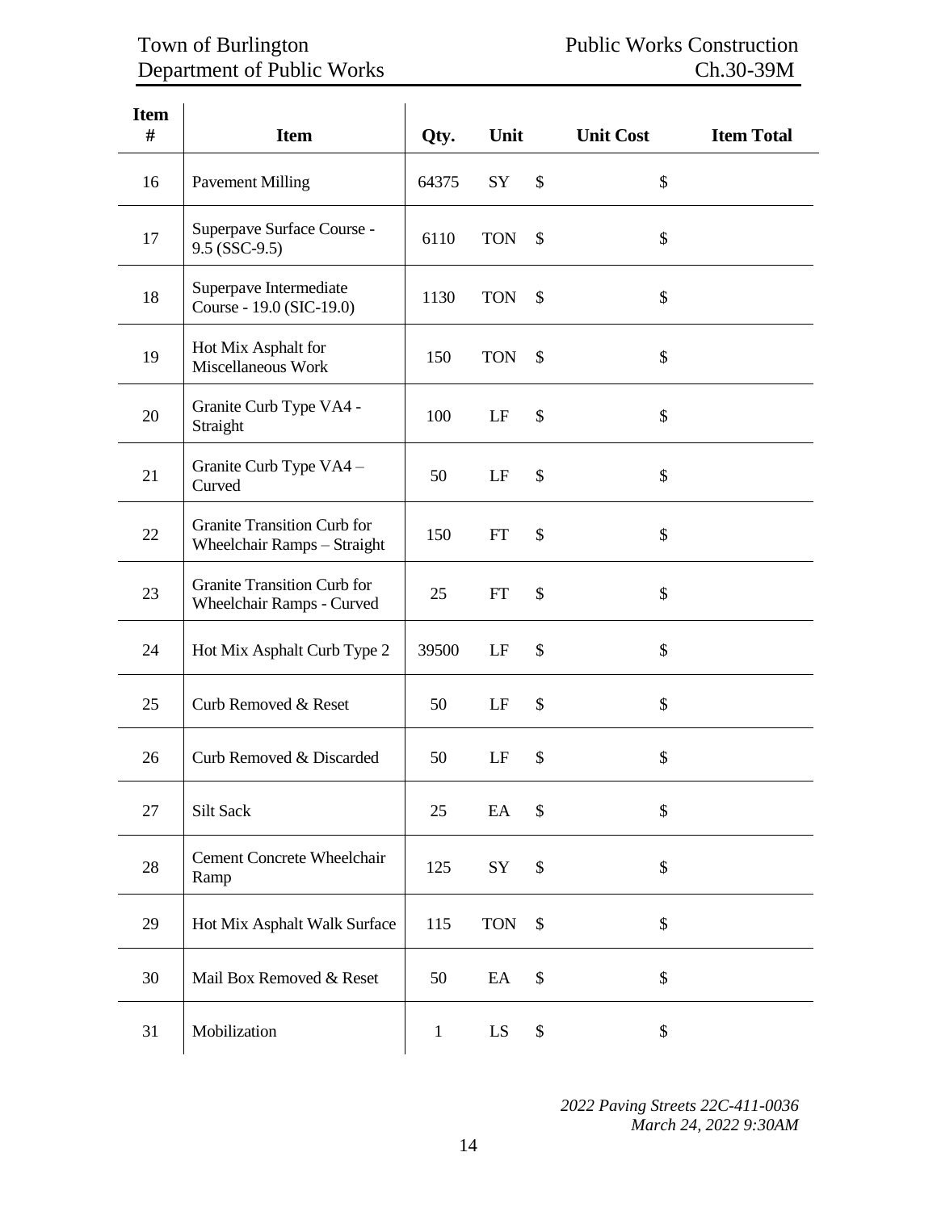| Item # | Item | Qty. | Unit | Unit Cost | Item Total |
|---|---|---|---|---|---|
| 16 | Pavement Milling | 64375 | SY | $ | $ |
| 17 | Superpave Surface Course - 9.5 (SSC-9.5) | 6110 | TON | $ | $ |
| 18 | Superpave Intermediate Course - 19.0 (SIC-19.0) | 1130 | TON | $ | $ |
| 19 | Hot Mix Asphalt for Miscellaneous Work | 150 | TON | $ | $ |
| 20 | Granite Curb Type VA4 - Straight | 100 | LF | $ | $ |
| 21 | Granite Curb Type VA4 – Curved | 50 | LF | $ | $ |
| 22 | Granite Transition Curb for Wheelchair Ramps – Straight | 150 | FT | $ | $ |
| 23 | Granite Transition Curb for Wheelchair Ramps - Curved | 25 | FT | $ | $ |
| 24 | Hot Mix Asphalt Curb Type 2 | 39500 | LF | $ | $ |
| 25 | Curb Removed & Reset | 50 | LF | $ | $ |
| 26 | Curb Removed & Discarded | 50 | LF | $ | $ |
| 27 | Silt Sack | 25 | EA | $ | $ |
| 28 | Cement Concrete Wheelchair Ramp | 125 | SY | $ | $ |
| 29 | Hot Mix Asphalt Walk Surface | 115 | TON | $ | $ |
| 30 | Mail Box Removed & Reset | 50 | EA | $ | $ |
| 31 | Mobilization | 1 | LS | $ | $ |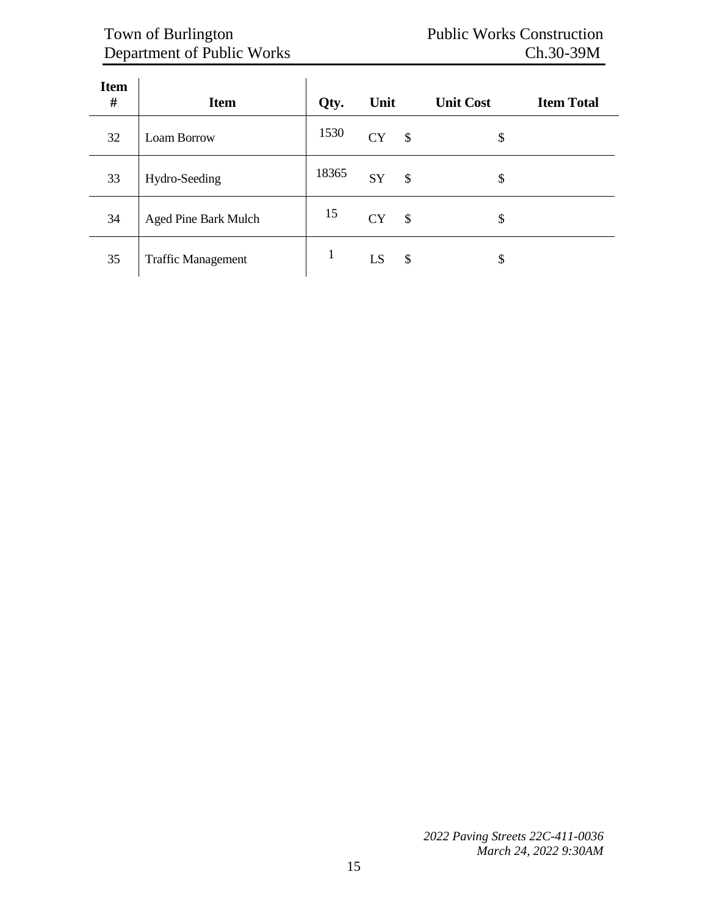| Item # | Item | Qty. | Unit | Unit Cost | Item Total |
|---|---|---|---|---|---|
| 32 | Loam Borrow | 1530 | CY | $ | $ |
| 33 | Hydro-Seeding | 18365 | SY | $ | $ |
| 34 | Aged Pine Bark Mulch | 15 | CY | $ | $ |
| 35 | Traffic Management | 1 | LS | $ | $ |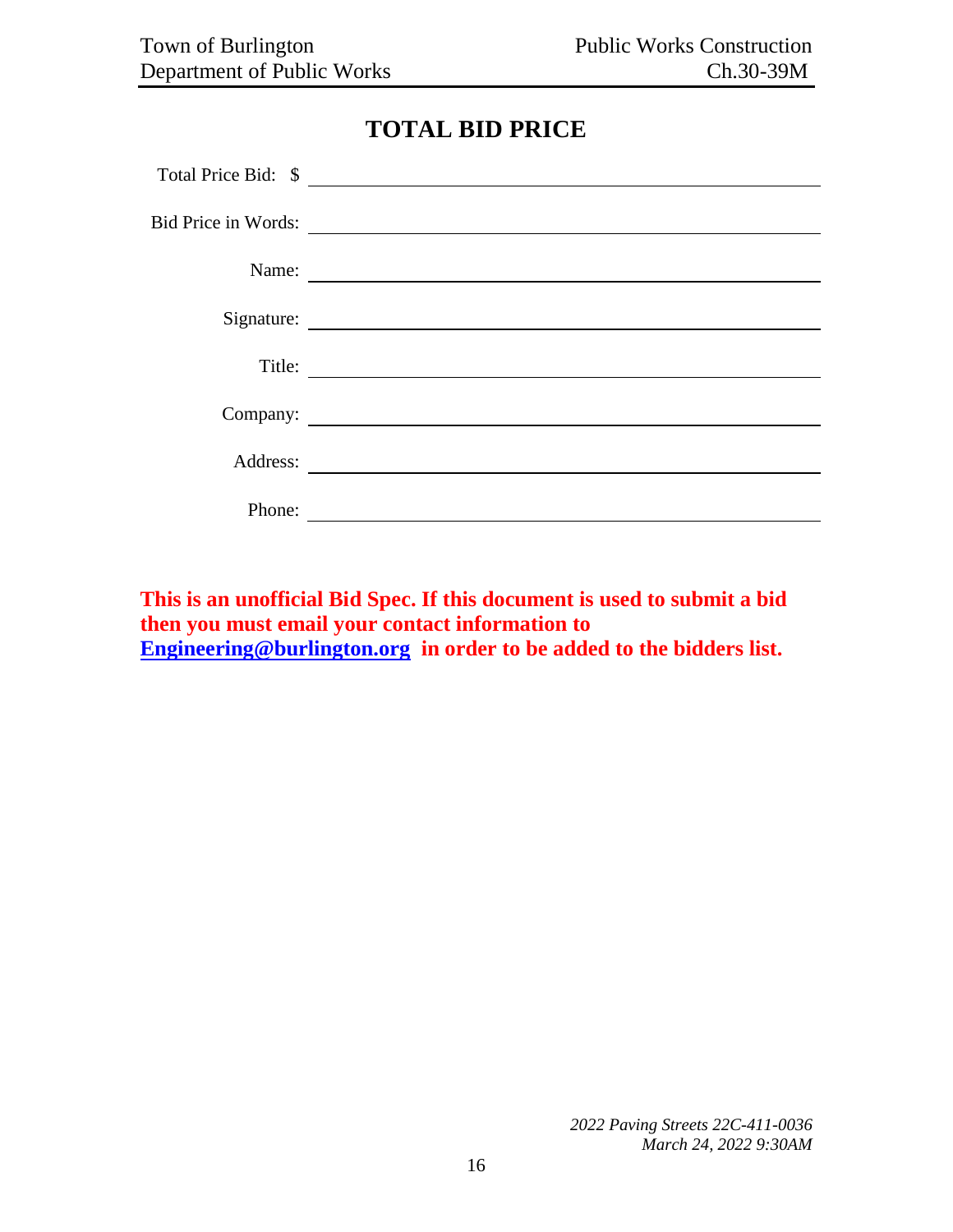## TOTAL BID PRICE

Total Price Bid: $ ______________________________

Bid Price in Words: ______________________________

Name: ______________________________

Signature: ______________________________

Title: ______________________________

Company: ______________________________

Address: ______________________________

Phone: ______________________________

**This is an unofficial Bid Spec. If this document is used to submit a bid then you must email your contact information to [Engineering@burlington.org](mailto:Engineering@burlington.org) in order to be added to the bidders list.**

*2022 Paving Streets 22C-411-0036*
*March 24, 2022 9:30AM*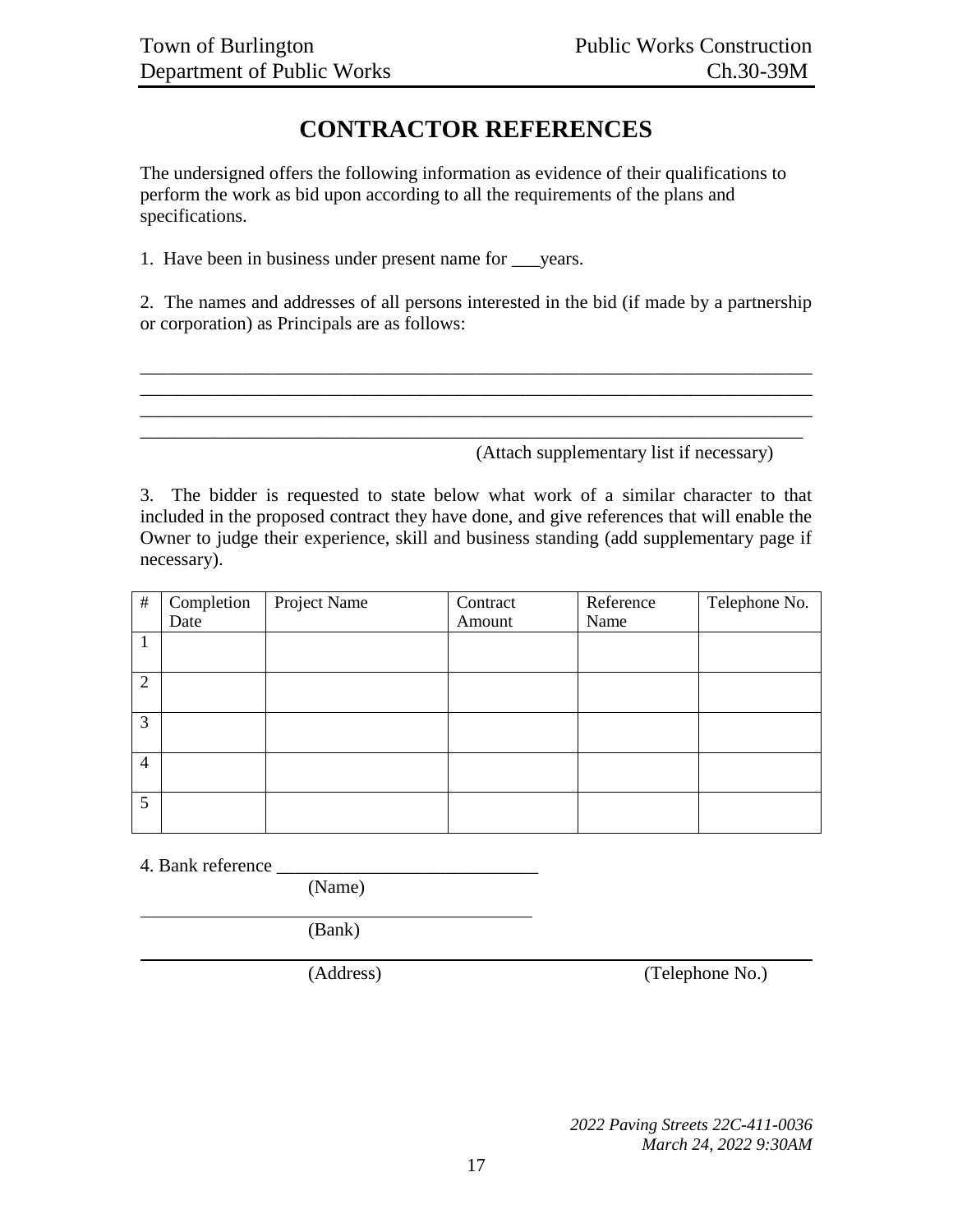# CONTRACTOR REFERENCES

The undersigned offers the following information as evidence of their qualifications to perform the work as bid upon according to all the requirements of the plans and specifications.

1. Have been in business under present name for ___years.

2. The names and addresses of all persons interested in the bid (if made by a partnership or corporation) as Principals are as follows:

\_\_\_\_\_\_\_\_\_\_\_\_\_\_\_\_\_\_\_\_\_\_\_\_\_\_\_\_\_\_\_\_\_\_\_\_\_\_\_\_\_\_\_\_\_\_\_\_\_\_\_\_\_\_\_\_\_\_\_\_\_\_\_\_\_\_\_\_\_\_\_\_

\_\_\_\_\_\_\_\_\_\_\_\_\_\_\_\_\_\_\_\_\_\_\_\_\_\_\_\_\_\_\_\_\_\_\_\_\_\_\_\_\_\_\_\_\_\_\_\_\_\_\_\_\_\_\_\_\_\_\_\_\_\_\_\_\_\_\_\_\_\_\_\_

\_\_\_\_\_\_\_\_\_\_\_\_\_\_\_\_\_\_\_\_\_\_\_\_\_\_\_\_\_\_\_\_\_\_\_\_\_\_\_\_\_\_\_\_\_\_\_\_\_\_\_\_\_\_\_\_\_\_\_\_\_\_\_\_\_\_\_\_\_\_\_\_

\_\_\_\_\_\_\_\_\_\_\_\_\_\_\_\_\_\_\_\_\_\_\_\_\_\_\_\_\_\_\_\_\_\_\_\_\_\_\_\_\_\_\_\_\_\_\_\_\_\_\_\_\_\_\_\_\_\_\_\_\_\_\_\_\_\_\_\_\_\_\_\_

(Attach supplementary list if necessary)

3. The bidder is requested to state below what work of a similar character to that included in the proposed contract they have done, and give references that will enable the Owner to judge their experience, skill and business standing (add supplementary page if necessary).

| # | Completion Date | Project Name | Contract Amount | Reference Name | Telephone No. |
|---|---|---|---|---|---|
| 1 | | | | | |
| 2 | | | | | |
| 3 | | | | | |
| 4 | | | | | |
| 5 | | | | | |

4. Bank reference \_\_\_\_\_\_\_\_\_\_\_\_\_\_\_\_\_\_\_\_\_\_\_\_\_\_\_\_
(Name)

\_\_\_\_\_\_\_\_\_\_\_\_\_\_\_\_\_\_\_\_\_\_\_\_\_\_\_\_\_\_\_\_\_\_\_\_\_\_\_\_\_\_\_\_
(Bank)

\_\_\_\_\_\_\_\_\_\_\_\_\_\_\_\_\_\_\_\_\_\_\_\_\_\_\_\_\_\_\_\_\_\_\_\_\_\_\_\_\_\_\_\_\_\_\_\_\_\_\_\_\_\_\_\_\_\_\_\_\_\_\_\_\_\_\_\_\_\_\_\_
(Address) (Telephone No.)

*2022 Paving Streets 22C-411-0036*
*March 24, 2022 9:30AM*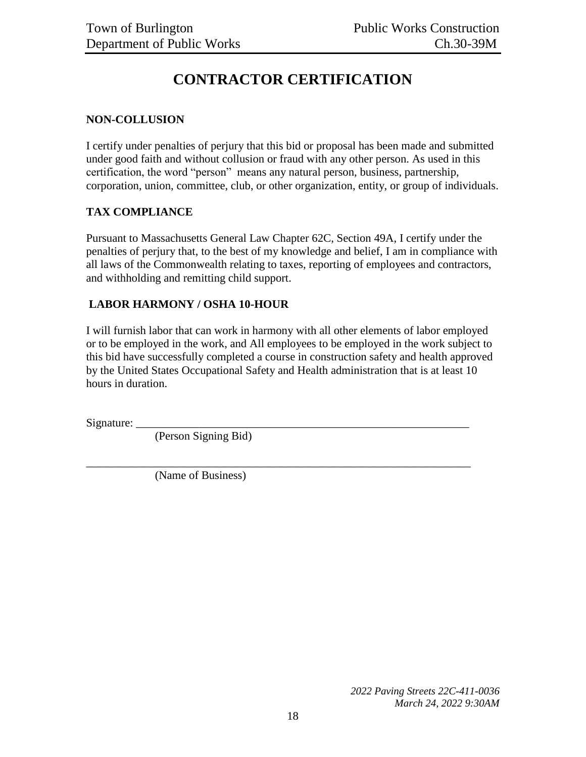# CONTRACTOR CERTIFICATION

## NON-COLLUSION

I certify under penalties of perjury that this bid or proposal has been made and submitted under good faith and without collusion or fraud with any other person. As used in this certification, the word "person" means any natural person, business, partnership, corporation, union, committee, club, or other organization, entity, or group of individuals.

## TAX COMPLIANCE

Pursuant to Massachusetts General Law Chapter 62C, Section 49A, I certify under the penalties of perjury that, to the best of my knowledge and belief, I am in compliance with all laws of the Commonwealth relating to taxes, reporting of employees and contractors, and withholding and remitting child support.

## LABOR HARMONY / OSHA 10-HOUR

I will furnish labor that can work in harmony with all other elements of labor employed or to be employed in the work, and All employees to be employed in the work subject to this bid have successfully completed a course in construction safety and health approved by the United States Occupational Safety and Health administration that is at least 10 hours in duration.

Signature: ______________________________________________________________

(Person Signing Bid)

______________________________________________________________________

(Name of Business)

*2022 Paving Streets 22C-411-0036*
*March 24, 2022 9:30AM*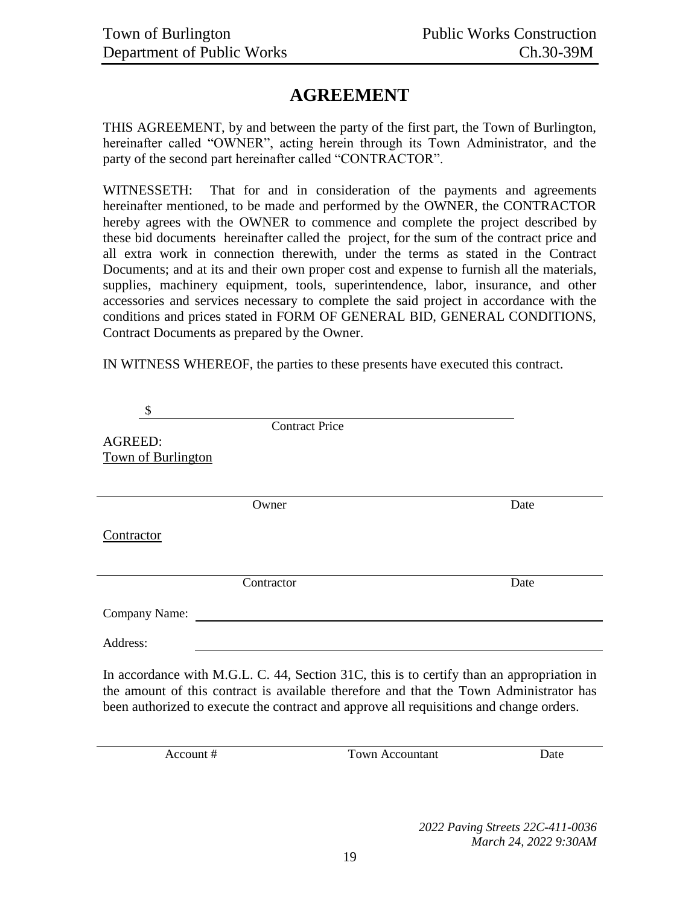# AGREEMENT

THIS AGREEMENT, by and between the party of the first part, the Town of Burlington, hereinafter called "OWNER", acting herein through its Town Administrator, and the party of the second part hereinafter called "CONTRACTOR".

WITNESSETH: That for and in consideration of the payments and agreements hereinafter mentioned, to be made and performed by the OWNER, the CONTRACTOR hereby agrees with the OWNER to commence and complete the project described by these bid documents hereinafter called the project, for the sum of the contract price and all extra work in connection therewith, under the terms as stated in the Contract Documents; and at its and their own proper cost and expense to furnish all the materials, supplies, machinery equipment, tools, superintendence, labor, insurance, and other accessories and services necessary to complete the said project in accordance with the conditions and prices stated in FORM OF GENERAL BID, GENERAL CONDITIONS, Contract Documents as prepared by the Owner.

IN WITNESS WHEREOF, the parties to these presents have executed this contract.

$ \_\_\_\_\_\_\_\_\_\_\_\_\_\_\_\_\_\_\_\_\_\_\_\_\_\_\_\_\_\_\_\_\_\_\_\_\_\_\_\_

Contract Price

AGREED:

Town of Burlington

\_\_\_\_\_\_\_\_\_\_\_\_\_\_\_\_\_\_\_\_\_\_\_\_\_\_\_\_\_\_\_\_\_\_\_\_\_\_\_\_\_\_\_\_\_\_\_\_

Owner Date

Contractor

\_\_\_\_\_\_\_\_\_\_\_\_\_\_\_\_\_\_\_\_\_\_\_\_\_\_\_\_\_\_\_\_\_\_\_\_\_\_\_\_\_\_\_\_\_\_\_\_

Contractor Date

Company Name: \_\_\_\_\_\_\_\_\_\_\_\_\_\_\_\_\_\_\_\_\_\_\_\_\_\_\_\_\_\_\_\_\_\_\_\_\_\_\_\_

Address: \_\_\_\_\_\_\_\_\_\_\_\_\_\_\_\_\_\_\_\_\_\_\_\_\_\_\_\_\_\_\_\_\_\_\_\_\_\_\_\_

In accordance with M.G.L. C. 44, Section 31C, this is to certify than an appropriation in the amount of this contract is available therefore and that the Town Administrator has been authorized to execute the contract and approve all requisitions and change orders.

\_\_\_\_\_\_\_\_\_\_\_\_\_\_\_\_\_\_\_\_\_\_\_\_\_\_\_\_\_\_\_\_\_\_\_\_\_\_\_\_\_\_\_\_\_\_\_\_

Account # Town Accountant Date

*2022 Paving Streets 22C-411-0036*
*March 24, 2022 9:30AM*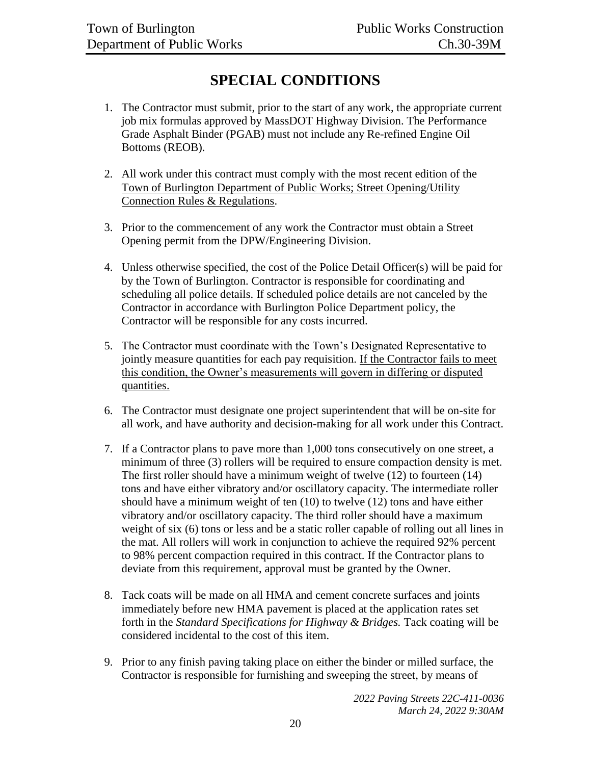# SPECIAL CONDITIONS

1. The Contractor must submit, prior to the start of any work, the appropriate current job mix formulas approved by MassDOT Highway Division. The Performance Grade Asphalt Binder (PGAB) must not include any Re-refined Engine Oil Bottoms (REOB).

2. All work under this contract must comply with the most recent edition of the Town of Burlington Department of Public Works; Street Opening/Utility Connection Rules & Regulations.

3. Prior to the commencement of any work the Contractor must obtain a Street Opening permit from the DPW/Engineering Division.

4. Unless otherwise specified, the cost of the Police Detail Officer(s) will be paid for by the Town of Burlington. Contractor is responsible for coordinating and scheduling all police details. If scheduled police details are not canceled by the Contractor in accordance with Burlington Police Department policy, the Contractor will be responsible for any costs incurred.

5. The Contractor must coordinate with the Town's Designated Representative to jointly measure quantities for each pay requisition. If the Contractor fails to meet this condition, the Owner's measurements will govern in differing or disputed quantities.

6. The Contractor must designate one project superintendent that will be on-site for all work, and have authority and decision-making for all work under this Contract.

7. If a Contractor plans to pave more than 1,000 tons consecutively on one street, a minimum of three (3) rollers will be required to ensure compaction density is met. The first roller should have a minimum weight of twelve (12) to fourteen (14) tons and have either vibratory and/or oscillatory capacity. The intermediate roller should have a minimum weight of ten (10) to twelve (12) tons and have either vibratory and/or oscillatory capacity. The third roller should have a maximum weight of six (6) tons or less and be a static roller capable of rolling out all lines in the mat. All rollers will work in conjunction to achieve the required 92% percent to 98% percent compaction required in this contract. If the Contractor plans to deviate from this requirement, approval must be granted by the Owner.

8. Tack coats will be made on all HMA and cement concrete surfaces and joints immediately before new HMA pavement is placed at the application rates set forth in the *Standard Specifications for Highway & Bridges.* Tack coating will be considered incidental to the cost of this item.

9. Prior to any finish paving taking place on either the binder or milled surface, the Contractor is responsible for furnishing and sweeping the street, by means of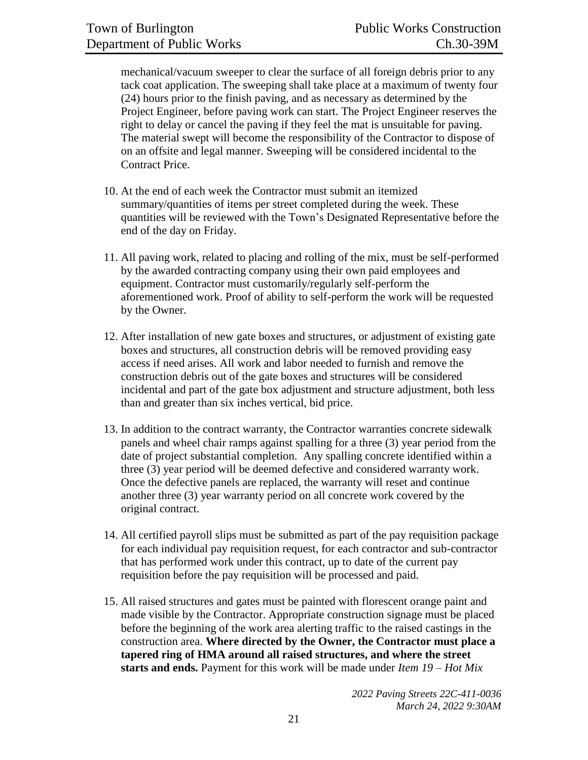mechanical/vacuum sweeper to clear the surface of all foreign debris prior to any tack coat application. The sweeping shall take place at a maximum of twenty four (24) hours prior to the finish paving, and as necessary as determined by the Project Engineer, before paving work can start. The Project Engineer reserves the right to delay or cancel the paving if they feel the mat is unsuitable for paving. The material swept will become the responsibility of the Contractor to dispose of on an offsite and legal manner. Sweeping will be considered incidental to the Contract Price.

10. At the end of each week the Contractor must submit an itemized summary/quantities of items per street completed during the week. These quantities will be reviewed with the Town's Designated Representative before the end of the day on Friday.

11. All paving work, related to placing and rolling of the mix, must be self-performed by the awarded contracting company using their own paid employees and equipment. Contractor must customarily/regularly self-perform the aforementioned work. Proof of ability to self-perform the work will be requested by the Owner.

12. After installation of new gate boxes and structures, or adjustment of existing gate boxes and structures, all construction debris will be removed providing easy access if need arises. All work and labor needed to furnish and remove the construction debris out of the gate boxes and structures will be considered incidental and part of the gate box adjustment and structure adjustment, both less than and greater than six inches vertical, bid price.

13. In addition to the contract warranty, the Contractor warranties concrete sidewalk panels and wheel chair ramps against spalling for a three (3) year period from the date of project substantial completion. Any spalling concrete identified within a three (3) year period will be deemed defective and considered warranty work. Once the defective panels are replaced, the warranty will reset and continue another three (3) year warranty period on all concrete work covered by the original contract.

14. All certified payroll slips must be submitted as part of the pay requisition package for each individual pay requisition request, for each contractor and sub-contractor that has performed work under this contract, up to date of the current pay requisition before the pay requisition will be processed and paid.

15. All raised structures and gates must be painted with florescent orange paint and made visible by the Contractor. Appropriate construction signage must be placed before the beginning of the work area alerting traffic to the raised castings in the construction area. **Where directed by the Owner, the Contractor must place a tapered ring of HMA around all raised structures, and where the street starts and ends.** Payment for this work will be made under *Item 19 – Hot Mix*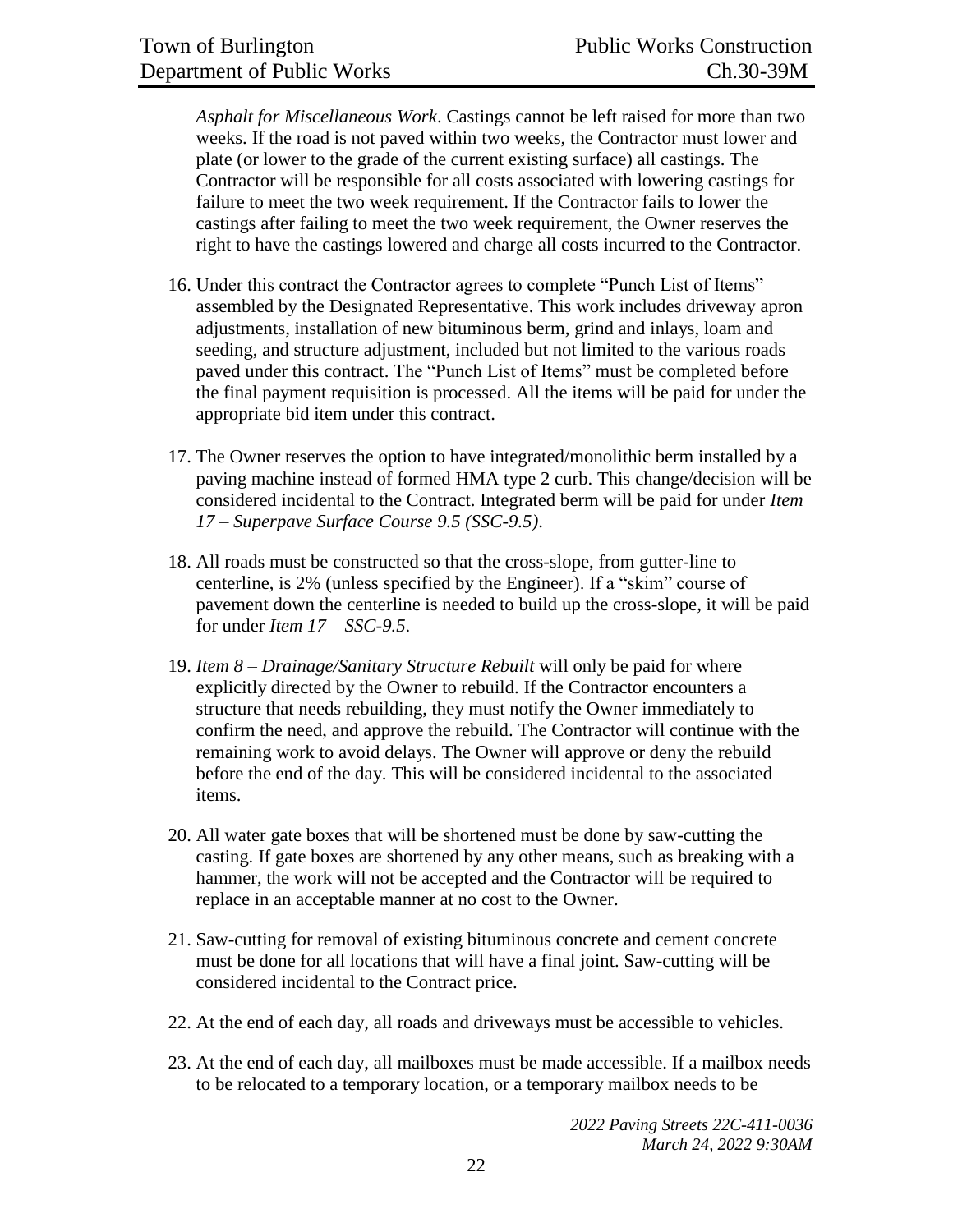*Asphalt for Miscellaneous Work*. Castings cannot be left raised for more than two weeks. If the road is not paved within two weeks, the Contractor must lower and plate (or lower to the grade of the current existing surface) all castings. The Contractor will be responsible for all costs associated with lowering castings for failure to meet the two week requirement. If the Contractor fails to lower the castings after failing to meet the two week requirement, the Owner reserves the right to have the castings lowered and charge all costs incurred to the Contractor.

16. Under this contract the Contractor agrees to complete "Punch List of Items" assembled by the Designated Representative. This work includes driveway apron adjustments, installation of new bituminous berm, grind and inlays, loam and seeding, and structure adjustment, included but not limited to the various roads paved under this contract. The "Punch List of Items" must be completed before the final payment requisition is processed. All the items will be paid for under the appropriate bid item under this contract.

17. The Owner reserves the option to have integrated/monolithic berm installed by a paving machine instead of formed HMA type 2 curb. This change/decision will be considered incidental to the Contract. Integrated berm will be paid for under *Item 17 – Superpave Surface Course 9.5 (SSC-9.5)*.

18. All roads must be constructed so that the cross-slope, from gutter-line to centerline, is 2% (unless specified by the Engineer). If a "skim" course of pavement down the centerline is needed to build up the cross-slope, it will be paid for under *Item 17 – SSC-9.5*.

19. *Item 8 – Drainage/Sanitary Structure Rebuilt* will only be paid for where explicitly directed by the Owner to rebuild. If the Contractor encounters a structure that needs rebuilding, they must notify the Owner immediately to confirm the need, and approve the rebuild. The Contractor will continue with the remaining work to avoid delays. The Owner will approve or deny the rebuild before the end of the day. This will be considered incidental to the associated items.

20. All water gate boxes that will be shortened must be done by saw-cutting the casting. If gate boxes are shortened by any other means, such as breaking with a hammer, the work will not be accepted and the Contractor will be required to replace in an acceptable manner at no cost to the Owner.

21. Saw-cutting for removal of existing bituminous concrete and cement concrete must be done for all locations that will have a final joint. Saw-cutting will be considered incidental to the Contract price.

22. At the end of each day, all roads and driveways must be accessible to vehicles.

23. At the end of each day, all mailboxes must be made accessible. If a mailbox needs to be relocated to a temporary location, or a temporary mailbox needs to be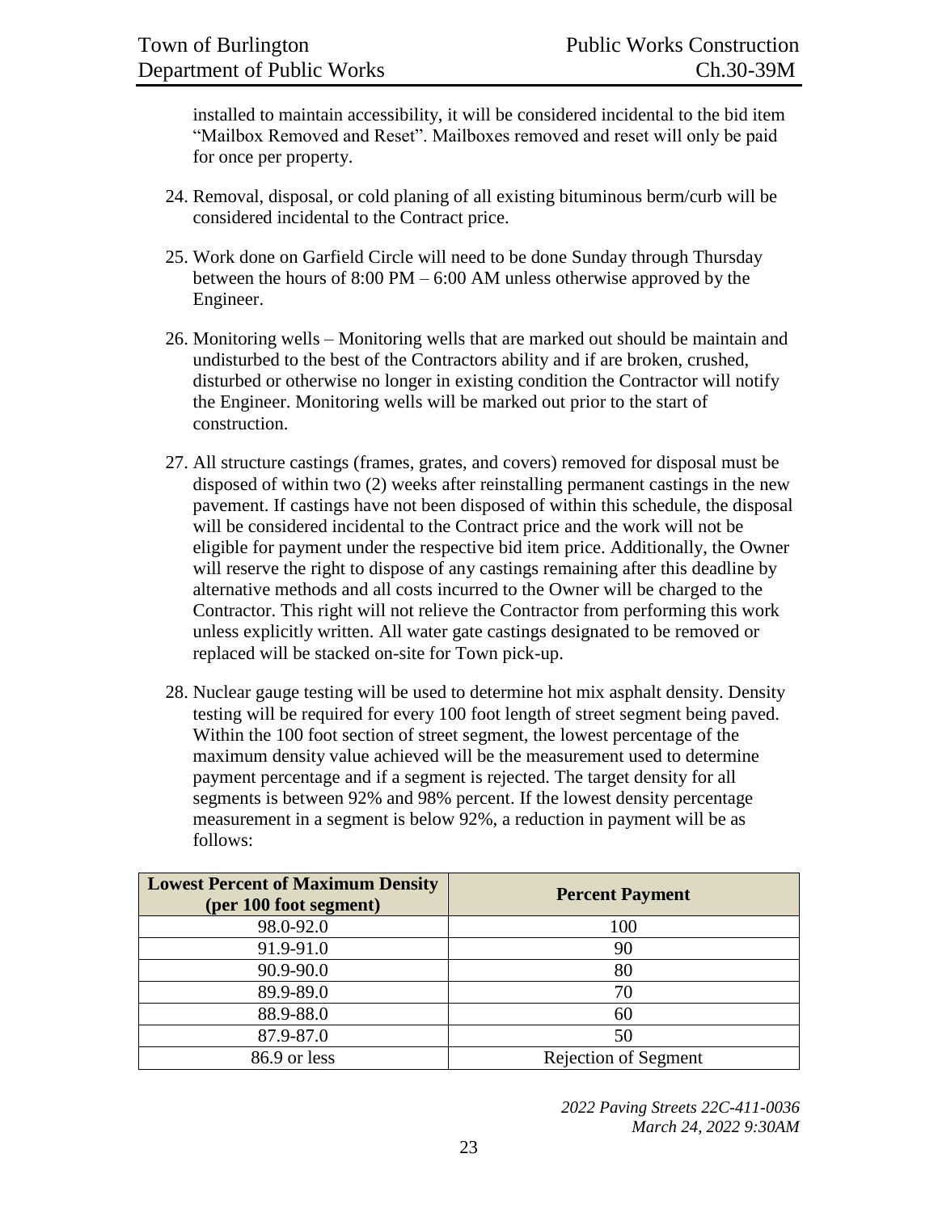installed to maintain accessibility, it will be considered incidental to the bid item "Mailbox Removed and Reset". Mailboxes removed and reset will only be paid for once per property.

24. Removal, disposal, or cold planing of all existing bituminous berm/curb will be considered incidental to the Contract price.

25. Work done on Garfield Circle will need to be done Sunday through Thursday between the hours of 8:00 PM – 6:00 AM unless otherwise approved by the Engineer.

26. Monitoring wells – Monitoring wells that are marked out should be maintain and undisturbed to the best of the Contractors ability and if are broken, crushed, disturbed or otherwise no longer in existing condition the Contractor will notify the Engineer. Monitoring wells will be marked out prior to the start of construction.

27. All structure castings (frames, grates, and covers) removed for disposal must be disposed of within two (2) weeks after reinstalling permanent castings in the new pavement. If castings have not been disposed of within this schedule, the disposal will be considered incidental to the Contract price and the work will not be eligible for payment under the respective bid item price. Additionally, the Owner will reserve the right to dispose of any castings remaining after this deadline by alternative methods and all costs incurred to the Owner will be charged to the Contractor. This right will not relieve the Contractor from performing this work unless explicitly written. All water gate castings designated to be removed or replaced will be stacked on-site for Town pick-up.

28. Nuclear gauge testing will be used to determine hot mix asphalt density. Density testing will be required for every 100 foot length of street segment being paved. Within the 100 foot section of street segment, the lowest percentage of the maximum density value achieved will be the measurement used to determine payment percentage and if a segment is rejected. The target density for all segments is between 92% and 98% percent. If the lowest density percentage measurement in a segment is below 92%, a reduction in payment will be as follows:

| Lowest Percent of Maximum Density (per 100 foot segment) | Percent Payment |
|---|---|
| 98.0-92.0 | 100 |
| 91.9-91.0 | 90 |
| 90.9-90.0 | 80 |
| 89.9-89.0 | 70 |
| 88.9-88.0 | 60 |
| 87.9-87.0 | 50 |
| 86.9 or less | Rejection of Segment |

*2022 Paving Streets 22C-411-0036*
*March 24, 2022 9:30AM*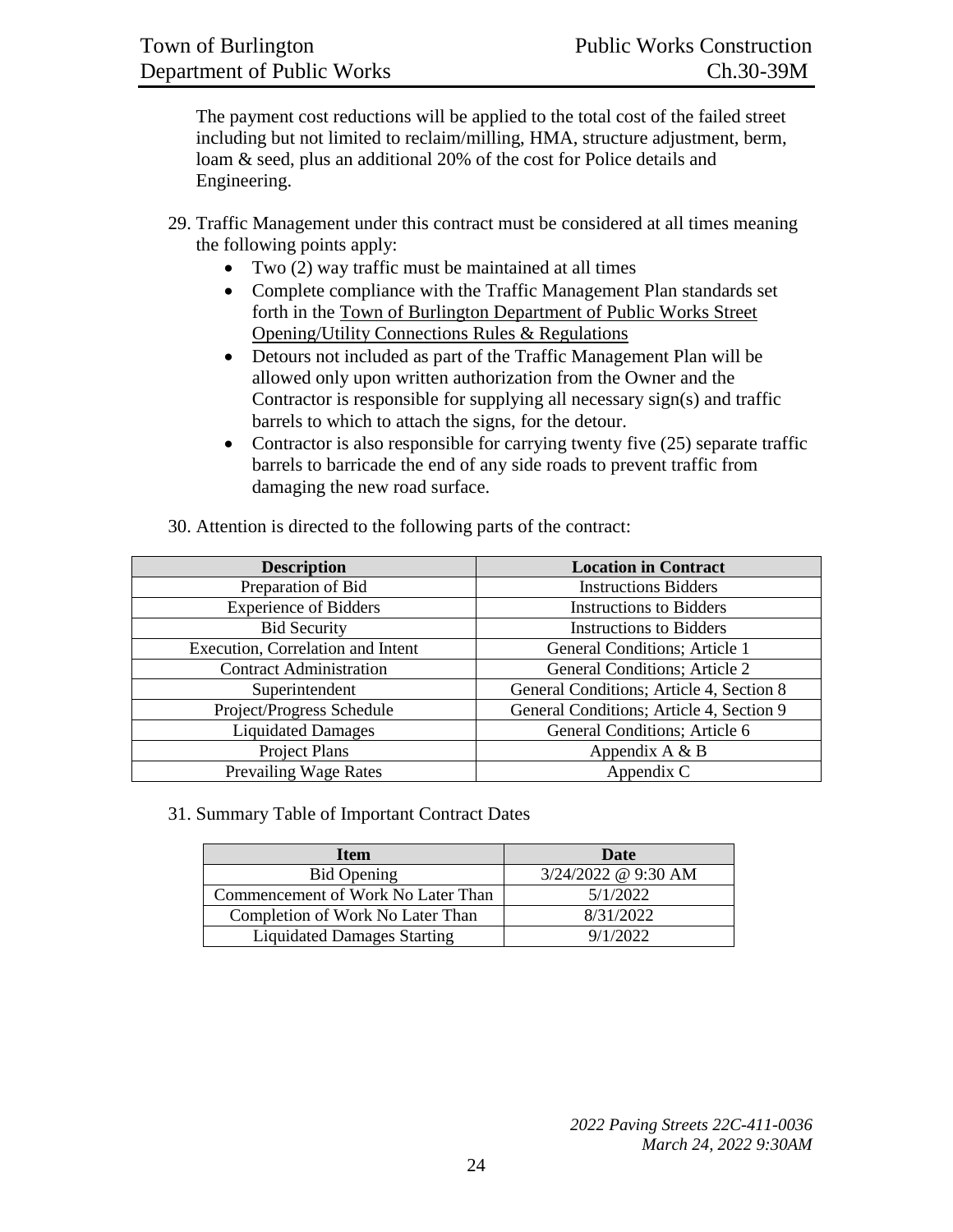The payment cost reductions will be applied to the total cost of the failed street including but not limited to reclaim/milling, HMA, structure adjustment, berm, loam & seed, plus an additional 20% of the cost for Police details and Engineering.

29. Traffic Management under this contract must be considered at all times meaning the following points apply:
    - Two (2) way traffic must be maintained at all times
    - Complete compliance with the Traffic Management Plan standards set forth in the Town of Burlington Department of Public Works Street Opening/Utility Connections Rules & Regulations
    - Detours not included as part of the Traffic Management Plan will be allowed only upon written authorization from the Owner and the Contractor is responsible for supplying all necessary sign(s) and traffic barrels to which to attach the signs, for the detour.
    - Contractor is also responsible for carrying twenty five (25) separate traffic barrels to barricade the end of any side roads to prevent traffic from damaging the new road surface.

30. Attention is directed to the following parts of the contract:

| Description | Location in Contract |
|---|---|
| Preparation of Bid | Instructions Bidders |
| Experience of Bidders | Instructions to Bidders |
| Bid Security | Instructions to Bidders |
| Execution, Correlation and Intent | General Conditions; Article 1 |
| Contract Administration | General Conditions; Article 2 |
| Superintendent | General Conditions; Article 4, Section 8 |
| Project/Progress Schedule | General Conditions; Article 4, Section 9 |
| Liquidated Damages | General Conditions; Article 6 |
| Project Plans | Appendix A & B |
| Prevailing Wage Rates | Appendix C |

31. Summary Table of Important Contract Dates

| Item | Date |
|---|---|
| Bid Opening | 3/24/2022 @ 9:30 AM |
| Commencement of Work No Later Than | 5/1/2022 |
| Completion of Work No Later Than | 8/31/2022 |
| Liquidated Damages Starting | 9/1/2022 |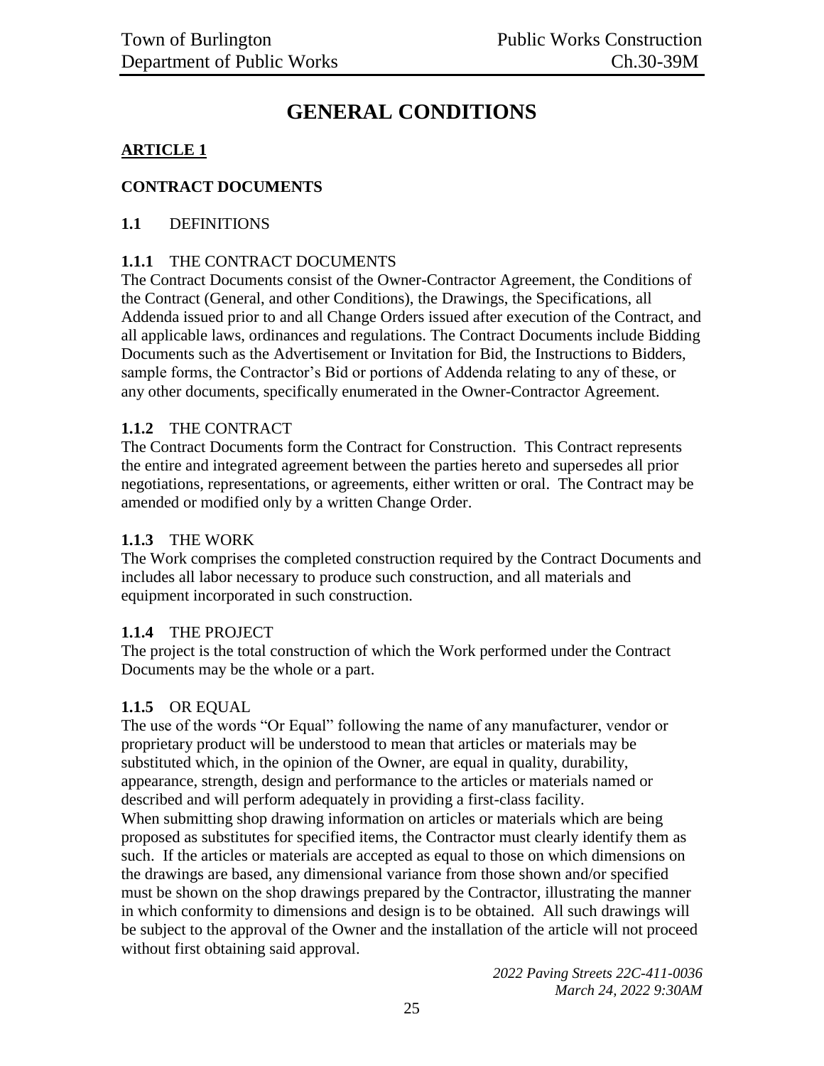# GENERAL CONDITIONS

## ARTICLE 1

## CONTRACT DOCUMENTS

### 1.1 DEFINITIONS

**1.1.1** THE CONTRACT DOCUMENTS

The Contract Documents consist of the Owner-Contractor Agreement, the Conditions of the Contract (General, and other Conditions), the Drawings, the Specifications, all Addenda issued prior to and all Change Orders issued after execution of the Contract, and all applicable laws, ordinances and regulations. The Contract Documents include Bidding Documents such as the Advertisement or Invitation for Bid, the Instructions to Bidders, sample forms, the Contractor's Bid or portions of Addenda relating to any of these, or any other documents, specifically enumerated in the Owner-Contractor Agreement.

**1.1.2** THE CONTRACT

The Contract Documents form the Contract for Construction. This Contract represents the entire and integrated agreement between the parties hereto and supersedes all prior negotiations, representations, or agreements, either written or oral. The Contract may be amended or modified only by a written Change Order.

**1.1.3** THE WORK

The Work comprises the completed construction required by the Contract Documents and includes all labor necessary to produce such construction, and all materials and equipment incorporated in such construction.

**1.1.4** THE PROJECT

The project is the total construction of which the Work performed under the Contract Documents may be the whole or a part.

**1.1.5** OR EQUAL

The use of the words "Or Equal" following the name of any manufacturer, vendor or proprietary product will be understood to mean that articles or materials may be substituted which, in the opinion of the Owner, are equal in quality, durability, appearance, strength, design and performance to the articles or materials named or described and will perform adequately in providing a first-class facility.

When submitting shop drawing information on articles or materials which are being proposed as substitutes for specified items, the Contractor must clearly identify them as such. If the articles or materials are accepted as equal to those on which dimensions on the drawings are based, any dimensional variance from those shown and/or specified must be shown on the shop drawings prepared by the Contractor, illustrating the manner in which conformity to dimensions and design is to be obtained. All such drawings will be subject to the approval of the Owner and the installation of the article will not proceed without first obtaining said approval.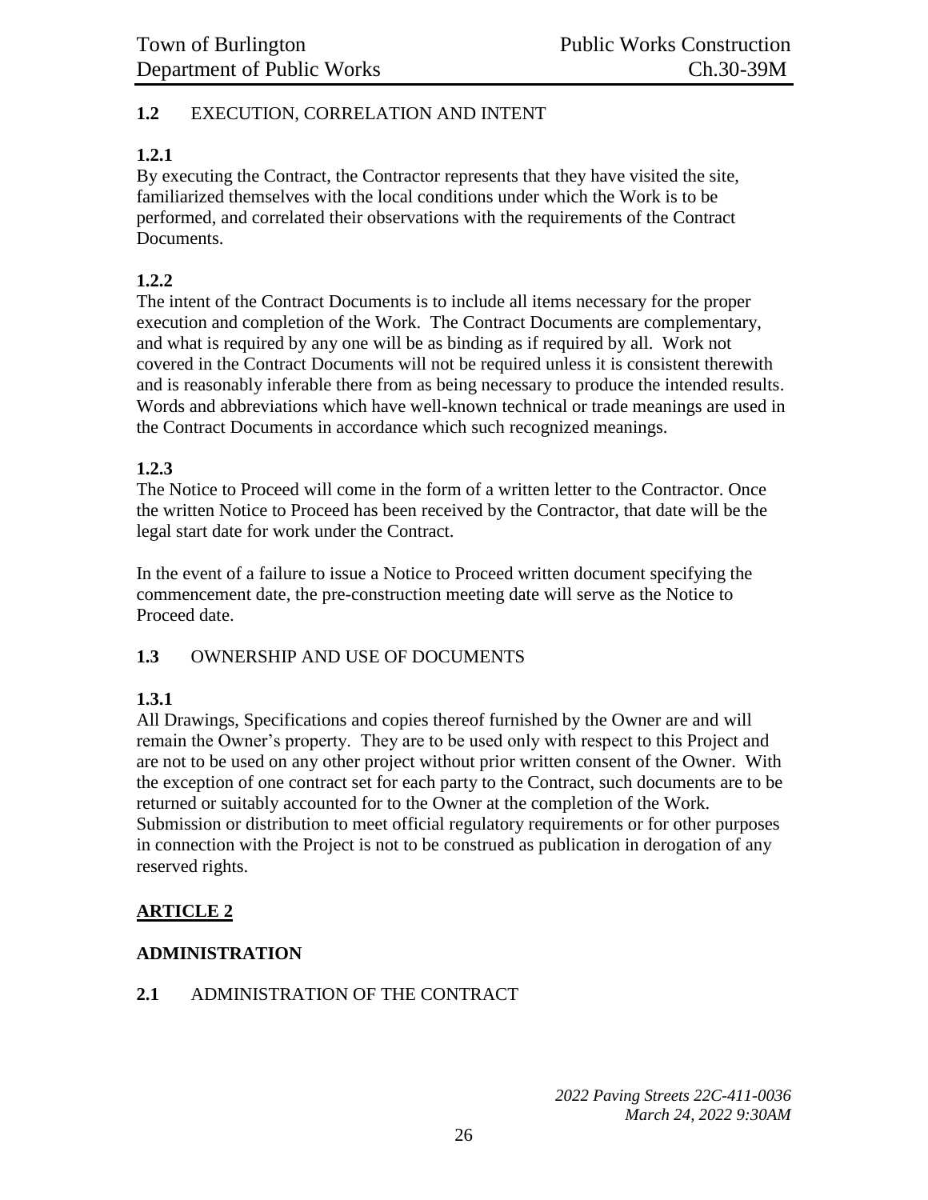**1.2** EXECUTION, CORRELATION AND INTENT

**1.2.1**
By executing the Contract, the Contractor represents that they have visited the site, familiarized themselves with the local conditions under which the Work is to be performed, and correlated their observations with the requirements of the Contract Documents.

**1.2.2**
The intent of the Contract Documents is to include all items necessary for the proper execution and completion of the Work. The Contract Documents are complementary, and what is required by any one will be as binding as if required by all. Work not covered in the Contract Documents will not be required unless it is consistent therewith and is reasonably inferable there from as being necessary to produce the intended results. Words and abbreviations which have well-known technical or trade meanings are used in the Contract Documents in accordance which such recognized meanings.

**1.2.3**
The Notice to Proceed will come in the form of a written letter to the Contractor. Once the written Notice to Proceed has been received by the Contractor, that date will be the legal start date for work under the Contract.

In the event of a failure to issue a Notice to Proceed written document specifying the commencement date, the pre-construction meeting date will serve as the Notice to Proceed date.

**1.3** OWNERSHIP AND USE OF DOCUMENTS

**1.3.1**
All Drawings, Specifications and copies thereof furnished by the Owner are and will remain the Owner's property. They are to be used only with respect to this Project and are not to be used on any other project without prior written consent of the Owner. With the exception of one contract set for each party to the Contract, such documents are to be returned or suitably accounted for to the Owner at the completion of the Work. Submission or distribution to meet official regulatory requirements or for other purposes in connection with the Project is not to be construed as publication in derogation of any reserved rights.

## ARTICLE 2

### ADMINISTRATION

**2.1** ADMINISTRATION OF THE CONTRACT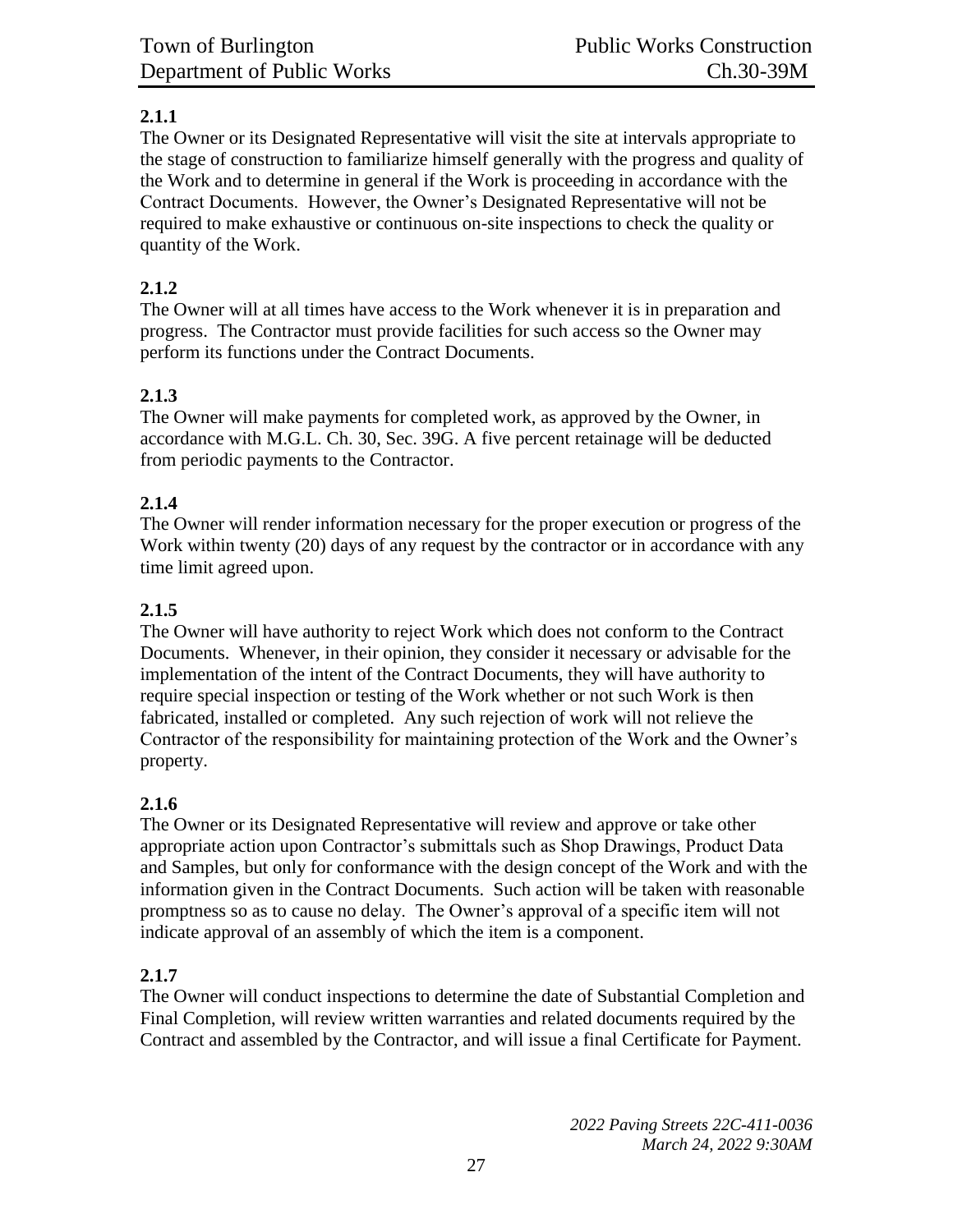**2.1.1**
The Owner or its Designated Representative will visit the site at intervals appropriate to the stage of construction to familiarize himself generally with the progress and quality of the Work and to determine in general if the Work is proceeding in accordance with the Contract Documents. However, the Owner's Designated Representative will not be required to make exhaustive or continuous on-site inspections to check the quality or quantity of the Work.

**2.1.2**
The Owner will at all times have access to the Work whenever it is in preparation and progress. The Contractor must provide facilities for such access so the Owner may perform its functions under the Contract Documents.

**2.1.3**
The Owner will make payments for completed work, as approved by the Owner, in accordance with M.G.L. Ch. 30, Sec. 39G. A five percent retainage will be deducted from periodic payments to the Contractor.

**2.1.4**
The Owner will render information necessary for the proper execution or progress of the Work within twenty (20) days of any request by the contractor or in accordance with any time limit agreed upon.

**2.1.5**
The Owner will have authority to reject Work which does not conform to the Contract Documents. Whenever, in their opinion, they consider it necessary or advisable for the implementation of the intent of the Contract Documents, they will have authority to require special inspection or testing of the Work whether or not such Work is then fabricated, installed or completed. Any such rejection of work will not relieve the Contractor of the responsibility for maintaining protection of the Work and the Owner's property.

**2.1.6**
The Owner or its Designated Representative will review and approve or take other appropriate action upon Contractor's submittals such as Shop Drawings, Product Data and Samples, but only for conformance with the design concept of the Work and with the information given in the Contract Documents. Such action will be taken with reasonable promptness so as to cause no delay. The Owner's approval of a specific item will not indicate approval of an assembly of which the item is a component.

**2.1.7**
The Owner will conduct inspections to determine the date of Substantial Completion and Final Completion, will review written warranties and related documents required by the Contract and assembled by the Contractor, and will issue a final Certificate for Payment.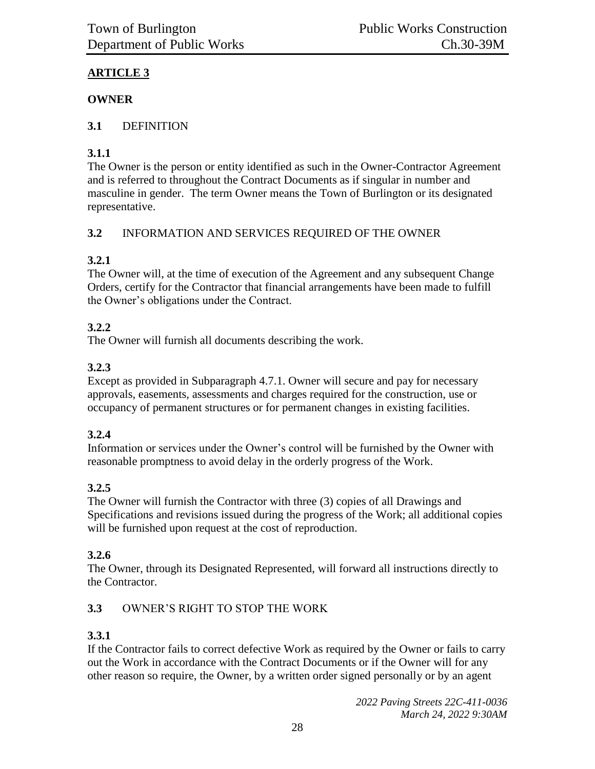## ARTICLE 3

### OWNER

**3.1** DEFINITION

**3.1.1**
The Owner is the person or entity identified as such in the Owner-Contractor Agreement and is referred to throughout the Contract Documents as if singular in number and masculine in gender. The term Owner means the Town of Burlington or its designated representative.

**3.2** INFORMATION AND SERVICES REQUIRED OF THE OWNER

**3.2.1**
The Owner will, at the time of execution of the Agreement and any subsequent Change Orders, certify for the Contractor that financial arrangements have been made to fulfill the Owner's obligations under the Contract.

**3.2.2**
The Owner will furnish all documents describing the work.

**3.2.3**
Except as provided in Subparagraph 4.7.1. Owner will secure and pay for necessary approvals, easements, assessments and charges required for the construction, use or occupancy of permanent structures or for permanent changes in existing facilities.

**3.2.4**
Information or services under the Owner's control will be furnished by the Owner with reasonable promptness to avoid delay in the orderly progress of the Work.

**3.2.5**
The Owner will furnish the Contractor with three (3) copies of all Drawings and Specifications and revisions issued during the progress of the Work; all additional copies will be furnished upon request at the cost of reproduction.

**3.2.6**
The Owner, through its Designated Represented, will forward all instructions directly to the Contractor.

**3.3** OWNER'S RIGHT TO STOP THE WORK

**3.3.1**
If the Contractor fails to correct defective Work as required by the Owner or fails to carry out the Work in accordance with the Contract Documents or if the Owner will for any other reason so require, the Owner, by a written order signed personally or by an agent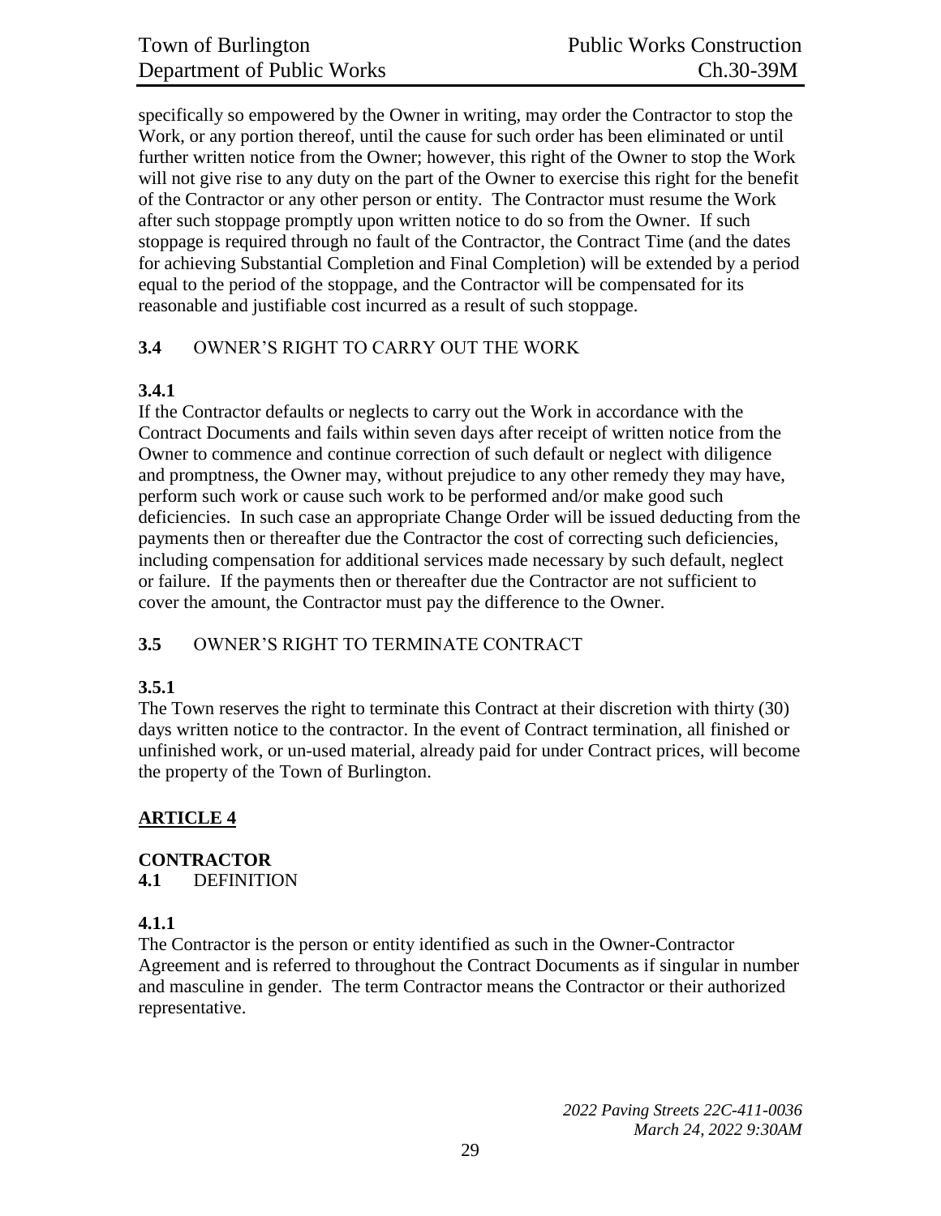specifically so empowered by the Owner in writing, may order the Contractor to stop the Work, or any portion thereof, until the cause for such order has been eliminated or until further written notice from the Owner; however, this right of the Owner to stop the Work will not give rise to any duty on the part of the Owner to exercise this right for the benefit of the Contractor or any other person or entity. The Contractor must resume the Work after such stoppage promptly upon written notice to do so from the Owner. If such stoppage is required through no fault of the Contractor, the Contract Time (and the dates for achieving Substantial Completion and Final Completion) will be extended by a period equal to the period of the stoppage, and the Contractor will be compensated for its reasonable and justifiable cost incurred as a result of such stoppage.

**3.4** OWNER'S RIGHT TO CARRY OUT THE WORK

**3.4.1**
If the Contractor defaults or neglects to carry out the Work in accordance with the Contract Documents and fails within seven days after receipt of written notice from the Owner to commence and continue correction of such default or neglect with diligence and promptness, the Owner may, without prejudice to any other remedy they may have, perform such work or cause such work to be performed and/or make good such deficiencies. In such case an appropriate Change Order will be issued deducting from the payments then or thereafter due the Contractor the cost of correcting such deficiencies, including compensation for additional services made necessary by such default, neglect or failure. If the payments then or thereafter due the Contractor are not sufficient to cover the amount, the Contractor must pay the difference to the Owner.

**3.5** OWNER'S RIGHT TO TERMINATE CONTRACT

**3.5.1**
The Town reserves the right to terminate this Contract at their discretion with thirty (30) days written notice to the contractor. In the event of Contract termination, all finished or unfinished work, or un-used material, already paid for under Contract prices, will become the property of the Town of Burlington.

## <u>ARTICLE 4</u>

**CONTRACTOR**

**4.1** DEFINITION

**4.1.1**
The Contractor is the person or entity identified as such in the Owner-Contractor Agreement and is referred to throughout the Contract Documents as if singular in number and masculine in gender. The term Contractor means the Contractor or their authorized representative.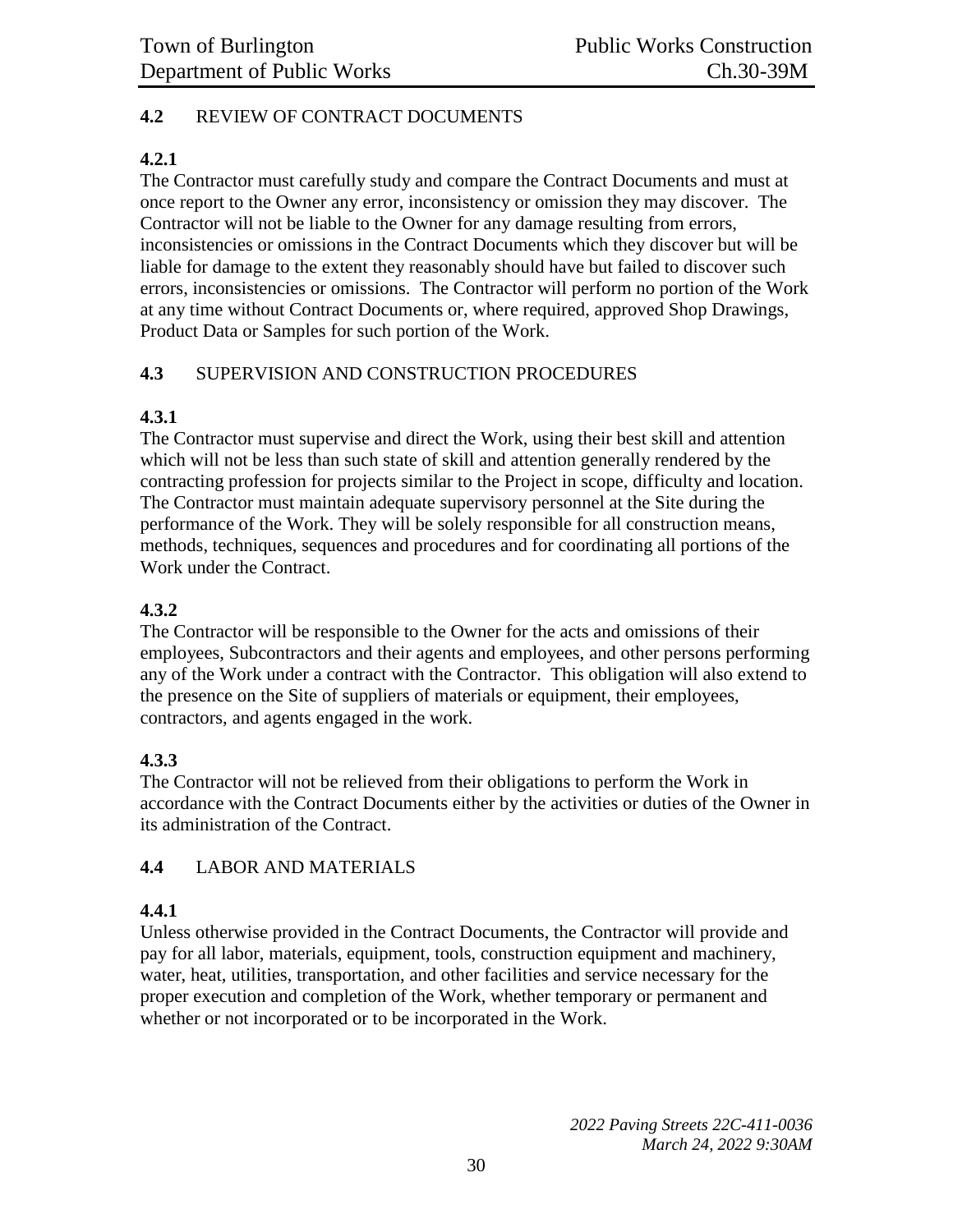## 4.2 REVIEW OF CONTRACT DOCUMENTS

### 4.2.1

The Contractor must carefully study and compare the Contract Documents and must at once report to the Owner any error, inconsistency or omission they may discover. The Contractor will not be liable to the Owner for any damage resulting from errors, inconsistencies or omissions in the Contract Documents which they discover but will be liable for damage to the extent they reasonably should have but failed to discover such errors, inconsistencies or omissions. The Contractor will perform no portion of the Work at any time without Contract Documents or, where required, approved Shop Drawings, Product Data or Samples for such portion of the Work.

## 4.3 SUPERVISION AND CONSTRUCTION PROCEDURES

### 4.3.1

The Contractor must supervise and direct the Work, using their best skill and attention which will not be less than such state of skill and attention generally rendered by the contracting profession for projects similar to the Project in scope, difficulty and location. The Contractor must maintain adequate supervisory personnel at the Site during the performance of the Work. They will be solely responsible for all construction means, methods, techniques, sequences and procedures and for coordinating all portions of the Work under the Contract.

### 4.3.2

The Contractor will be responsible to the Owner for the acts and omissions of their employees, Subcontractors and their agents and employees, and other persons performing any of the Work under a contract with the Contractor. This obligation will also extend to the presence on the Site of suppliers of materials or equipment, their employees, contractors, and agents engaged in the work.

### 4.3.3

The Contractor will not be relieved from their obligations to perform the Work in accordance with the Contract Documents either by the activities or duties of the Owner in its administration of the Contract.

## 4.4 LABOR AND MATERIALS

### 4.4.1

Unless otherwise provided in the Contract Documents, the Contractor will provide and pay for all labor, materials, equipment, tools, construction equipment and machinery, water, heat, utilities, transportation, and other facilities and service necessary for the proper execution and completion of the Work, whether temporary or permanent and whether or not incorporated or to be incorporated in the Work.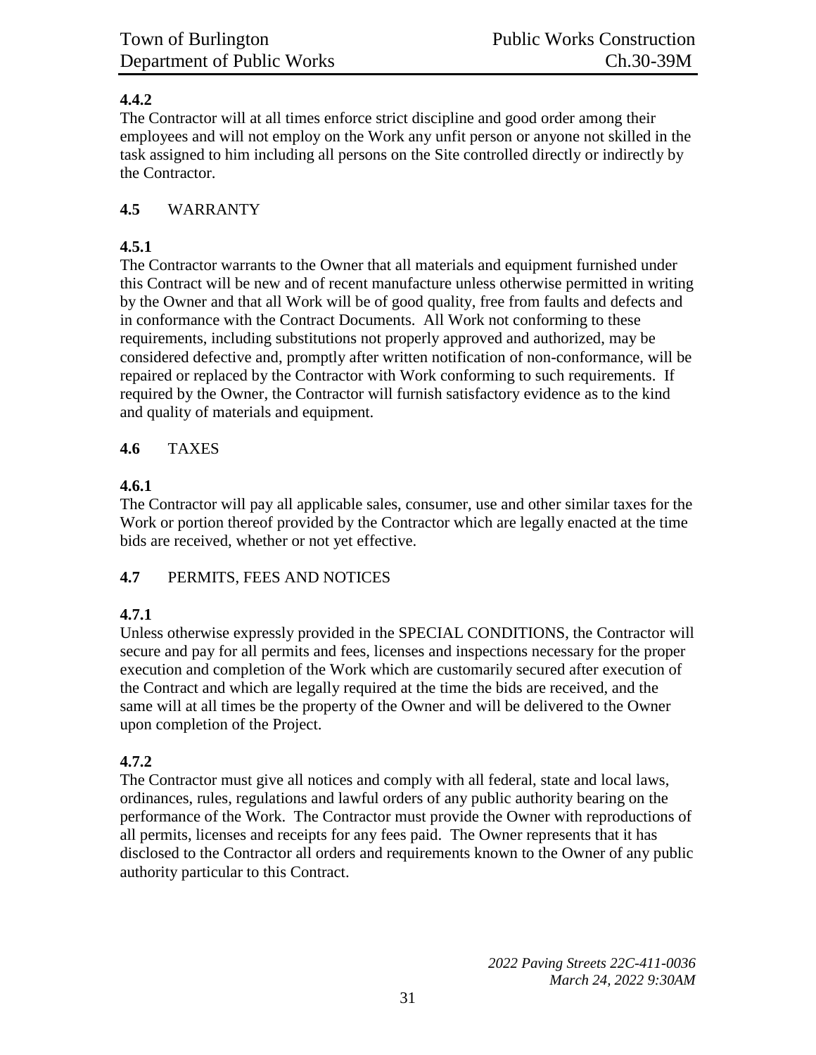### 4.4.2

The Contractor will at all times enforce strict discipline and good order among their employees and will not employ on the Work any unfit person or anyone not skilled in the task assigned to him including all persons on the Site controlled directly or indirectly by the Contractor.

## 4.5 WARRANTY

### 4.5.1

The Contractor warrants to the Owner that all materials and equipment furnished under this Contract will be new and of recent manufacture unless otherwise permitted in writing by the Owner and that all Work will be of good quality, free from faults and defects and in conformance with the Contract Documents. All Work not conforming to these requirements, including substitutions not properly approved and authorized, may be considered defective and, promptly after written notification of non-conformance, will be repaired or replaced by the Contractor with Work conforming to such requirements. If required by the Owner, the Contractor will furnish satisfactory evidence as to the kind and quality of materials and equipment.

## 4.6 TAXES

### 4.6.1

The Contractor will pay all applicable sales, consumer, use and other similar taxes for the Work or portion thereof provided by the Contractor which are legally enacted at the time bids are received, whether or not yet effective.

## 4.7 PERMITS, FEES AND NOTICES

### 4.7.1

Unless otherwise expressly provided in the SPECIAL CONDITIONS, the Contractor will secure and pay for all permits and fees, licenses and inspections necessary for the proper execution and completion of the Work which are customarily secured after execution of the Contract and which are legally required at the time the bids are received, and the same will at all times be the property of the Owner and will be delivered to the Owner upon completion of the Project.

### 4.7.2

The Contractor must give all notices and comply with all federal, state and local laws, ordinances, rules, regulations and lawful orders of any public authority bearing on the performance of the Work. The Contractor must provide the Owner with reproductions of all permits, licenses and receipts for any fees paid. The Owner represents that it has disclosed to the Contractor all orders and requirements known to the Owner of any public authority particular to this Contract.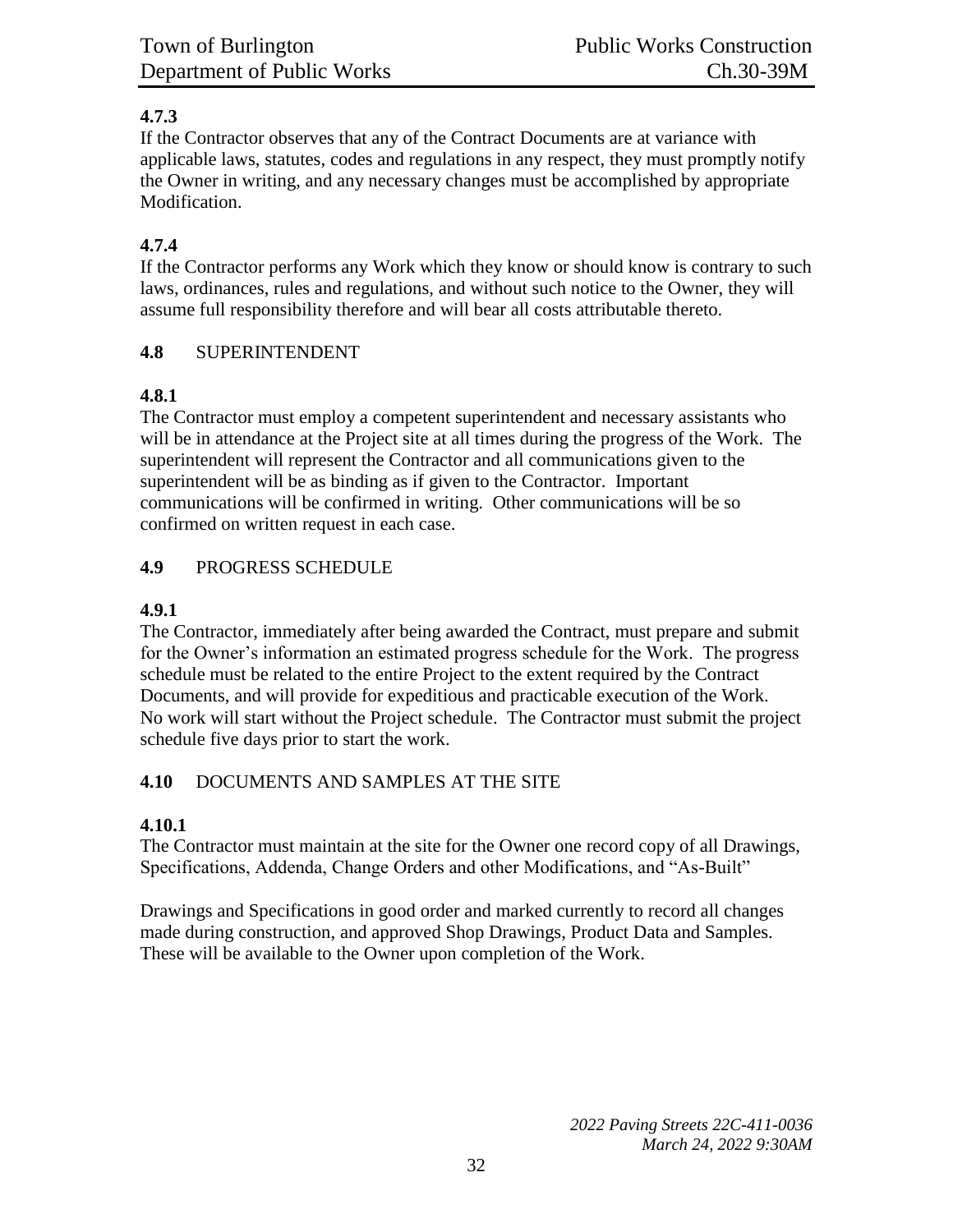**4.7.3**
If the Contractor observes that any of the Contract Documents are at variance with applicable laws, statutes, codes and regulations in any respect, they must promptly notify the Owner in writing, and any necessary changes must be accomplished by appropriate Modification.

**4.7.4**
If the Contractor performs any Work which they know or should know is contrary to such laws, ordinances, rules and regulations, and without such notice to the Owner, they will assume full responsibility therefore and will bear all costs attributable thereto.

**4.8** SUPERINTENDENT

**4.8.1**
The Contractor must employ a competent superintendent and necessary assistants who will be in attendance at the Project site at all times during the progress of the Work. The superintendent will represent the Contractor and all communications given to the superintendent will be as binding as if given to the Contractor. Important communications will be confirmed in writing. Other communications will be so confirmed on written request in each case.

**4.9** PROGRESS SCHEDULE

**4.9.1**
The Contractor, immediately after being awarded the Contract, must prepare and submit for the Owner's information an estimated progress schedule for the Work. The progress schedule must be related to the entire Project to the extent required by the Contract Documents, and will provide for expeditious and practicable execution of the Work. No work will start without the Project schedule. The Contractor must submit the project schedule five days prior to start the work.

**4.10** DOCUMENTS AND SAMPLES AT THE SITE

**4.10.1**
The Contractor must maintain at the site for the Owner one record copy of all Drawings, Specifications, Addenda, Change Orders and other Modifications, and "As-Built"

Drawings and Specifications in good order and marked currently to record all changes made during construction, and approved Shop Drawings, Product Data and Samples. These will be available to the Owner upon completion of the Work.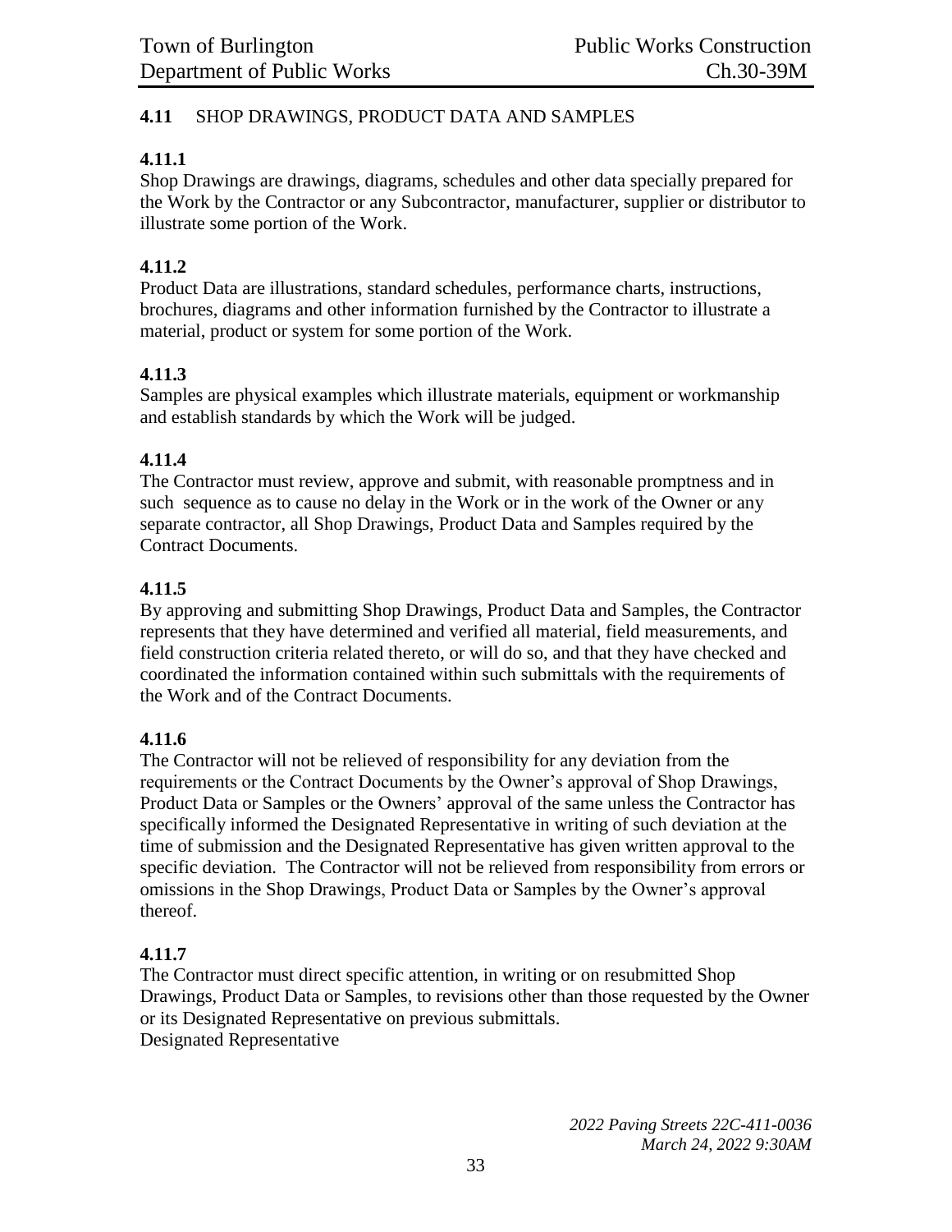**4.11** SHOP DRAWINGS, PRODUCT DATA AND SAMPLES

**4.11.1**
Shop Drawings are drawings, diagrams, schedules and other data specially prepared for the Work by the Contractor or any Subcontractor, manufacturer, supplier or distributor to illustrate some portion of the Work.

**4.11.2**
Product Data are illustrations, standard schedules, performance charts, instructions, brochures, diagrams and other information furnished by the Contractor to illustrate a material, product or system for some portion of the Work.

**4.11.3**
Samples are physical examples which illustrate materials, equipment or workmanship and establish standards by which the Work will be judged.

**4.11.4**
The Contractor must review, approve and submit, with reasonable promptness and in such sequence as to cause no delay in the Work or in the work of the Owner or any separate contractor, all Shop Drawings, Product Data and Samples required by the Contract Documents.

**4.11.5**
By approving and submitting Shop Drawings, Product Data and Samples, the Contractor represents that they have determined and verified all material, field measurements, and field construction criteria related thereto, or will do so, and that they have checked and coordinated the information contained within such submittals with the requirements of the Work and of the Contract Documents.

**4.11.6**
The Contractor will not be relieved of responsibility for any deviation from the requirements or the Contract Documents by the Owner's approval of Shop Drawings, Product Data or Samples or the Owners' approval of the same unless the Contractor has specifically informed the Designated Representative in writing of such deviation at the time of submission and the Designated Representative has given written approval to the specific deviation. The Contractor will not be relieved from responsibility from errors or omissions in the Shop Drawings, Product Data or Samples by the Owner's approval thereof.

**4.11.7**
The Contractor must direct specific attention, in writing or on resubmitted Shop Drawings, Product Data or Samples, to revisions other than those requested by the Owner or its Designated Representative on previous submittals.
Designated Representative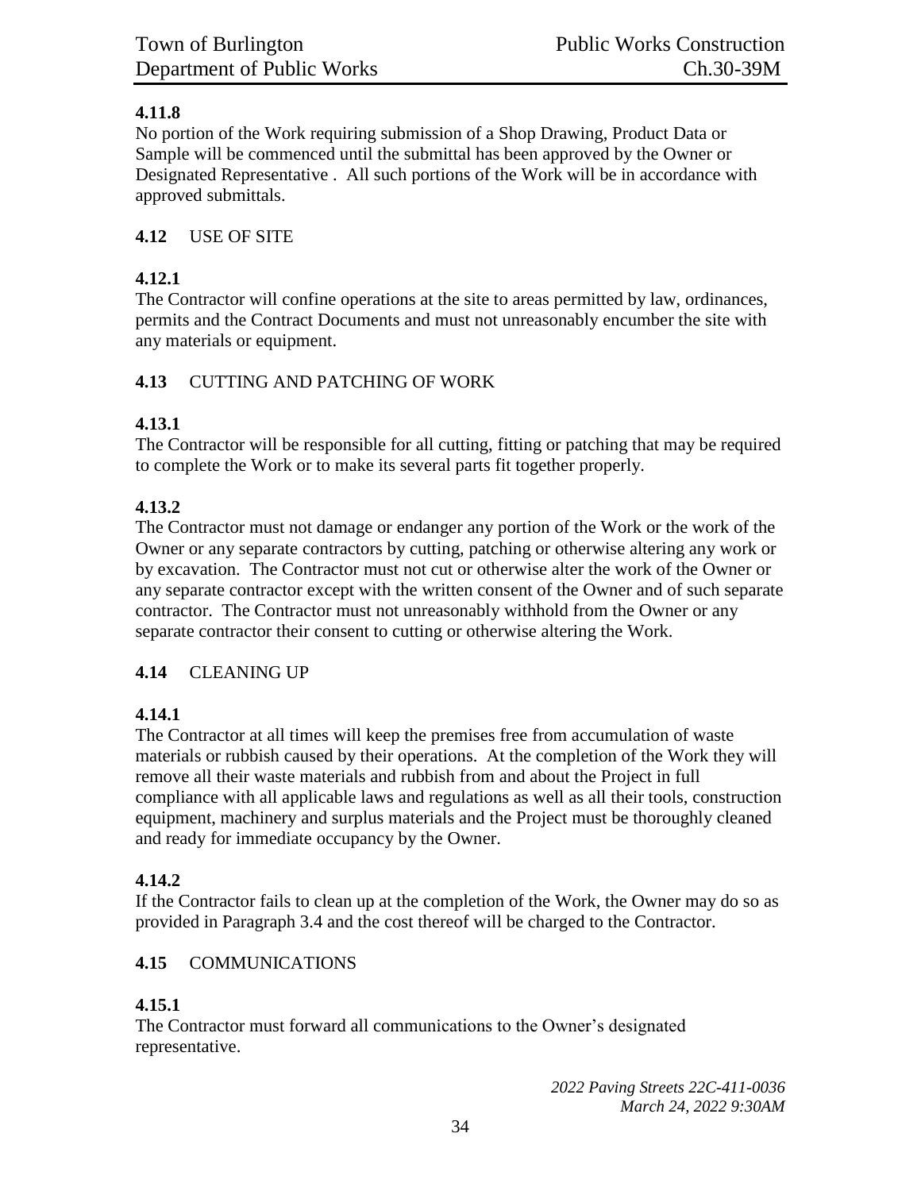**4.11.8**
No portion of the Work requiring submission of a Shop Drawing, Product Data or Sample will be commenced until the submittal has been approved by the Owner or Designated Representative . All such portions of the Work will be in accordance with approved submittals.

## 4.12 USE OF SITE

**4.12.1**
The Contractor will confine operations at the site to areas permitted by law, ordinances, permits and the Contract Documents and must not unreasonably encumber the site with any materials or equipment.

## 4.13 CUTTING AND PATCHING OF WORK

**4.13.1**
The Contractor will be responsible for all cutting, fitting or patching that may be required to complete the Work or to make its several parts fit together properly.

**4.13.2**
The Contractor must not damage or endanger any portion of the Work or the work of the Owner or any separate contractors by cutting, patching or otherwise altering any work or by excavation. The Contractor must not cut or otherwise alter the work of the Owner or any separate contractor except with the written consent of the Owner and of such separate contractor. The Contractor must not unreasonably withhold from the Owner or any separate contractor their consent to cutting or otherwise altering the Work.

## 4.14 CLEANING UP

**4.14.1**
The Contractor at all times will keep the premises free from accumulation of waste materials or rubbish caused by their operations. At the completion of the Work they will remove all their waste materials and rubbish from and about the Project in full compliance with all applicable laws and regulations as well as all their tools, construction equipment, machinery and surplus materials and the Project must be thoroughly cleaned and ready for immediate occupancy by the Owner.

**4.14.2**
If the Contractor fails to clean up at the completion of the Work, the Owner may do so as provided in Paragraph 3.4 and the cost thereof will be charged to the Contractor.

## 4.15 COMMUNICATIONS

**4.15.1**
The Contractor must forward all communications to the Owner's designated representative.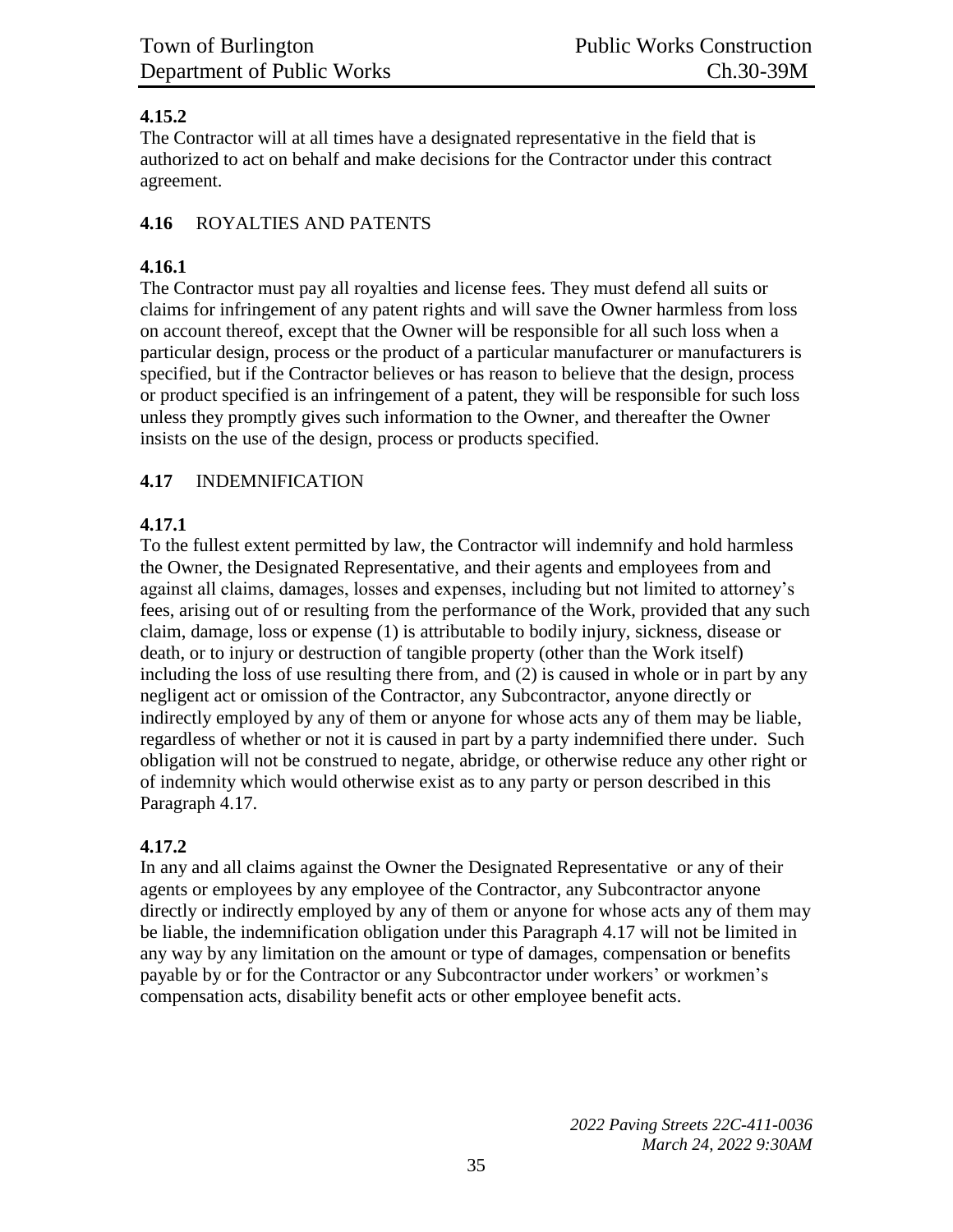**4.15.2**
The Contractor will at all times have a designated representative in the field that is authorized to act on behalf and make decisions for the Contractor under this contract agreement.

**4.16** ROYALTIES AND PATENTS

**4.16.1**
The Contractor must pay all royalties and license fees. They must defend all suits or claims for infringement of any patent rights and will save the Owner harmless from loss on account thereof, except that the Owner will be responsible for all such loss when a particular design, process or the product of a particular manufacturer or manufacturers is specified, but if the Contractor believes or has reason to believe that the design, process or product specified is an infringement of a patent, they will be responsible for such loss unless they promptly gives such information to the Owner, and thereafter the Owner insists on the use of the design, process or products specified.

**4.17** INDEMNIFICATION

**4.17.1**
To the fullest extent permitted by law, the Contractor will indemnify and hold harmless the Owner, the Designated Representative, and their agents and employees from and against all claims, damages, losses and expenses, including but not limited to attorney's fees, arising out of or resulting from the performance of the Work, provided that any such claim, damage, loss or expense (1) is attributable to bodily injury, sickness, disease or death, or to injury or destruction of tangible property (other than the Work itself) including the loss of use resulting there from, and (2) is caused in whole or in part by any negligent act or omission of the Contractor, any Subcontractor, anyone directly or indirectly employed by any of them or anyone for whose acts any of them may be liable, regardless of whether or not it is caused in part by a party indemnified there under. Such obligation will not be construed to negate, abridge, or otherwise reduce any other right or of indemnity which would otherwise exist as to any party or person described in this Paragraph 4.17.

**4.17.2**
In any and all claims against the Owner the Designated Representative or any of their agents or employees by any employee of the Contractor, any Subcontractor anyone directly or indirectly employed by any of them or anyone for whose acts any of them may be liable, the indemnification obligation under this Paragraph 4.17 will not be limited in any way by any limitation on the amount or type of damages, compensation or benefits payable by or for the Contractor or any Subcontractor under workers' or workmen's compensation acts, disability benefit acts or other employee benefit acts.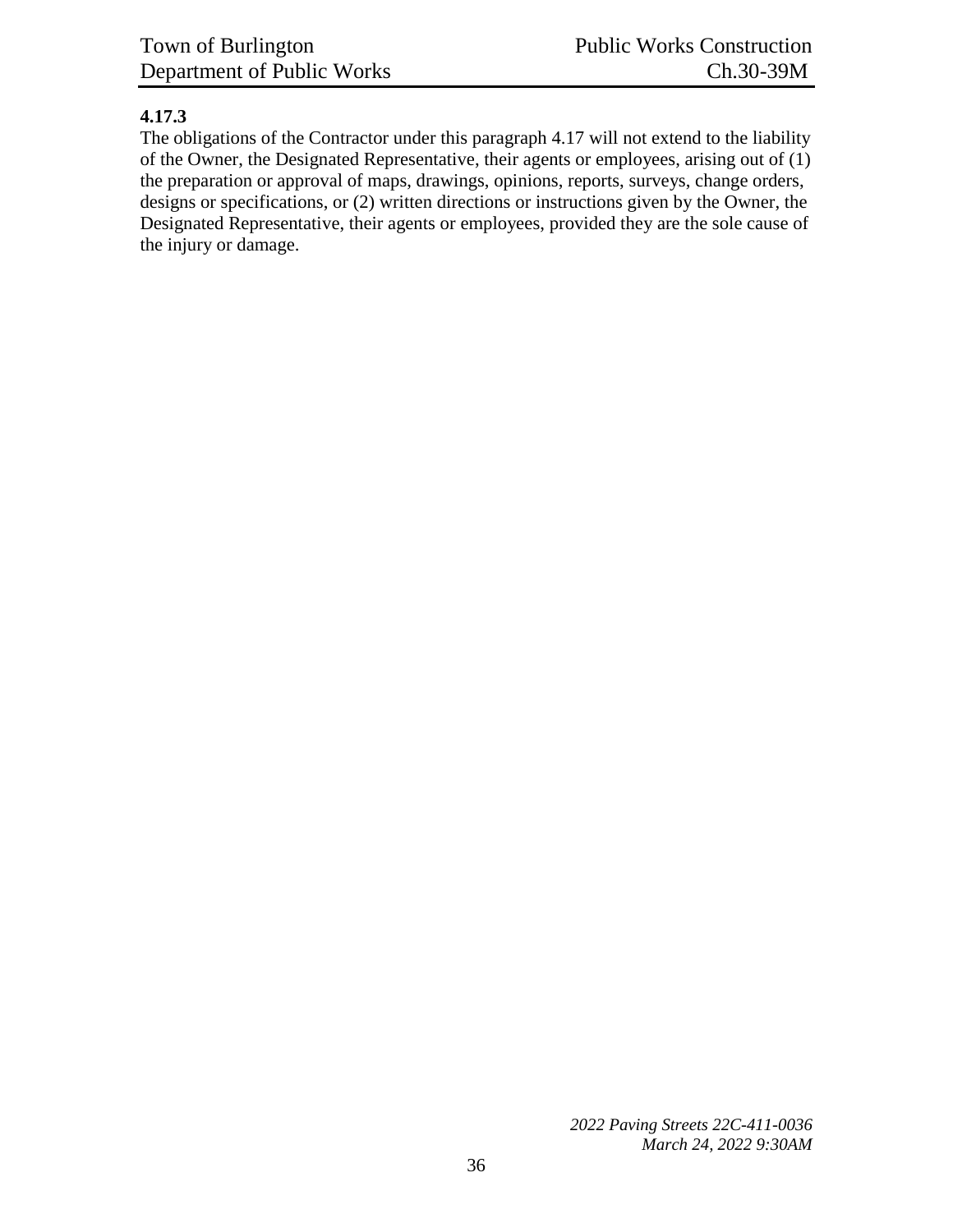**4.17.3**
The obligations of the Contractor under this paragraph 4.17 will not extend to the liability of the Owner, the Designated Representative, their agents or employees, arising out of (1) the preparation or approval of maps, drawings, opinions, reports, surveys, change orders, designs or specifications, or (2) written directions or instructions given by the Owner, the Designated Representative, their agents or employees, provided they are the sole cause of the injury or damage.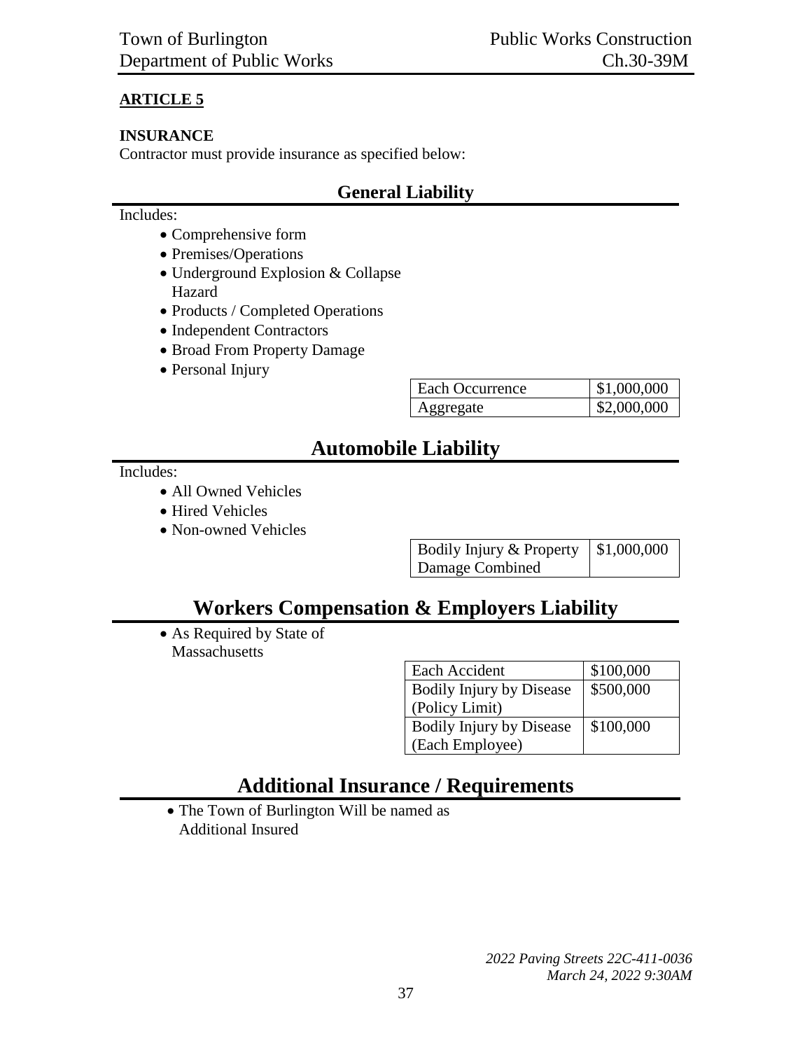**ARTICLE 5**

**INSURANCE**

Contractor must provide insurance as specified below:

## General Liability

Includes:

- Comprehensive form
- Premises/Operations
- Underground Explosion & Collapse Hazard
- Products / Completed Operations
- Independent Contractors
- Broad From Property Damage
- Personal Injury

| Each Occurrence | $1,000,000 |
|---|---|
| Aggregate | $2,000,000 |

## Automobile Liability

Includes:

- All Owned Vehicles
- Hired Vehicles
- Non-owned Vehicles

| Bodily Injury & Property Damage Combined | $1,000,000 |
|---|---|

## Workers Compensation & Employers Liability

- As Required by State of Massachusetts

| Each Accident | $100,000 |
|---|---|
| Bodily Injury by Disease (Policy Limit) | $500,000 |
| Bodily Injury by Disease (Each Employee) | $100,000 |

## Additional Insurance / Requirements

- The Town of Burlington Will be named as Additional Insured

*2022 Paving Streets 22C-411-0036*
*March 24, 2022 9:30AM*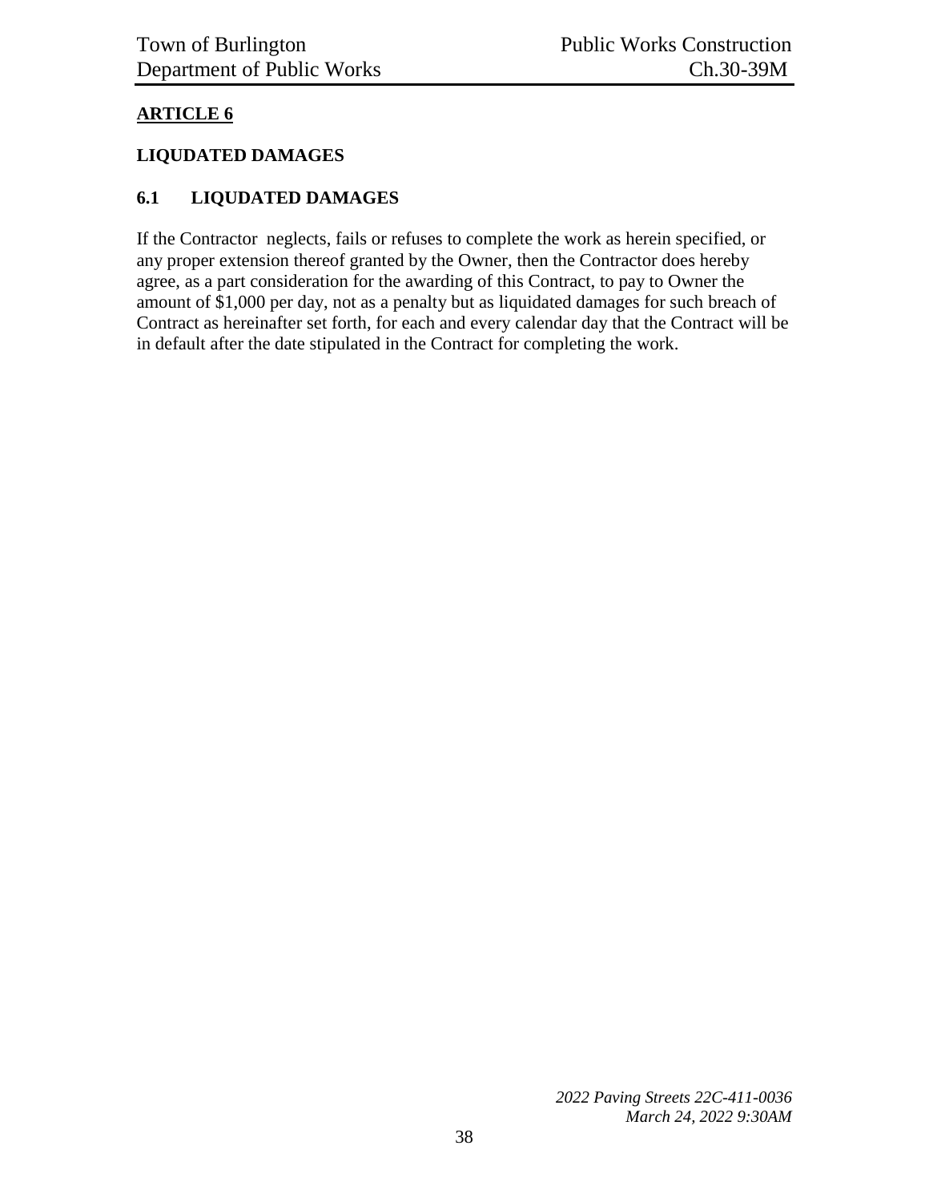## ARTICLE 6

### LIQUDATED DAMAGES

### 6.1 LIQUDATED DAMAGES

If the Contractor neglects, fails or refuses to complete the work as herein specified, or any proper extension thereof granted by the Owner, then the Contractor does hereby agree, as a part consideration for the awarding of this Contract, to pay to Owner the amount of $1,000 per day, not as a penalty but as liquidated damages for such breach of Contract as hereinafter set forth, for each and every calendar day that the Contract will be in default after the date stipulated in the Contract for completing the work.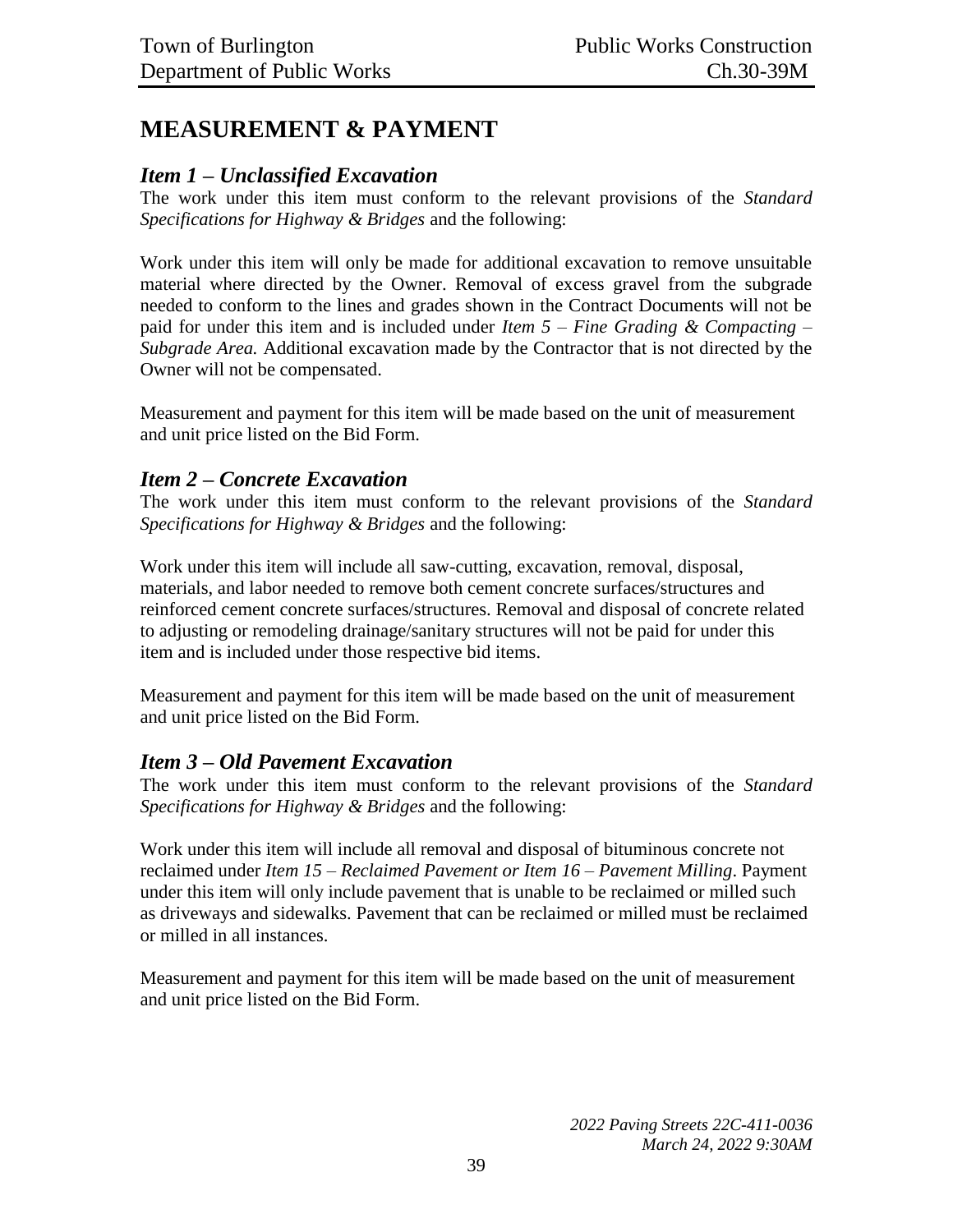# MEASUREMENT & PAYMENT

## *Item 1 – Unclassified Excavation*

The work under this item must conform to the relevant provisions of the *Standard Specifications for Highway & Bridges* and the following:

Work under this item will only be made for additional excavation to remove unsuitable material where directed by the Owner. Removal of excess gravel from the subgrade needed to conform to the lines and grades shown in the Contract Documents will not be paid for under this item and is included under *Item 5 – Fine Grading & Compacting – Subgrade Area.* Additional excavation made by the Contractor that is not directed by the Owner will not be compensated.

Measurement and payment for this item will be made based on the unit of measurement and unit price listed on the Bid Form.

## *Item 2 – Concrete Excavation*

The work under this item must conform to the relevant provisions of the *Standard Specifications for Highway & Bridges* and the following:

Work under this item will include all saw-cutting, excavation, removal, disposal, materials, and labor needed to remove both cement concrete surfaces/structures and reinforced cement concrete surfaces/structures. Removal and disposal of concrete related to adjusting or remodeling drainage/sanitary structures will not be paid for under this item and is included under those respective bid items.

Measurement and payment for this item will be made based on the unit of measurement and unit price listed on the Bid Form.

## *Item 3 – Old Pavement Excavation*

The work under this item must conform to the relevant provisions of the *Standard Specifications for Highway & Bridges* and the following:

Work under this item will include all removal and disposal of bituminous concrete not reclaimed under *Item 15 – Reclaimed Pavement or Item 16 – Pavement Milling*. Payment under this item will only include pavement that is unable to be reclaimed or milled such as driveways and sidewalks. Pavement that can be reclaimed or milled must be reclaimed or milled in all instances.

Measurement and payment for this item will be made based on the unit of measurement and unit price listed on the Bid Form.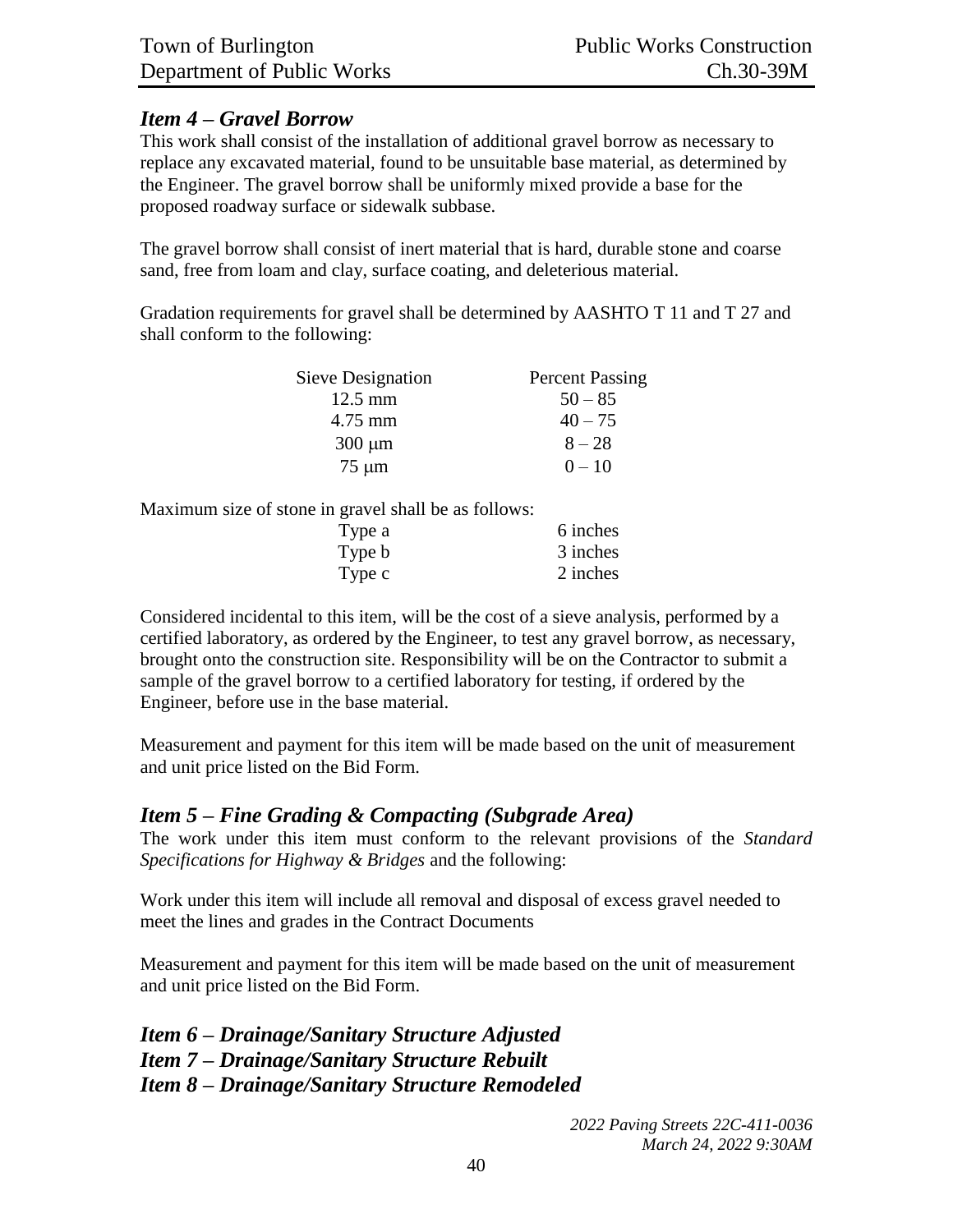## *Item 4 – Gravel Borrow*

This work shall consist of the installation of additional gravel borrow as necessary to replace any excavated material, found to be unsuitable base material, as determined by the Engineer. The gravel borrow shall be uniformly mixed provide a base for the proposed roadway surface or sidewalk subbase.

The gravel borrow shall consist of inert material that is hard, durable stone and coarse sand, free from loam and clay, surface coating, and deleterious material.

Gradation requirements for gravel shall be determined by AASHTO T 11 and T 27 and shall conform to the following:

| Sieve Designation | Percent Passing |
|---|---|
| 12.5 mm | 50 – 85 |
| 4.75 mm | 40 – 75 |
| 300 μm | 8 – 28 |
| 75 μm | 0 – 10 |

Maximum size of stone in gravel shall be as follows:

| | |
|---|---|
| Type a | 6 inches |
| Type b | 3 inches |
| Type c | 2 inches |

Considered incidental to this item, will be the cost of a sieve analysis, performed by a certified laboratory, as ordered by the Engineer, to test any gravel borrow, as necessary, brought onto the construction site. Responsibility will be on the Contractor to submit a sample of the gravel borrow to a certified laboratory for testing, if ordered by the Engineer, before use in the base material.

Measurement and payment for this item will be made based on the unit of measurement and unit price listed on the Bid Form.

## *Item 5 – Fine Grading & Compacting (Subgrade Area)*

The work under this item must conform to the relevant provisions of the *Standard Specifications for Highway & Bridges* and the following:

Work under this item will include all removal and disposal of excess gravel needed to meet the lines and grades in the Contract Documents

Measurement and payment for this item will be made based on the unit of measurement and unit price listed on the Bid Form.

## *Item 6 – Drainage/Sanitary Structure Adjusted*
## *Item 7 – Drainage/Sanitary Structure Rebuilt*
## *Item 8 – Drainage/Sanitary Structure Remodeled*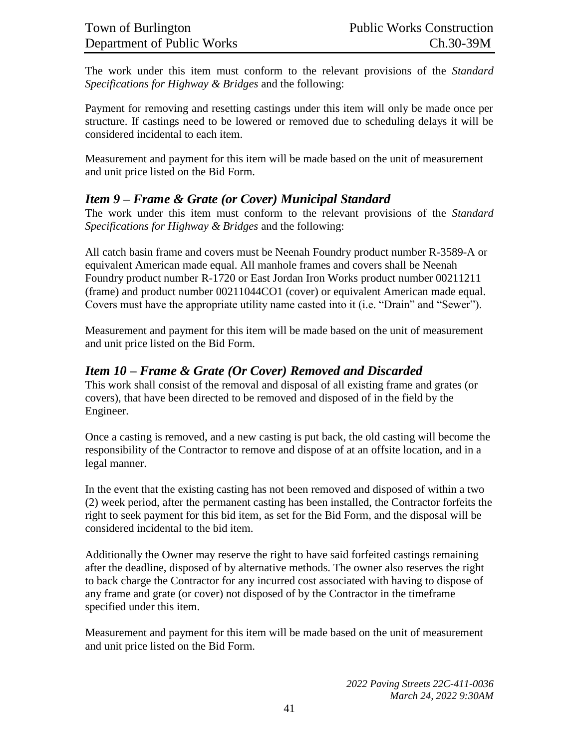The work under this item must conform to the relevant provisions of the *Standard Specifications for Highway & Bridges* and the following:

Payment for removing and resetting castings under this item will only be made once per structure. If castings need to be lowered or removed due to scheduling delays it will be considered incidental to each item.

Measurement and payment for this item will be made based on the unit of measurement and unit price listed on the Bid Form.

## *Item 9 – Frame & Grate (or Cover) Municipal Standard*

The work under this item must conform to the relevant provisions of the *Standard Specifications for Highway & Bridges* and the following:

All catch basin frame and covers must be Neenah Foundry product number R-3589-A or equivalent American made equal. All manhole frames and covers shall be Neenah Foundry product number R-1720 or East Jordan Iron Works product number 00211211 (frame) and product number 00211044CO1 (cover) or equivalent American made equal. Covers must have the appropriate utility name casted into it (i.e. "Drain" and "Sewer").

Measurement and payment for this item will be made based on the unit of measurement and unit price listed on the Bid Form.

## *Item 10 – Frame & Grate (Or Cover) Removed and Discarded*

This work shall consist of the removal and disposal of all existing frame and grates (or covers), that have been directed to be removed and disposed of in the field by the Engineer.

Once a casting is removed, and a new casting is put back, the old casting will become the responsibility of the Contractor to remove and dispose of at an offsite location, and in a legal manner.

In the event that the existing casting has not been removed and disposed of within a two (2) week period, after the permanent casting has been installed, the Contractor forfeits the right to seek payment for this bid item, as set for the Bid Form, and the disposal will be considered incidental to the bid item.

Additionally the Owner may reserve the right to have said forfeited castings remaining after the deadline, disposed of by alternative methods. The owner also reserves the right to back charge the Contractor for any incurred cost associated with having to dispose of any frame and grate (or cover) not disposed of by the Contractor in the timeframe specified under this item.

Measurement and payment for this item will be made based on the unit of measurement and unit price listed on the Bid Form.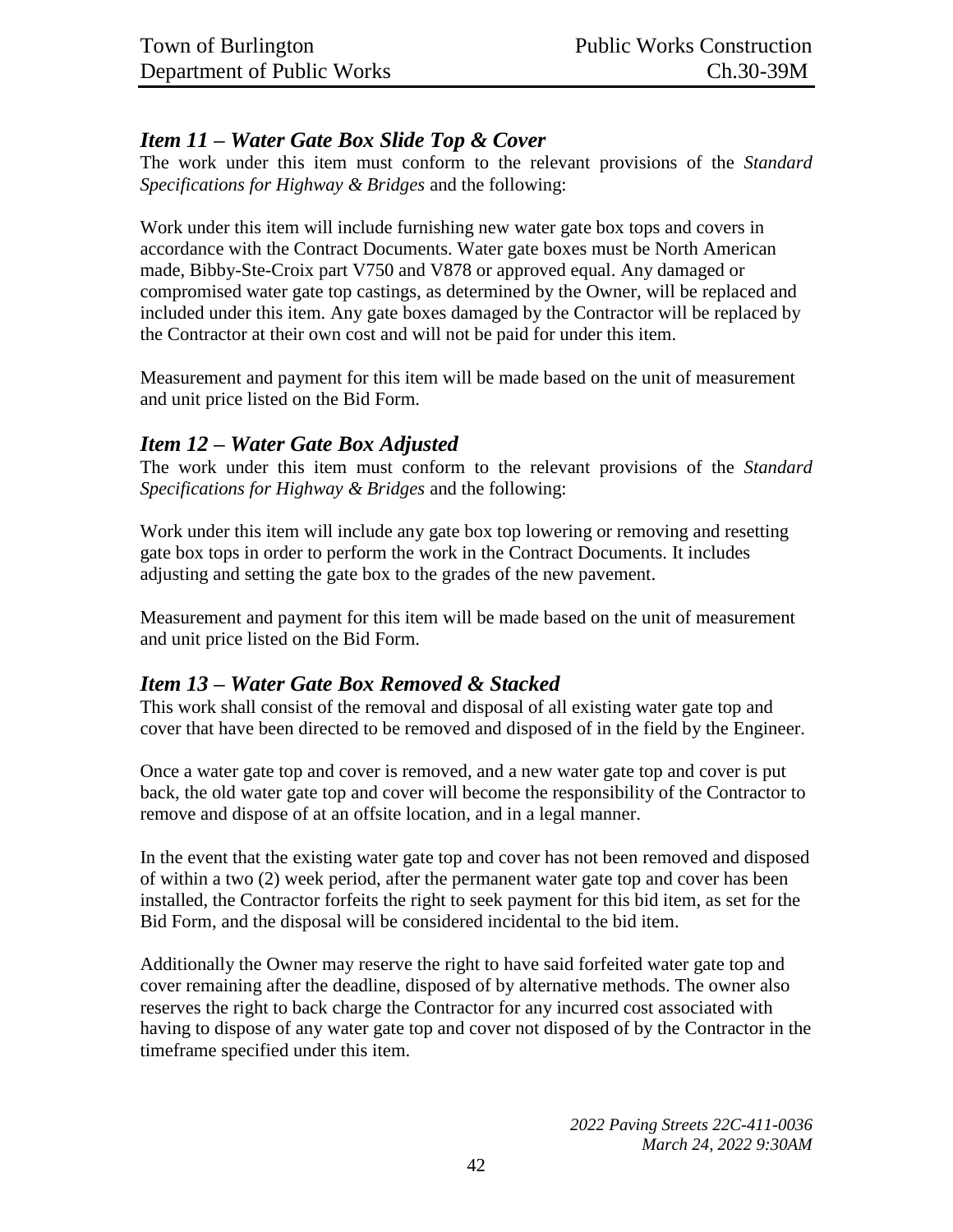## *Item 11 – Water Gate Box Slide Top & Cover*

The work under this item must conform to the relevant provisions of the *Standard Specifications for Highway & Bridges* and the following:

Work under this item will include furnishing new water gate box tops and covers in accordance with the Contract Documents. Water gate boxes must be North American made, Bibby-Ste-Croix part V750 and V878 or approved equal. Any damaged or compromised water gate top castings, as determined by the Owner, will be replaced and included under this item. Any gate boxes damaged by the Contractor will be replaced by the Contractor at their own cost and will not be paid for under this item.

Measurement and payment for this item will be made based on the unit of measurement and unit price listed on the Bid Form.

## *Item 12 – Water Gate Box Adjusted*

The work under this item must conform to the relevant provisions of the *Standard Specifications for Highway & Bridges* and the following:

Work under this item will include any gate box top lowering or removing and resetting gate box tops in order to perform the work in the Contract Documents. It includes adjusting and setting the gate box to the grades of the new pavement.

Measurement and payment for this item will be made based on the unit of measurement and unit price listed on the Bid Form.

## *Item 13 – Water Gate Box Removed & Stacked*

This work shall consist of the removal and disposal of all existing water gate top and cover that have been directed to be removed and disposed of in the field by the Engineer.

Once a water gate top and cover is removed, and a new water gate top and cover is put back, the old water gate top and cover will become the responsibility of the Contractor to remove and dispose of at an offsite location, and in a legal manner.

In the event that the existing water gate top and cover has not been removed and disposed of within a two (2) week period, after the permanent water gate top and cover has been installed, the Contractor forfeits the right to seek payment for this bid item, as set for the Bid Form, and the disposal will be considered incidental to the bid item.

Additionally the Owner may reserve the right to have said forfeited water gate top and cover remaining after the deadline, disposed of by alternative methods. The owner also reserves the right to back charge the Contractor for any incurred cost associated with having to dispose of any water gate top and cover not disposed of by the Contractor in the timeframe specified under this item.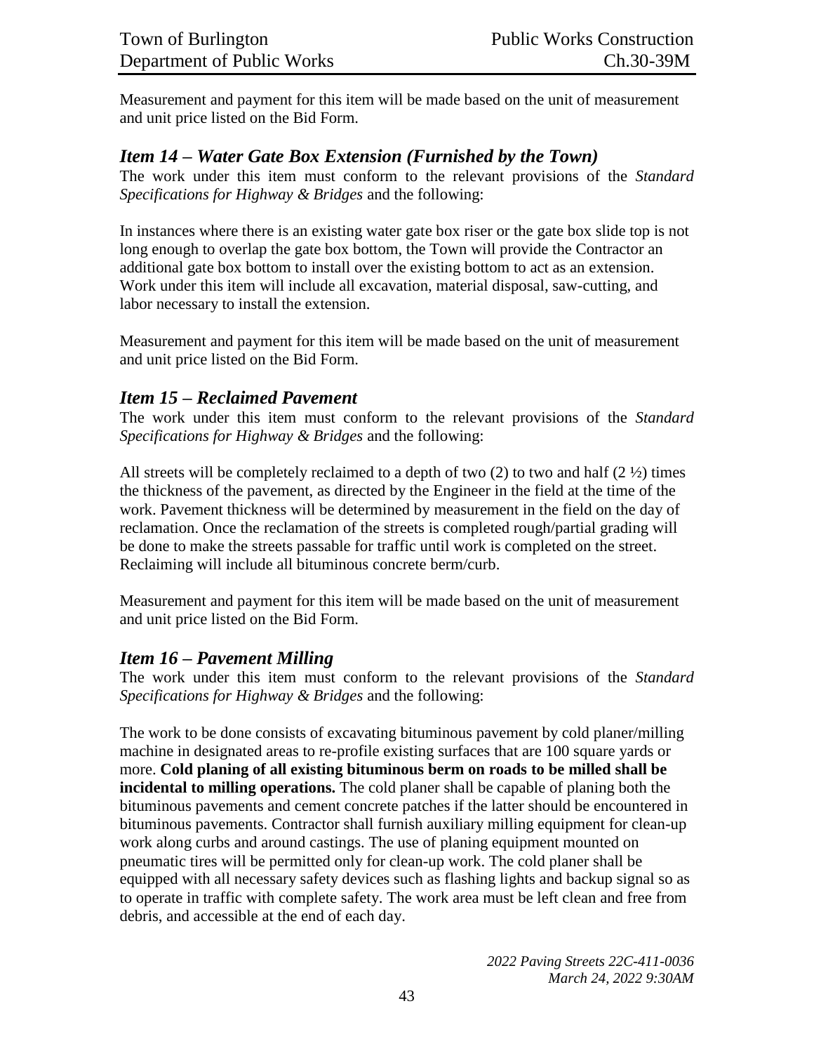Measurement and payment for this item will be made based on the unit of measurement and unit price listed on the Bid Form.

## *Item 14 – Water Gate Box Extension (Furnished by the Town)*

The work under this item must conform to the relevant provisions of the *Standard Specifications for Highway & Bridges* and the following:

In instances where there is an existing water gate box riser or the gate box slide top is not long enough to overlap the gate box bottom, the Town will provide the Contractor an additional gate box bottom to install over the existing bottom to act as an extension. Work under this item will include all excavation, material disposal, saw-cutting, and labor necessary to install the extension.

Measurement and payment for this item will be made based on the unit of measurement and unit price listed on the Bid Form.

## *Item 15 – Reclaimed Pavement*

The work under this item must conform to the relevant provisions of the *Standard Specifications for Highway & Bridges* and the following:

All streets will be completely reclaimed to a depth of two (2) to two and half (2 ½) times the thickness of the pavement, as directed by the Engineer in the field at the time of the work. Pavement thickness will be determined by measurement in the field on the day of reclamation. Once the reclamation of the streets is completed rough/partial grading will be done to make the streets passable for traffic until work is completed on the street. Reclaiming will include all bituminous concrete berm/curb.

Measurement and payment for this item will be made based on the unit of measurement and unit price listed on the Bid Form.

## *Item 16 – Pavement Milling*

The work under this item must conform to the relevant provisions of the *Standard Specifications for Highway & Bridges* and the following:

The work to be done consists of excavating bituminous pavement by cold planer/milling machine in designated areas to re-profile existing surfaces that are 100 square yards or more. **Cold planing of all existing bituminous berm on roads to be milled shall be incidental to milling operations.** The cold planer shall be capable of planing both the bituminous pavements and cement concrete patches if the latter should be encountered in bituminous pavements. Contractor shall furnish auxiliary milling equipment for clean-up work along curbs and around castings. The use of planing equipment mounted on pneumatic tires will be permitted only for clean-up work. The cold planer shall be equipped with all necessary safety devices such as flashing lights and backup signal so as to operate in traffic with complete safety. The work area must be left clean and free from debris, and accessible at the end of each day.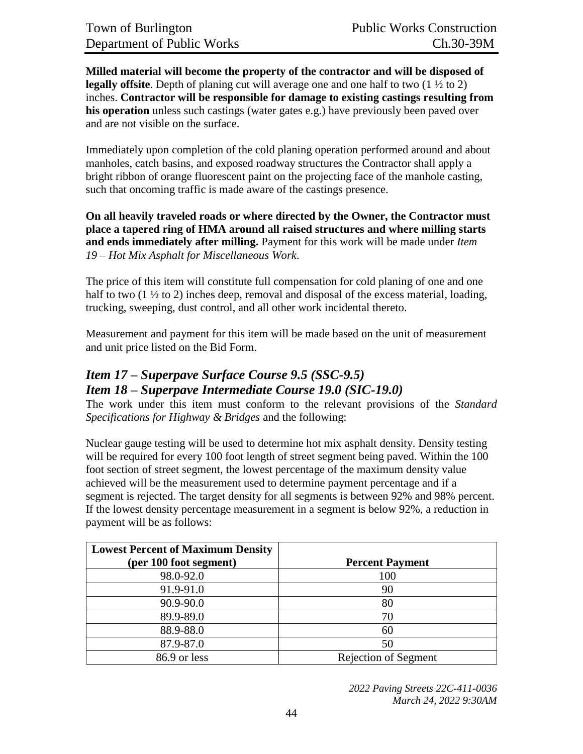**Milled material will become the property of the contractor and will be disposed of legally offsite**. Depth of planing cut will average one and one half to two (1 ½ to 2) inches. **Contractor will be responsible for damage to existing castings resulting from his operation** unless such castings (water gates e.g.) have previously been paved over and are not visible on the surface.

Immediately upon completion of the cold planing operation performed around and about manholes, catch basins, and exposed roadway structures the Contractor shall apply a bright ribbon of orange fluorescent paint on the projecting face of the manhole casting, such that oncoming traffic is made aware of the castings presence.

**On all heavily traveled roads or where directed by the Owner, the Contractor must place a tapered ring of HMA around all raised structures and where milling starts and ends immediately after milling.** Payment for this work will be made under *Item 19 – Hot Mix Asphalt for Miscellaneous Work*.

The price of this item will constitute full compensation for cold planing of one and one half to two (1 ½ to 2) inches deep, removal and disposal of the excess material, loading, trucking, sweeping, dust control, and all other work incidental thereto.

Measurement and payment for this item will be made based on the unit of measurement and unit price listed on the Bid Form.

## *Item 17 – Superpave Surface Course 9.5 (SSC-9.5)*
## *Item 18 – Superpave Intermediate Course 19.0 (SIC-19.0)*

The work under this item must conform to the relevant provisions of the *Standard Specifications for Highway & Bridges* and the following:

Nuclear gauge testing will be used to determine hot mix asphalt density. Density testing will be required for every 100 foot length of street segment being paved. Within the 100 foot section of street segment, the lowest percentage of the maximum density value achieved will be the measurement used to determine payment percentage and if a segment is rejected. The target density for all segments is between 92% and 98% percent. If the lowest density percentage measurement in a segment is below 92%, a reduction in payment will be as follows:

| Lowest Percent of Maximum Density (per 100 foot segment) | Percent Payment |
|---|---|
| 98.0-92.0 | 100 |
| 91.9-91.0 | 90 |
| 90.9-90.0 | 80 |
| 89.9-89.0 | 70 |
| 88.9-88.0 | 60 |
| 87.9-87.0 | 50 |
| 86.9 or less | Rejection of Segment |

*2022 Paving Streets 22C-411-0036*
*March 24, 2022 9:30AM*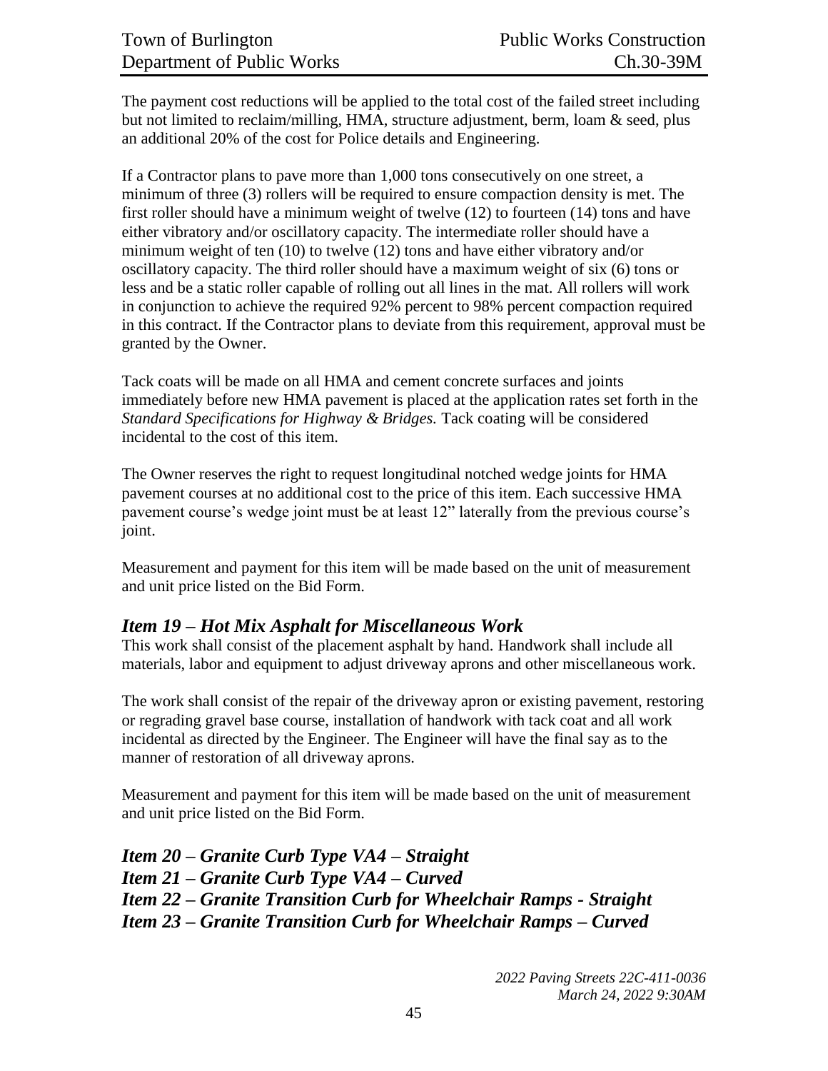The payment cost reductions will be applied to the total cost of the failed street including but not limited to reclaim/milling, HMA, structure adjustment, berm, loam & seed, plus an additional 20% of the cost for Police details and Engineering.

If a Contractor plans to pave more than 1,000 tons consecutively on one street, a minimum of three (3) rollers will be required to ensure compaction density is met. The first roller should have a minimum weight of twelve (12) to fourteen (14) tons and have either vibratory and/or oscillatory capacity. The intermediate roller should have a minimum weight of ten (10) to twelve (12) tons and have either vibratory and/or oscillatory capacity. The third roller should have a maximum weight of six (6) tons or less and be a static roller capable of rolling out all lines in the mat. All rollers will work in conjunction to achieve the required 92% percent to 98% percent compaction required in this contract. If the Contractor plans to deviate from this requirement, approval must be granted by the Owner.

Tack coats will be made on all HMA and cement concrete surfaces and joints immediately before new HMA pavement is placed at the application rates set forth in the *Standard Specifications for Highway & Bridges.* Tack coating will be considered incidental to the cost of this item.

The Owner reserves the right to request longitudinal notched wedge joints for HMA pavement courses at no additional cost to the price of this item. Each successive HMA pavement course's wedge joint must be at least 12" laterally from the previous course's joint.

Measurement and payment for this item will be made based on the unit of measurement and unit price listed on the Bid Form.

## *Item 19 – Hot Mix Asphalt for Miscellaneous Work*

This work shall consist of the placement asphalt by hand. Handwork shall include all materials, labor and equipment to adjust driveway aprons and other miscellaneous work.

The work shall consist of the repair of the driveway apron or existing pavement, restoring or regrading gravel base course, installation of handwork with tack coat and all work incidental as directed by the Engineer. The Engineer will have the final say as to the manner of restoration of all driveway aprons.

Measurement and payment for this item will be made based on the unit of measurement and unit price listed on the Bid Form.

## *Item 20 – Granite Curb Type VA4 – Straight*
## *Item 21 – Granite Curb Type VA4 – Curved*
## *Item 22 – Granite Transition Curb for Wheelchair Ramps - Straight*
## *Item 23 – Granite Transition Curb for Wheelchair Ramps – Curved*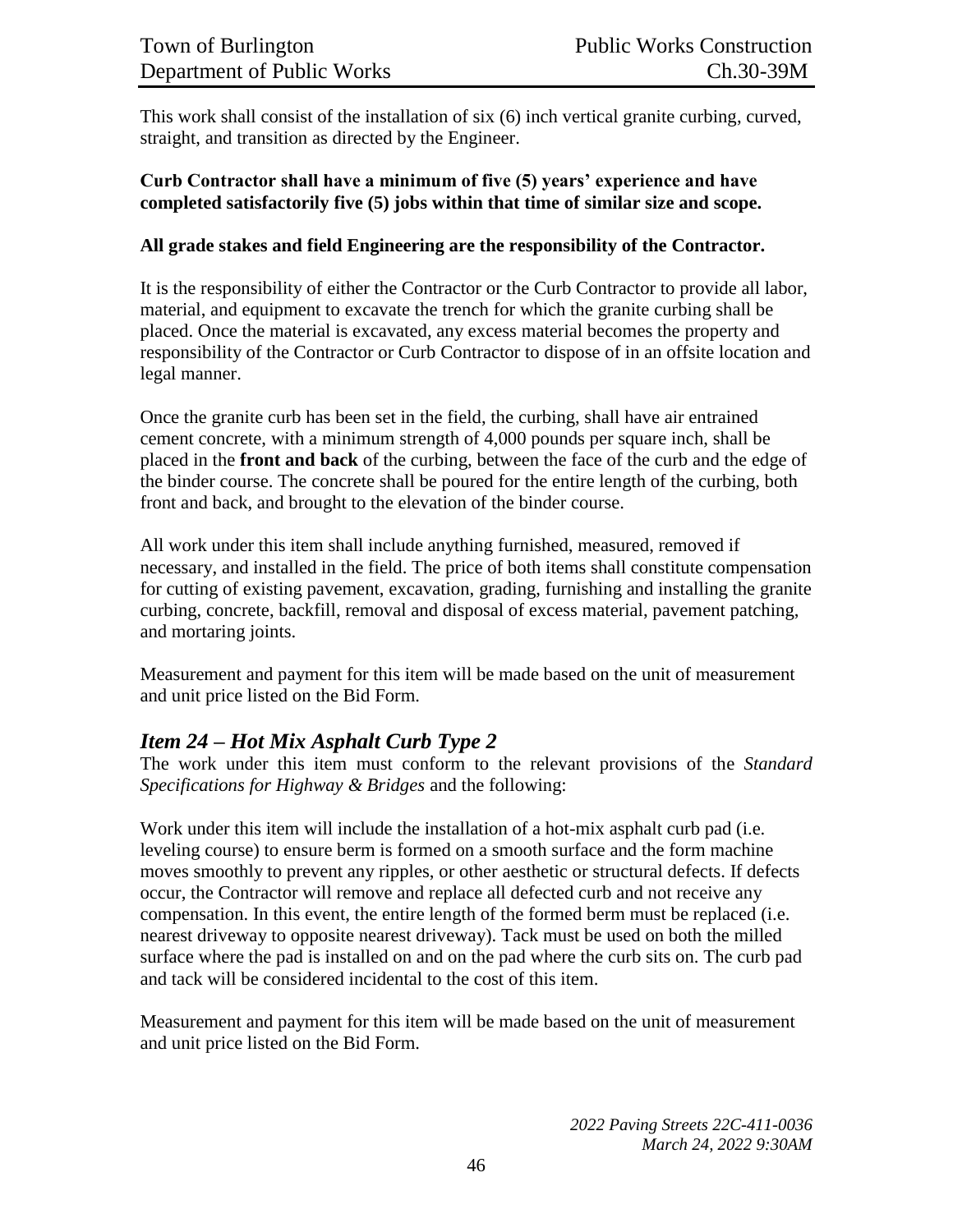This work shall consist of the installation of six (6) inch vertical granite curbing, curved, straight, and transition as directed by the Engineer.

**Curb Contractor shall have a minimum of five (5) years' experience and have completed satisfactorily five (5) jobs within that time of similar size and scope.**

**All grade stakes and field Engineering are the responsibility of the Contractor.**

It is the responsibility of either the Contractor or the Curb Contractor to provide all labor, material, and equipment to excavate the trench for which the granite curbing shall be placed. Once the material is excavated, any excess material becomes the property and responsibility of the Contractor or Curb Contractor to dispose of in an offsite location and legal manner.

Once the granite curb has been set in the field, the curbing, shall have air entrained cement concrete, with a minimum strength of 4,000 pounds per square inch, shall be placed in the **front and back** of the curbing, between the face of the curb and the edge of the binder course. The concrete shall be poured for the entire length of the curbing, both front and back, and brought to the elevation of the binder course.

All work under this item shall include anything furnished, measured, removed if necessary, and installed in the field. The price of both items shall constitute compensation for cutting of existing pavement, excavation, grading, furnishing and installing the granite curbing, concrete, backfill, removal and disposal of excess material, pavement patching, and mortaring joints.

Measurement and payment for this item will be made based on the unit of measurement and unit price listed on the Bid Form.

## *Item 24 – Hot Mix Asphalt Curb Type 2*

The work under this item must conform to the relevant provisions of the *Standard Specifications for Highway & Bridges* and the following:

Work under this item will include the installation of a hot-mix asphalt curb pad (i.e. leveling course) to ensure berm is formed on a smooth surface and the form machine moves smoothly to prevent any ripples, or other aesthetic or structural defects. If defects occur, the Contractor will remove and replace all defected curb and not receive any compensation. In this event, the entire length of the formed berm must be replaced (i.e. nearest driveway to opposite nearest driveway). Tack must be used on both the milled surface where the pad is installed on and on the pad where the curb sits on. The curb pad and tack will be considered incidental to the cost of this item.

Measurement and payment for this item will be made based on the unit of measurement and unit price listed on the Bid Form.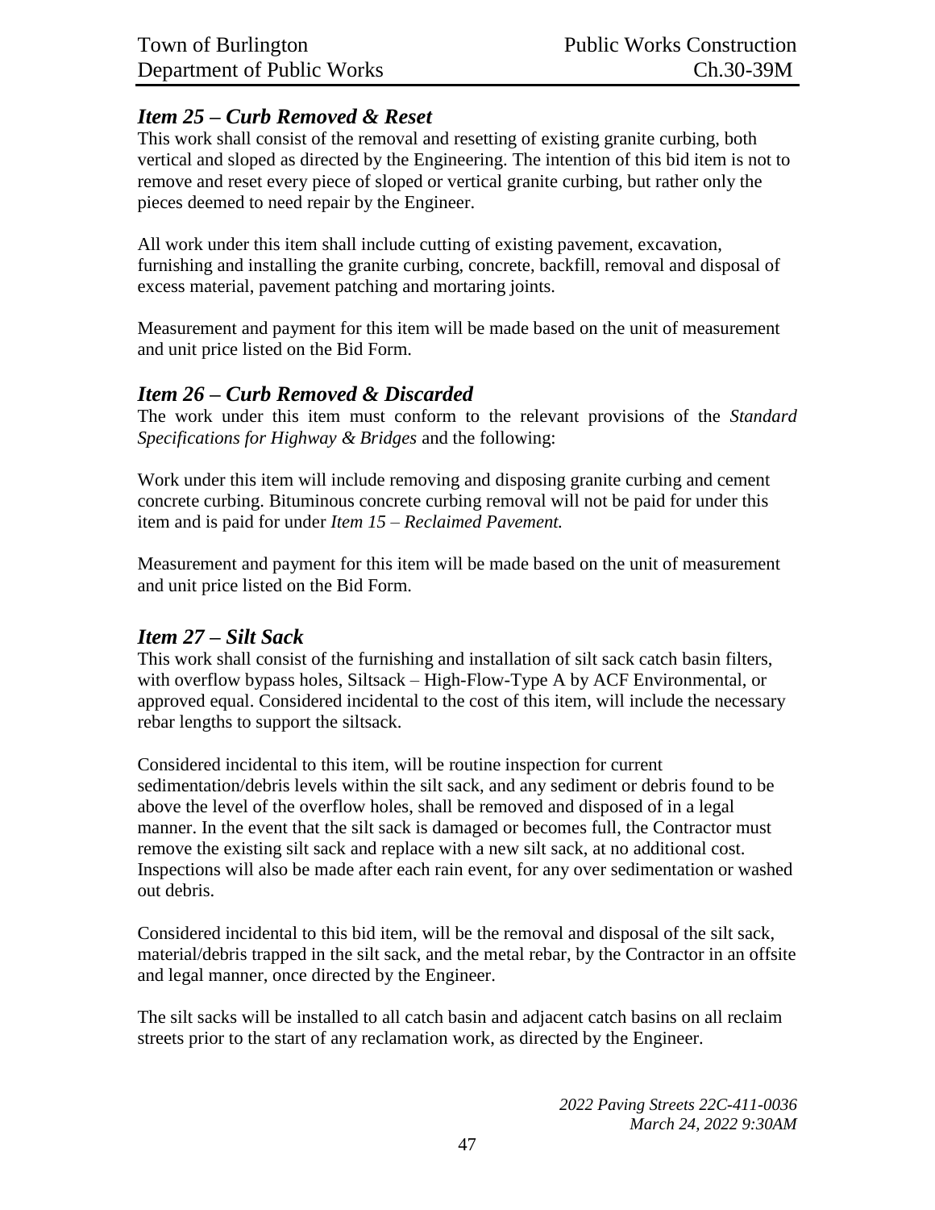## *Item 25 – Curb Removed & Reset*

This work shall consist of the removal and resetting of existing granite curbing, both vertical and sloped as directed by the Engineering. The intention of this bid item is not to remove and reset every piece of sloped or vertical granite curbing, but rather only the pieces deemed to need repair by the Engineer.

All work under this item shall include cutting of existing pavement, excavation, furnishing and installing the granite curbing, concrete, backfill, removal and disposal of excess material, pavement patching and mortaring joints.

Measurement and payment for this item will be made based on the unit of measurement and unit price listed on the Bid Form.

## *Item 26 – Curb Removed & Discarded*

The work under this item must conform to the relevant provisions of the *Standard Specifications for Highway & Bridges* and the following:

Work under this item will include removing and disposing granite curbing and cement concrete curbing. Bituminous concrete curbing removal will not be paid for under this item and is paid for under *Item 15 – Reclaimed Pavement.*

Measurement and payment for this item will be made based on the unit of measurement and unit price listed on the Bid Form.

## *Item 27 – Silt Sack*

This work shall consist of the furnishing and installation of silt sack catch basin filters, with overflow bypass holes, Siltsack – High-Flow-Type A by ACF Environmental, or approved equal. Considered incidental to the cost of this item, will include the necessary rebar lengths to support the siltsack.

Considered incidental to this item, will be routine inspection for current sedimentation/debris levels within the silt sack, and any sediment or debris found to be above the level of the overflow holes, shall be removed and disposed of in a legal manner. In the event that the silt sack is damaged or becomes full, the Contractor must remove the existing silt sack and replace with a new silt sack, at no additional cost. Inspections will also be made after each rain event, for any over sedimentation or washed out debris.

Considered incidental to this bid item, will be the removal and disposal of the silt sack, material/debris trapped in the silt sack, and the metal rebar, by the Contractor in an offsite and legal manner, once directed by the Engineer.

The silt sacks will be installed to all catch basin and adjacent catch basins on all reclaim streets prior to the start of any reclamation work, as directed by the Engineer.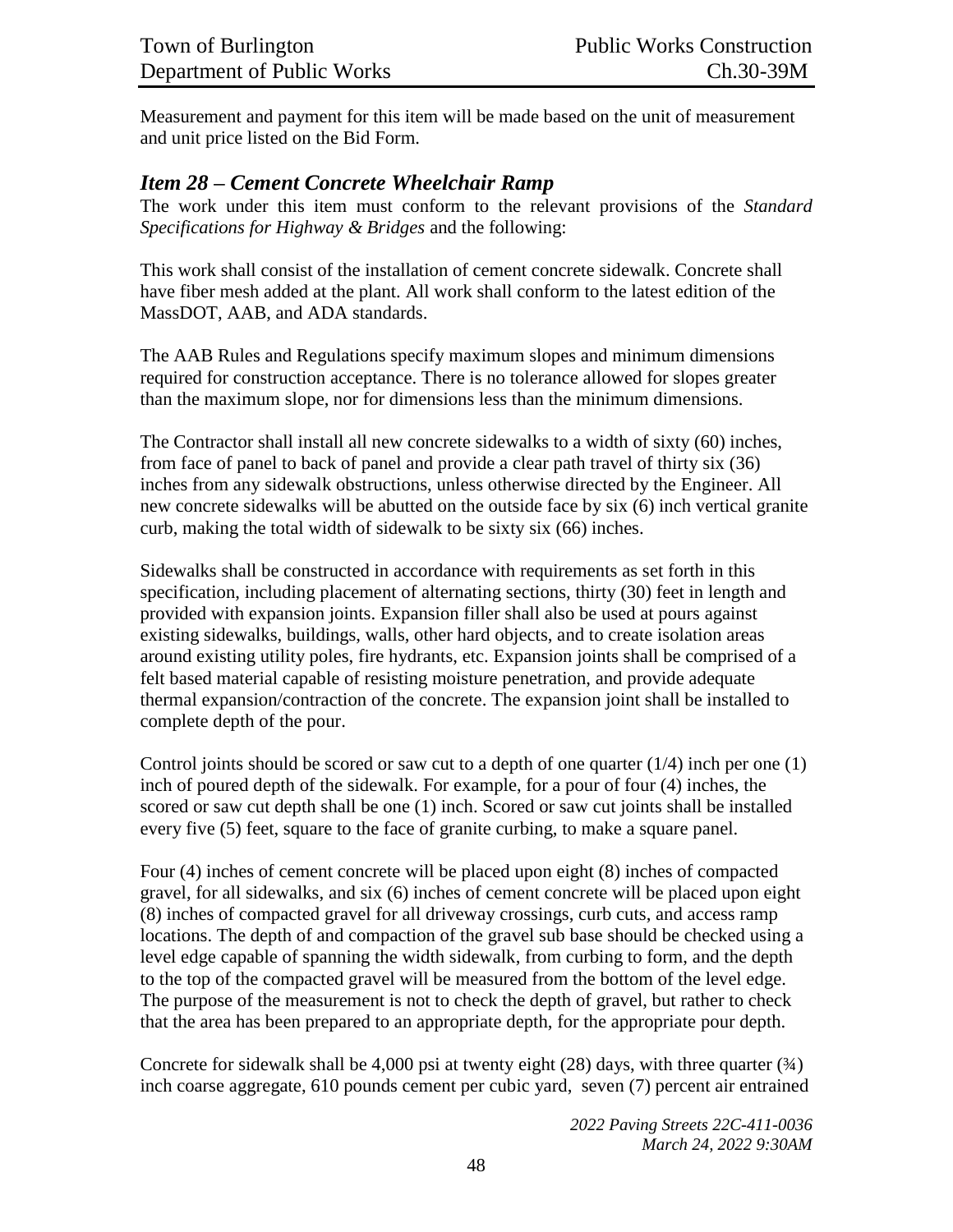Measurement and payment for this item will be made based on the unit of measurement and unit price listed on the Bid Form.

### *Item 28 – Cement Concrete Wheelchair Ramp*

The work under this item must conform to the relevant provisions of the *Standard Specifications for Highway & Bridges* and the following:

This work shall consist of the installation of cement concrete sidewalk. Concrete shall have fiber mesh added at the plant. All work shall conform to the latest edition of the MassDOT, AAB, and ADA standards.

The AAB Rules and Regulations specify maximum slopes and minimum dimensions required for construction acceptance. There is no tolerance allowed for slopes greater than the maximum slope, nor for dimensions less than the minimum dimensions.

The Contractor shall install all new concrete sidewalks to a width of sixty (60) inches, from face of panel to back of panel and provide a clear path travel of thirty six (36) inches from any sidewalk obstructions, unless otherwise directed by the Engineer. All new concrete sidewalks will be abutted on the outside face by six (6) inch vertical granite curb, making the total width of sidewalk to be sixty six (66) inches.

Sidewalks shall be constructed in accordance with requirements as set forth in this specification, including placement of alternating sections, thirty (30) feet in length and provided with expansion joints. Expansion filler shall also be used at pours against existing sidewalks, buildings, walls, other hard objects, and to create isolation areas around existing utility poles, fire hydrants, etc. Expansion joints shall be comprised of a felt based material capable of resisting moisture penetration, and provide adequate thermal expansion/contraction of the concrete. The expansion joint shall be installed to complete depth of the pour.

Control joints should be scored or saw cut to a depth of one quarter (1/4) inch per one (1) inch of poured depth of the sidewalk. For example, for a pour of four (4) inches, the scored or saw cut depth shall be one (1) inch. Scored or saw cut joints shall be installed every five (5) feet, square to the face of granite curbing, to make a square panel.

Four (4) inches of cement concrete will be placed upon eight (8) inches of compacted gravel, for all sidewalks, and six (6) inches of cement concrete will be placed upon eight (8) inches of compacted gravel for all driveway crossings, curb cuts, and access ramp locations. The depth of and compaction of the gravel sub base should be checked using a level edge capable of spanning the width sidewalk, from curbing to form, and the depth to the top of the compacted gravel will be measured from the bottom of the level edge. The purpose of the measurement is not to check the depth of gravel, but rather to check that the area has been prepared to an appropriate depth, for the appropriate pour depth.

Concrete for sidewalk shall be 4,000 psi at twenty eight (28) days, with three quarter (¾) inch coarse aggregate, 610 pounds cement per cubic yard, seven (7) percent air entrained

*2022 Paving Streets 22C-411-0036*
*March 24, 2022 9:30AM*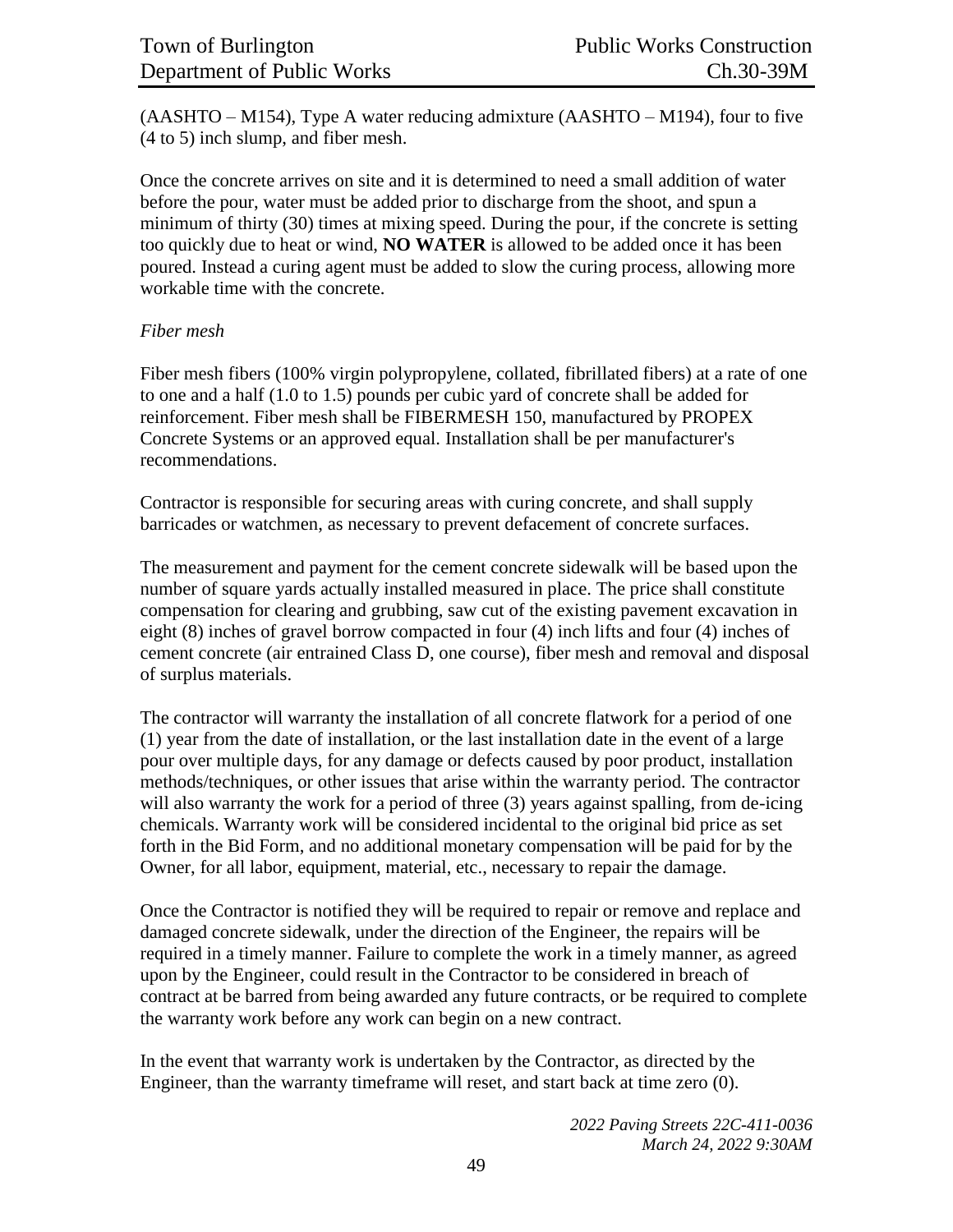(AASHTO – M154), Type A water reducing admixture (AASHTO – M194), four to five (4 to 5) inch slump, and fiber mesh.

Once the concrete arrives on site and it is determined to need a small addition of water before the pour, water must be added prior to discharge from the shoot, and spun a minimum of thirty (30) times at mixing speed. During the pour, if the concrete is setting too quickly due to heat or wind, **NO WATER** is allowed to be added once it has been poured. Instead a curing agent must be added to slow the curing process, allowing more workable time with the concrete.

*Fiber mesh*

Fiber mesh fibers (100% virgin polypropylene, collated, fibrillated fibers) at a rate of one to one and a half (1.0 to 1.5) pounds per cubic yard of concrete shall be added for reinforcement. Fiber mesh shall be FIBERMESH 150, manufactured by PROPEX Concrete Systems or an approved equal. Installation shall be per manufacturer's recommendations.

Contractor is responsible for securing areas with curing concrete, and shall supply barricades or watchmen, as necessary to prevent defacement of concrete surfaces.

The measurement and payment for the cement concrete sidewalk will be based upon the number of square yards actually installed measured in place. The price shall constitute compensation for clearing and grubbing, saw cut of the existing pavement excavation in eight (8) inches of gravel borrow compacted in four (4) inch lifts and four (4) inches of cement concrete (air entrained Class D, one course), fiber mesh and removal and disposal of surplus materials.

The contractor will warranty the installation of all concrete flatwork for a period of one (1) year from the date of installation, or the last installation date in the event of a large pour over multiple days, for any damage or defects caused by poor product, installation methods/techniques, or other issues that arise within the warranty period. The contractor will also warranty the work for a period of three (3) years against spalling, from de-icing chemicals. Warranty work will be considered incidental to the original bid price as set forth in the Bid Form, and no additional monetary compensation will be paid for by the Owner, for all labor, equipment, material, etc., necessary to repair the damage.

Once the Contractor is notified they will be required to repair or remove and replace and damaged concrete sidewalk, under the direction of the Engineer, the repairs will be required in a timely manner. Failure to complete the work in a timely manner, as agreed upon by the Engineer, could result in the Contractor to be considered in breach of contract at be barred from being awarded any future contracts, or be required to complete the warranty work before any work can begin on a new contract.

In the event that warranty work is undertaken by the Contractor, as directed by the Engineer, than the warranty timeframe will reset, and start back at time zero (0).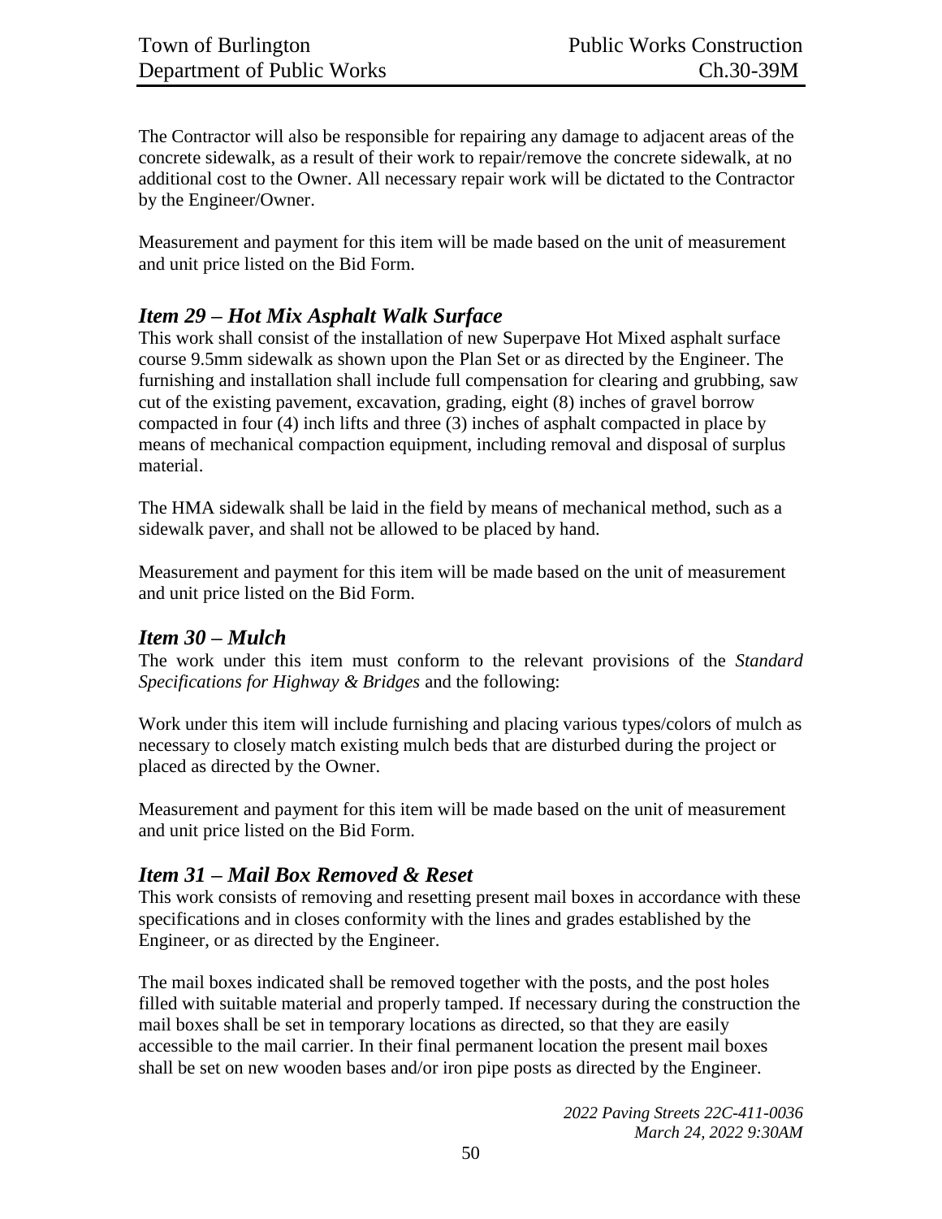The Contractor will also be responsible for repairing any damage to adjacent areas of the concrete sidewalk, as a result of their work to repair/remove the concrete sidewalk, at no additional cost to the Owner. All necessary repair work will be dictated to the Contractor by the Engineer/Owner.

Measurement and payment for this item will be made based on the unit of measurement and unit price listed on the Bid Form.

## *Item 29 – Hot Mix Asphalt Walk Surface*

This work shall consist of the installation of new Superpave Hot Mixed asphalt surface course 9.5mm sidewalk as shown upon the Plan Set or as directed by the Engineer. The furnishing and installation shall include full compensation for clearing and grubbing, saw cut of the existing pavement, excavation, grading, eight (8) inches of gravel borrow compacted in four (4) inch lifts and three (3) inches of asphalt compacted in place by means of mechanical compaction equipment, including removal and disposal of surplus material.

The HMA sidewalk shall be laid in the field by means of mechanical method, such as a sidewalk paver, and shall not be allowed to be placed by hand.

Measurement and payment for this item will be made based on the unit of measurement and unit price listed on the Bid Form.

## *Item 30 – Mulch*

The work under this item must conform to the relevant provisions of the *Standard Specifications for Highway & Bridges* and the following:

Work under this item will include furnishing and placing various types/colors of mulch as necessary to closely match existing mulch beds that are disturbed during the project or placed as directed by the Owner.

Measurement and payment for this item will be made based on the unit of measurement and unit price listed on the Bid Form.

## *Item 31 – Mail Box Removed & Reset*

This work consists of removing and resetting present mail boxes in accordance with these specifications and in closes conformity with the lines and grades established by the Engineer, or as directed by the Engineer.

The mail boxes indicated shall be removed together with the posts, and the post holes filled with suitable material and properly tamped. If necessary during the construction the mail boxes shall be set in temporary locations as directed, so that they are easily accessible to the mail carrier. In their final permanent location the present mail boxes shall be set on new wooden bases and/or iron pipe posts as directed by the Engineer.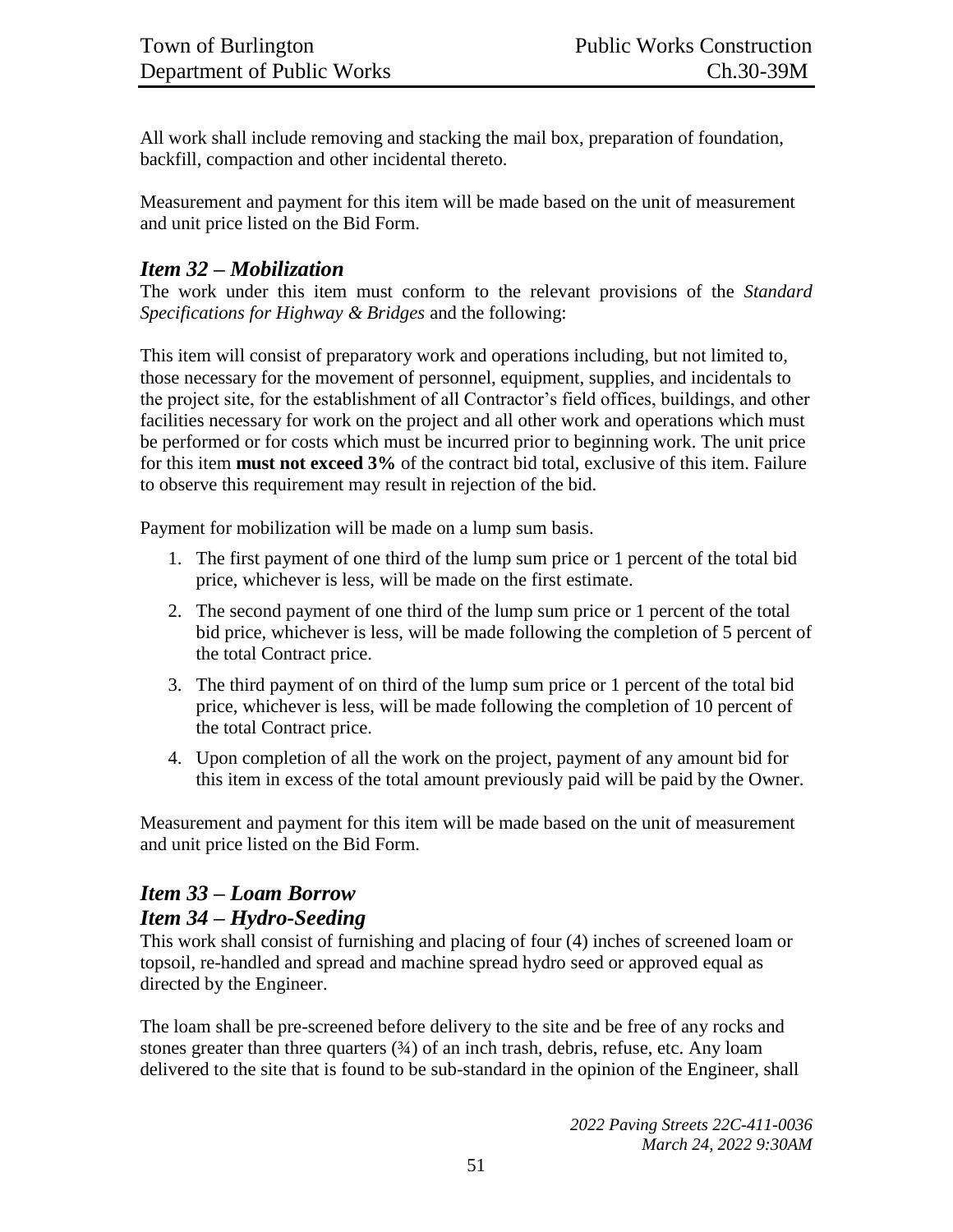All work shall include removing and stacking the mail box, preparation of foundation, backfill, compaction and other incidental thereto.

Measurement and payment for this item will be made based on the unit of measurement and unit price listed on the Bid Form.

## *Item 32 – Mobilization*

The work under this item must conform to the relevant provisions of the *Standard Specifications for Highway & Bridges* and the following:

This item will consist of preparatory work and operations including, but not limited to, those necessary for the movement of personnel, equipment, supplies, and incidentals to the project site, for the establishment of all Contractor's field offices, buildings, and other facilities necessary for work on the project and all other work and operations which must be performed or for costs which must be incurred prior to beginning work. The unit price for this item **must not exceed 3%** of the contract bid total, exclusive of this item. Failure to observe this requirement may result in rejection of the bid.

Payment for mobilization will be made on a lump sum basis.

1. The first payment of one third of the lump sum price or 1 percent of the total bid price, whichever is less, will be made on the first estimate.
2. The second payment of one third of the lump sum price or 1 percent of the total bid price, whichever is less, will be made following the completion of 5 percent of the total Contract price.
3. The third payment of on third of the lump sum price or 1 percent of the total bid price, whichever is less, will be made following the completion of 10 percent of the total Contract price.
4. Upon completion of all the work on the project, payment of any amount bid for this item in excess of the total amount previously paid will be paid by the Owner.

Measurement and payment for this item will be made based on the unit of measurement and unit price listed on the Bid Form.

## *Item 33 – Loam Borrow*
## *Item 34 – Hydro-Seeding*

This work shall consist of furnishing and placing of four (4) inches of screened loam or topsoil, re-handled and spread and machine spread hydro seed or approved equal as directed by the Engineer.

The loam shall be pre-screened before delivery to the site and be free of any rocks and stones greater than three quarters (¾) of an inch trash, debris, refuse, etc. Any loam delivered to the site that is found to be sub-standard in the opinion of the Engineer, shall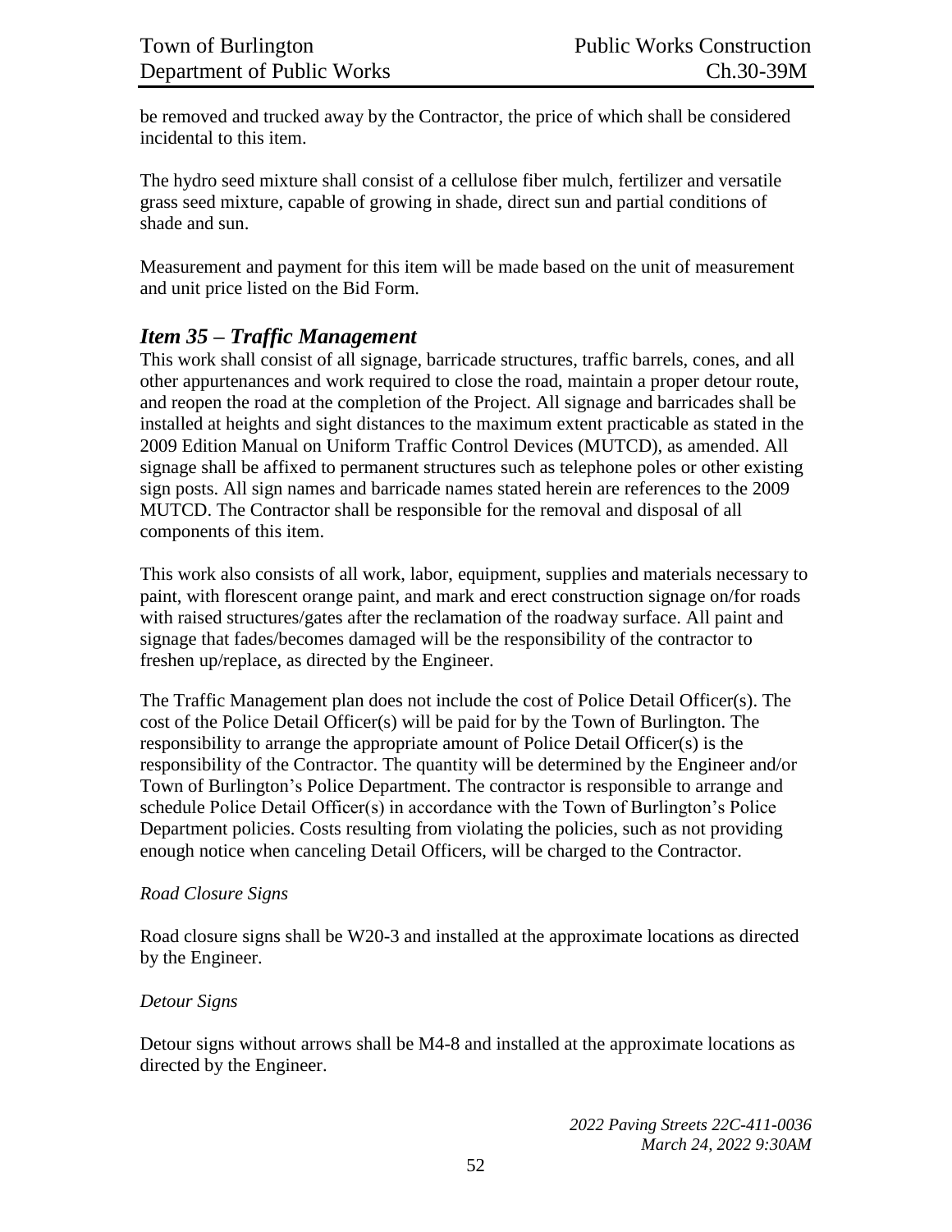be removed and trucked away by the Contractor, the price of which shall be considered incidental to this item.

The hydro seed mixture shall consist of a cellulose fiber mulch, fertilizer and versatile grass seed mixture, capable of growing in shade, direct sun and partial conditions of shade and sun.

Measurement and payment for this item will be made based on the unit of measurement and unit price listed on the Bid Form.

## *Item 35 – Traffic Management*

This work shall consist of all signage, barricade structures, traffic barrels, cones, and all other appurtenances and work required to close the road, maintain a proper detour route, and reopen the road at the completion of the Project. All signage and barricades shall be installed at heights and sight distances to the maximum extent practicable as stated in the 2009 Edition Manual on Uniform Traffic Control Devices (MUTCD), as amended. All signage shall be affixed to permanent structures such as telephone poles or other existing sign posts. All sign names and barricade names stated herein are references to the 2009 MUTCD. The Contractor shall be responsible for the removal and disposal of all components of this item.

This work also consists of all work, labor, equipment, supplies and materials necessary to paint, with florescent orange paint, and mark and erect construction signage on/for roads with raised structures/gates after the reclamation of the roadway surface. All paint and signage that fades/becomes damaged will be the responsibility of the contractor to freshen up/replace, as directed by the Engineer.

The Traffic Management plan does not include the cost of Police Detail Officer(s). The cost of the Police Detail Officer(s) will be paid for by the Town of Burlington. The responsibility to arrange the appropriate amount of Police Detail Officer(s) is the responsibility of the Contractor. The quantity will be determined by the Engineer and/or Town of Burlington's Police Department. The contractor is responsible to arrange and schedule Police Detail Officer(s) in accordance with the Town of Burlington's Police Department policies. Costs resulting from violating the policies, such as not providing enough notice when canceling Detail Officers, will be charged to the Contractor.

*Road Closure Signs*

Road closure signs shall be W20-3 and installed at the approximate locations as directed by the Engineer.

*Detour Signs*

Detour signs without arrows shall be M4-8 and installed at the approximate locations as directed by the Engineer.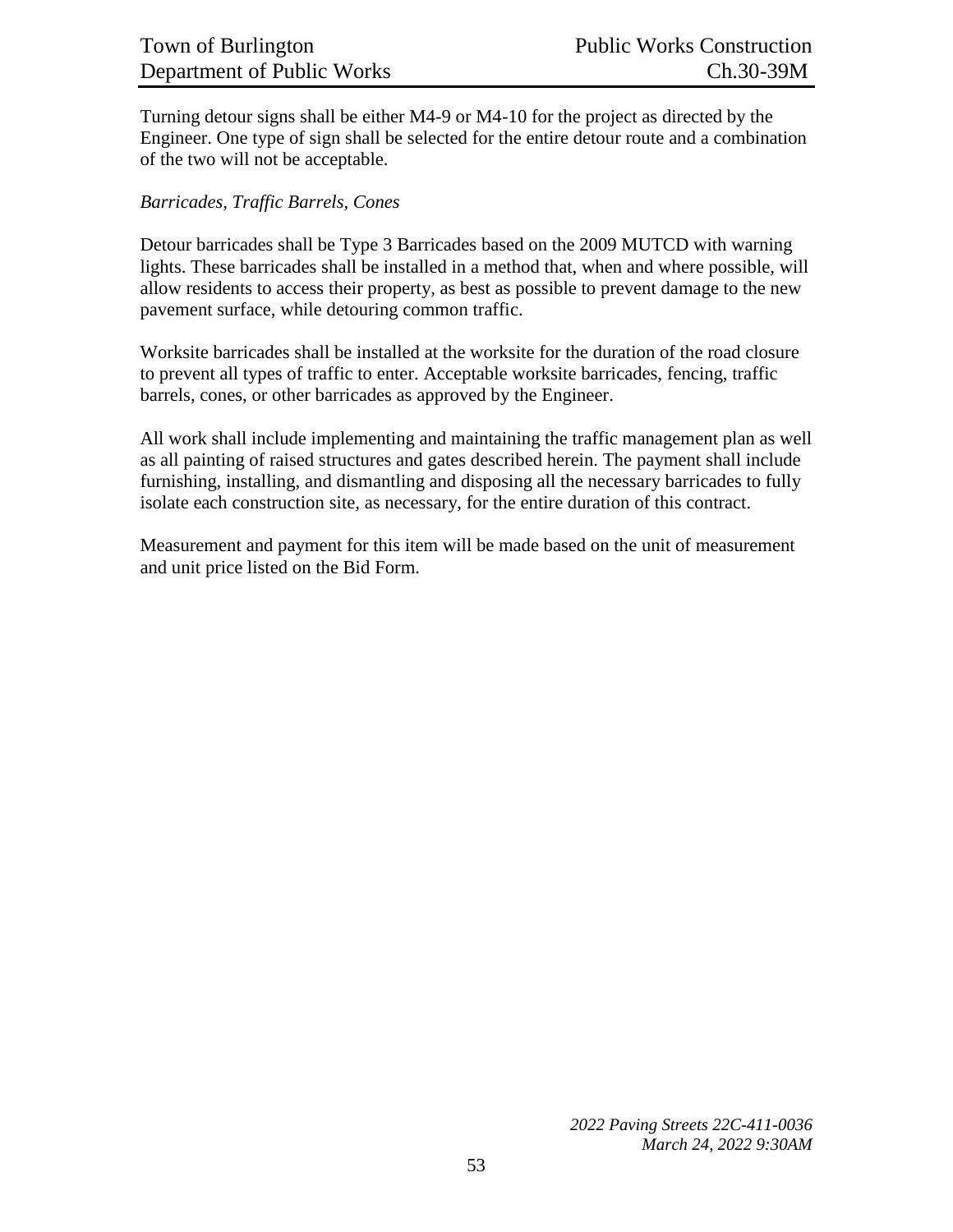Turning detour signs shall be either M4-9 or M4-10 for the project as directed by the Engineer. One type of sign shall be selected for the entire detour route and a combination of the two will not be acceptable.

*Barricades, Traffic Barrels, Cones*

Detour barricades shall be Type 3 Barricades based on the 2009 MUTCD with warning lights. These barricades shall be installed in a method that, when and where possible, will allow residents to access their property, as best as possible to prevent damage to the new pavement surface, while detouring common traffic.

Worksite barricades shall be installed at the worksite for the duration of the road closure to prevent all types of traffic to enter. Acceptable worksite barricades, fencing, traffic barrels, cones, or other barricades as approved by the Engineer.

All work shall include implementing and maintaining the traffic management plan as well as all painting of raised structures and gates described herein. The payment shall include furnishing, installing, and dismantling and disposing all the necessary barricades to fully isolate each construction site, as necessary, for the entire duration of this contract.

Measurement and payment for this item will be made based on the unit of measurement and unit price listed on the Bid Form.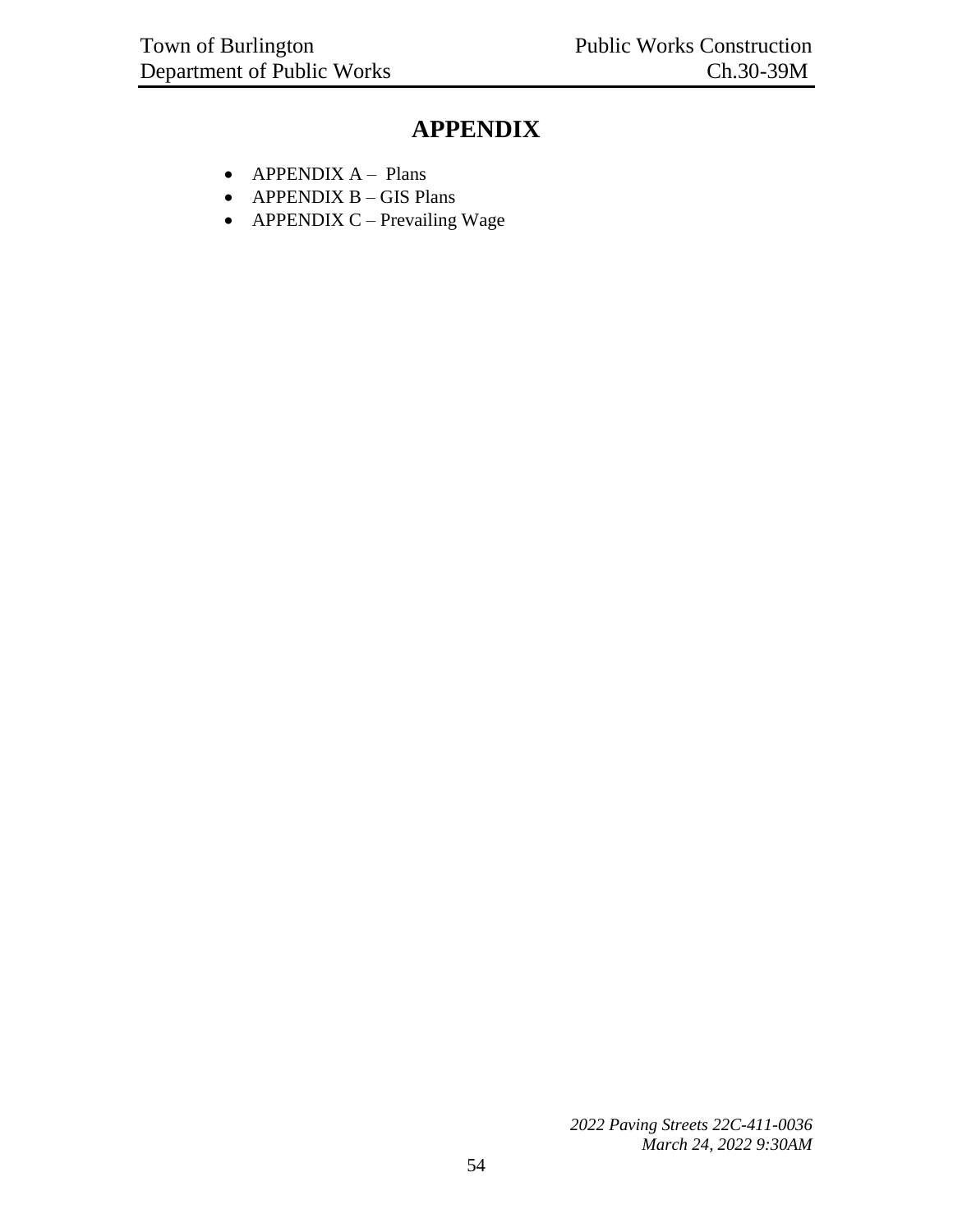# APPENDIX

- APPENDIX A – Plans
- APPENDIX B – GIS Plans
- APPENDIX C – Prevailing Wage